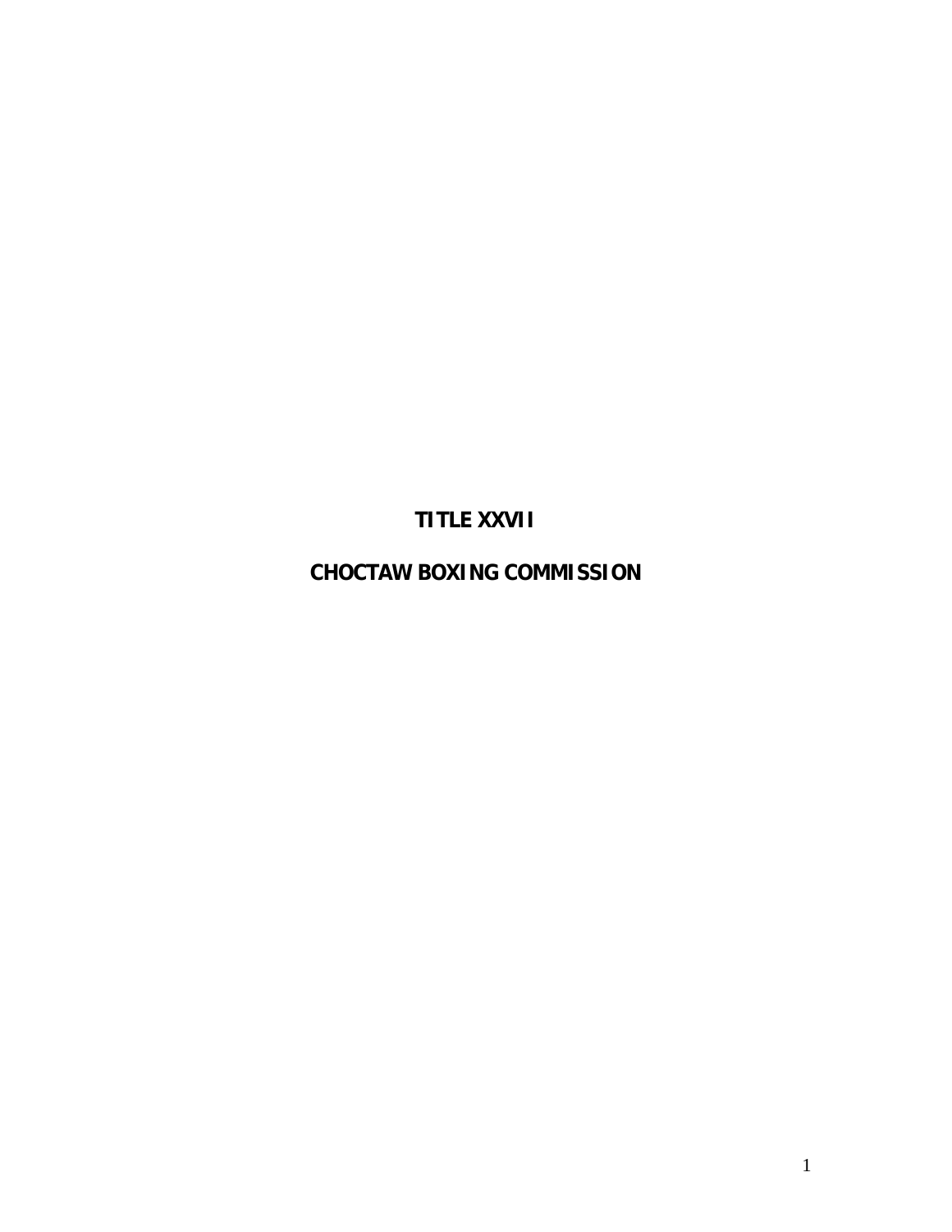# TITLE XXVII

# CHOCTAW BOXING COMMISSION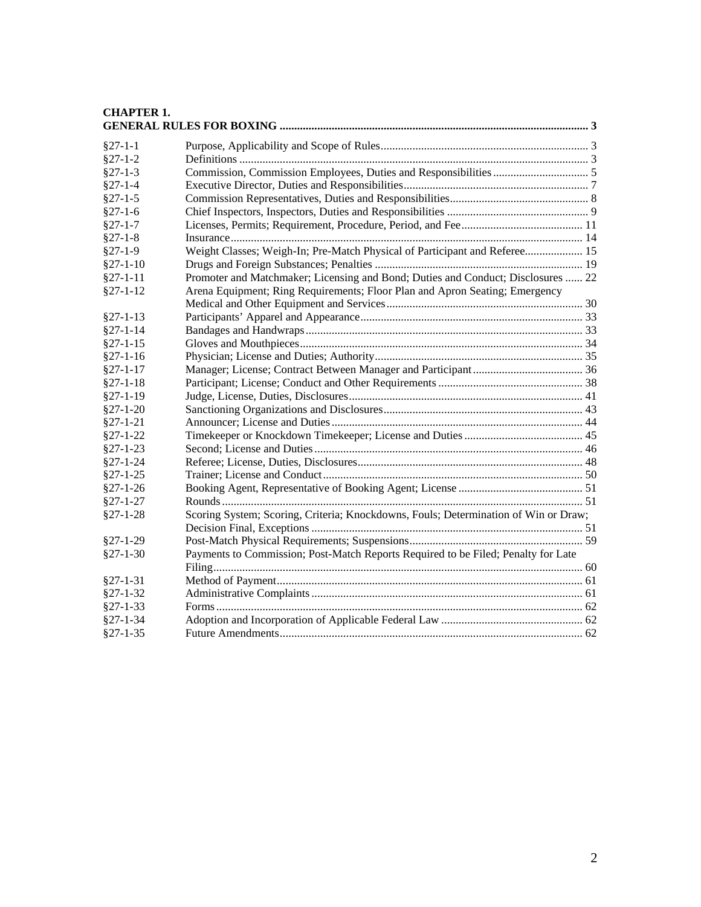**CHAPTER 1.**
**GENERAL RULES FOR BOXING ........................................................................................................... 3**

| | |
|---|---|
| §27-1-1 | Purpose, Applicability and Scope of Rules........................................................................ 3 |
| §27-1-2 | Definitions ........................................................................................................................ 3 |
| §27-1-3 | Commission, Commission Employees, Duties and Responsibilities ................................. 5 |
| §27-1-4 | Executive Director, Duties and Responsibilities................................................................ 7 |
| §27-1-5 | Commission Representatives, Duties and Responsibilities................................................ 8 |
| §27-1-6 | Chief Inspectors, Inspectors, Duties and Responsibilities ................................................. 9 |
| §27-1-7 | Licenses, Permits; Requirement, Procedure, Period, and Fee.......................................... 11 |
| §27-1-8 | Insurance.......................................................................................................................... 14 |
| §27-1-9 | Weight Classes; Weigh-In; Pre-Match Physical of Participant and Referee.................... 15 |
| §27-1-10 | Drugs and Foreign Substances; Penalties ........................................................................ 19 |
| §27-1-11 | Promoter and Matchmaker; Licensing and Bond; Duties and Conduct; Disclosures ...... 22 |
| §27-1-12 | Arena Equipment; Ring Requirements; Floor Plan and Apron Seating; Emergency Medical and Other Equipment and Services.................................................................... 30 |
| §27-1-13 | Participants' Apparel and Appearance............................................................................. 33 |
| §27-1-14 | Bandages and Handwraps................................................................................................ 33 |
| §27-1-15 | Gloves and Mouthpieces.................................................................................................. 34 |
| §27-1-16 | Physician; License and Duties; Authority........................................................................ 35 |
| §27-1-17 | Manager; License; Contract Between Manager and Participant...................................... 36 |
| §27-1-18 | Participant; License; Conduct and Other Requirements .................................................. 38 |
| §27-1-19 | Judge, License, Duties, Disclosures................................................................................. 41 |
| §27-1-20 | Sanctioning Organizations and Disclosures..................................................................... 43 |
| §27-1-21 | Announcer; License and Duties....................................................................................... 44 |
| §27-1-22 | Timekeeper or Knockdown Timekeeper; License and Duties ......................................... 45 |
| §27-1-23 | Second; License and Duties............................................................................................. 46 |
| §27-1-24 | Referee; License, Duties, Disclosures.............................................................................. 48 |
| §27-1-25 | Trainer; License and Conduct.......................................................................................... 50 |
| §27-1-26 | Booking Agent, Representative of Booking Agent; License ........................................... 51 |
| §27-1-27 | Rounds............................................................................................................................. 51 |
| §27-1-28 | Scoring System; Scoring, Criteria; Knockdowns, Fouls; Determination of Win or Draw; Decision Final, Exceptions ............................................................................................. 51 |
| §27-1-29 | Post-Match Physical Requirements; Suspensions............................................................ 59 |
| §27-1-30 | Payments to Commission; Post-Match Reports Required to be Filed; Penalty for Late Filing............................................................................................................................... 60 |
| §27-1-31 | Method of Payment.......................................................................................................... 61 |
| §27-1-32 | Administrative Complaints ............................................................................................. 61 |
| §27-1-33 | Forms.............................................................................................................................. 62 |
| §27-1-34 | Adoption and Incorporation of Applicable Federal Law ................................................. 62 |
| §27-1-35 | Future Amendments......................................................................................................... 62 |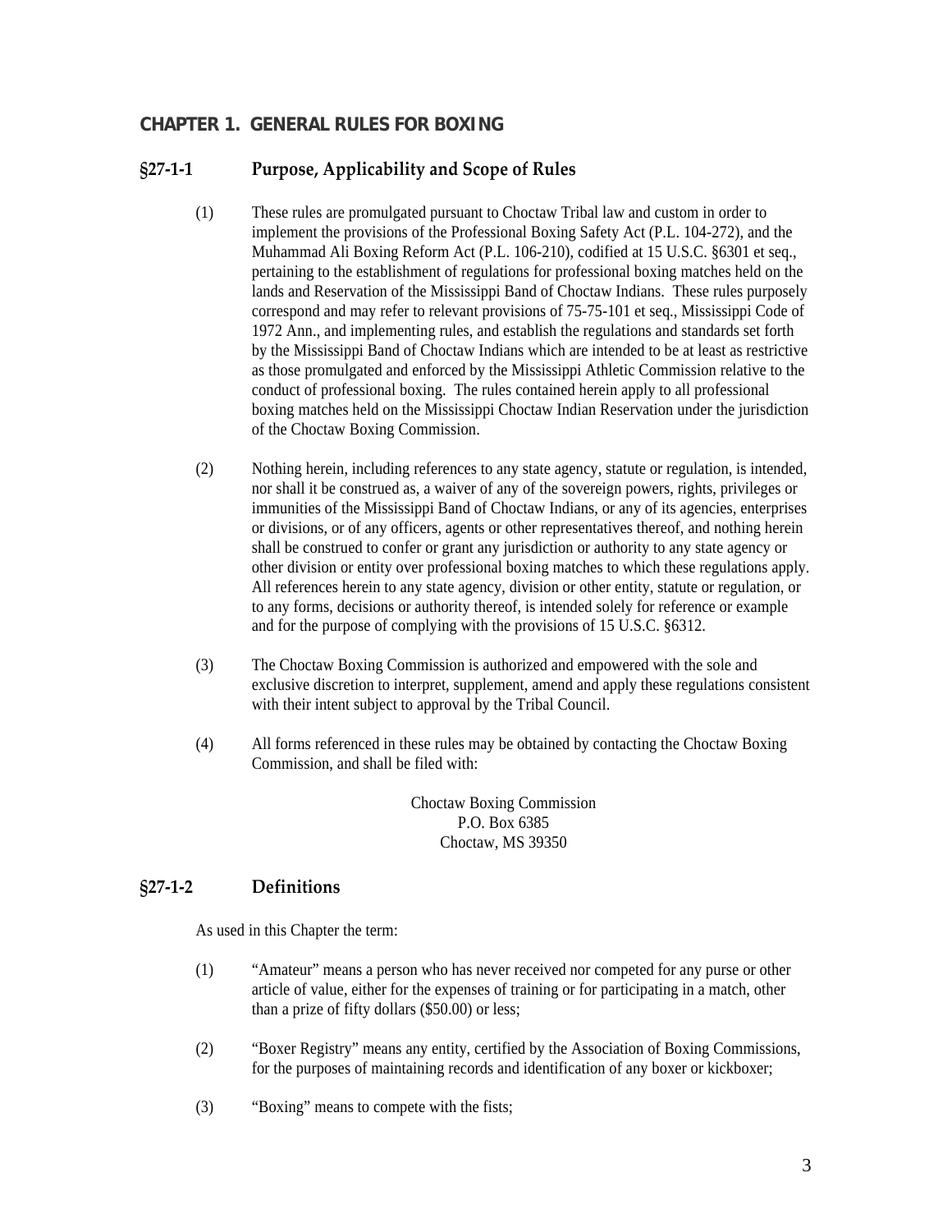## CHAPTER 1. GENERAL RULES FOR BOXING

### §27-1-1 Purpose, Applicability and Scope of Rules

(1) These rules are promulgated pursuant to Choctaw Tribal law and custom in order to implement the provisions of the Professional Boxing Safety Act (P.L. 104-272), and the Muhammad Ali Boxing Reform Act (P.L. 106-210), codified at 15 U.S.C. §6301 et seq., pertaining to the establishment of regulations for professional boxing matches held on the lands and Reservation of the Mississippi Band of Choctaw Indians. These rules purposely correspond and may refer to relevant provisions of 75-75-101 et seq., Mississippi Code of 1972 Ann., and implementing rules, and establish the regulations and standards set forth by the Mississippi Band of Choctaw Indians which are intended to be at least as restrictive as those promulgated and enforced by the Mississippi Athletic Commission relative to the conduct of professional boxing. The rules contained herein apply to all professional boxing matches held on the Mississippi Choctaw Indian Reservation under the jurisdiction of the Choctaw Boxing Commission.

(2) Nothing herein, including references to any state agency, statute or regulation, is intended, nor shall it be construed as, a waiver of any of the sovereign powers, rights, privileges or immunities of the Mississippi Band of Choctaw Indians, or any of its agencies, enterprises or divisions, or of any officers, agents or other representatives thereof, and nothing herein shall be construed to confer or grant any jurisdiction or authority to any state agency or other division or entity over professional boxing matches to which these regulations apply. All references herein to any state agency, division or other entity, statute or regulation, or to any forms, decisions or authority thereof, is intended solely for reference or example and for the purpose of complying with the provisions of 15 U.S.C. §6312.

(3) The Choctaw Boxing Commission is authorized and empowered with the sole and exclusive discretion to interpret, supplement, amend and apply these regulations consistent with their intent subject to approval by the Tribal Council.

(4) All forms referenced in these rules may be obtained by contacting the Choctaw Boxing Commission, and shall be filed with:

Choctaw Boxing Commission
P.O. Box 6385
Choctaw, MS 39350

### §27-1-2 Definitions

As used in this Chapter the term:

(1) "Amateur" means a person who has never received nor competed for any purse or other article of value, either for the expenses of training or for participating in a match, other than a prize of fifty dollars ($50.00) or less;

(2) "Boxer Registry" means any entity, certified by the Association of Boxing Commissions, for the purposes of maintaining records and identification of any boxer or kickboxer;

(3) "Boxing" means to compete with the fists;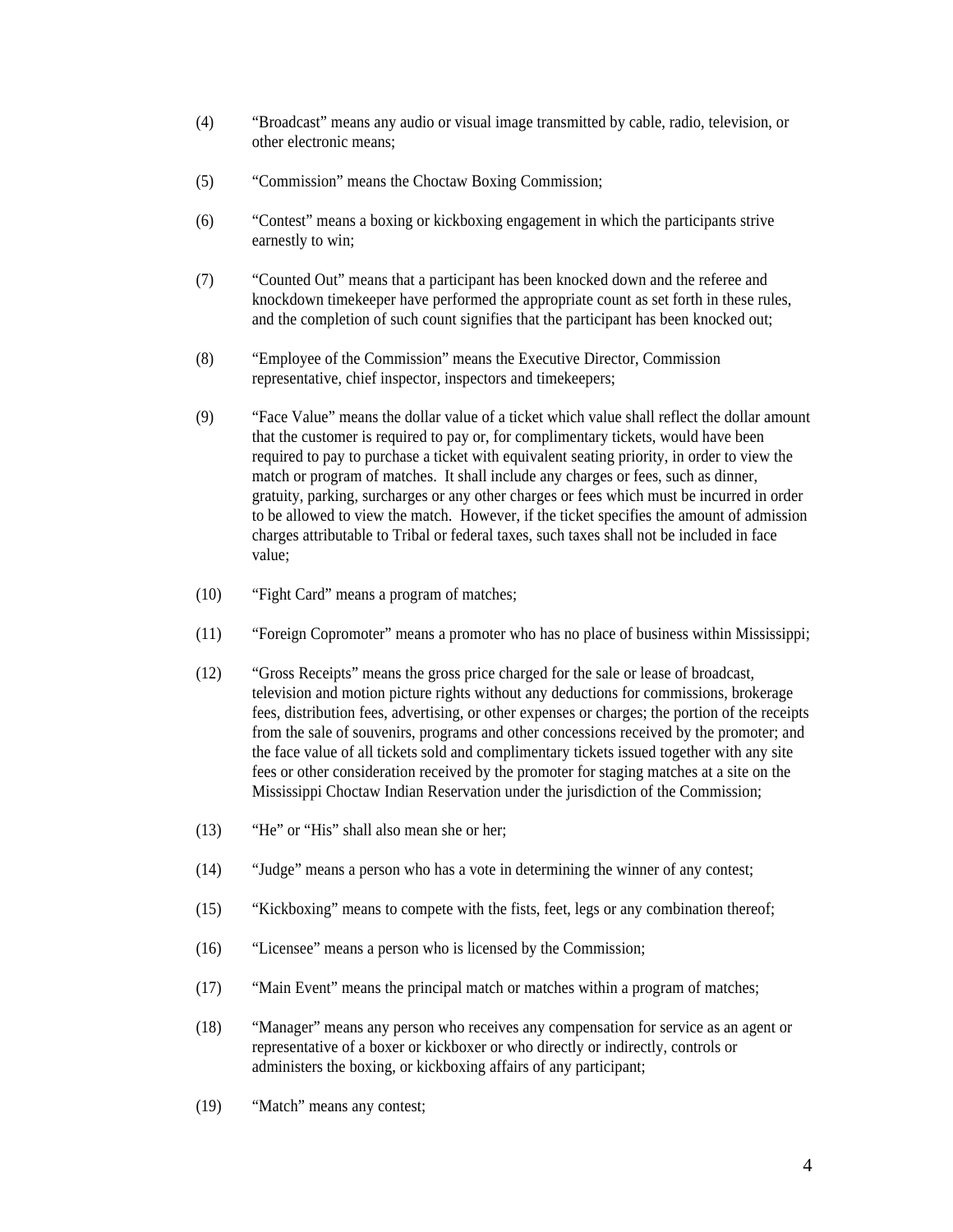(4) "Broadcast" means any audio or visual image transmitted by cable, radio, television, or other electronic means;

(5) "Commission" means the Choctaw Boxing Commission;

(6) "Contest" means a boxing or kickboxing engagement in which the participants strive earnestly to win;

(7) "Counted Out" means that a participant has been knocked down and the referee and knockdown timekeeper have performed the appropriate count as set forth in these rules, and the completion of such count signifies that the participant has been knocked out;

(8) "Employee of the Commission" means the Executive Director, Commission representative, chief inspector, inspectors and timekeepers;

(9) "Face Value" means the dollar value of a ticket which value shall reflect the dollar amount that the customer is required to pay or, for complimentary tickets, would have been required to pay to purchase a ticket with equivalent seating priority, in order to view the match or program of matches. It shall include any charges or fees, such as dinner, gratuity, parking, surcharges or any other charges or fees which must be incurred in order to be allowed to view the match. However, if the ticket specifies the amount of admission charges attributable to Tribal or federal taxes, such taxes shall not be included in face value;

(10) "Fight Card" means a program of matches;

(11) "Foreign Copromoter" means a promoter who has no place of business within Mississippi;

(12) "Gross Receipts" means the gross price charged for the sale or lease of broadcast, television and motion picture rights without any deductions for commissions, brokerage fees, distribution fees, advertising, or other expenses or charges; the portion of the receipts from the sale of souvenirs, programs and other concessions received by the promoter; and the face value of all tickets sold and complimentary tickets issued together with any site fees or other consideration received by the promoter for staging matches at a site on the Mississippi Choctaw Indian Reservation under the jurisdiction of the Commission;

(13) "He" or "His" shall also mean she or her;

(14) "Judge" means a person who has a vote in determining the winner of any contest;

(15) "Kickboxing" means to compete with the fists, feet, legs or any combination thereof;

(16) "Licensee" means a person who is licensed by the Commission;

(17) "Main Event" means the principal match or matches within a program of matches;

(18) "Manager" means any person who receives any compensation for service as an agent or representative of a boxer or kickboxer or who directly or indirectly, controls or administers the boxing, or kickboxing affairs of any participant;

(19) "Match" means any contest;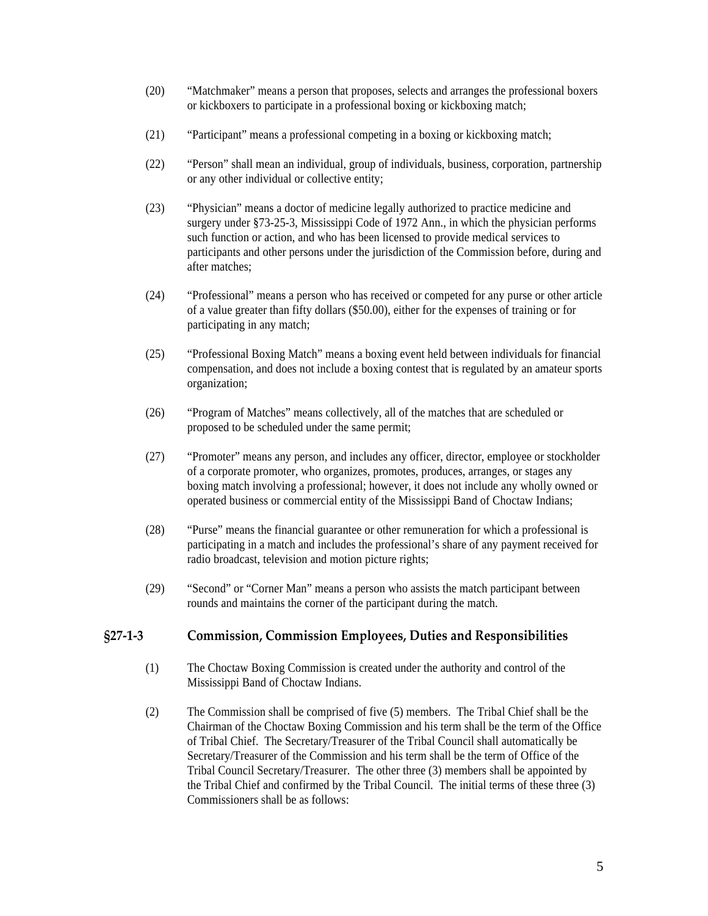(20) "Matchmaker" means a person that proposes, selects and arranges the professional boxers or kickboxers to participate in a professional boxing or kickboxing match;

(21) "Participant" means a professional competing in a boxing or kickboxing match;

(22) "Person" shall mean an individual, group of individuals, business, corporation, partnership or any other individual or collective entity;

(23) "Physician" means a doctor of medicine legally authorized to practice medicine and surgery under §73-25-3, Mississippi Code of 1972 Ann., in which the physician performs such function or action, and who has been licensed to provide medical services to participants and other persons under the jurisdiction of the Commission before, during and after matches;

(24) "Professional" means a person who has received or competed for any purse or other article of a value greater than fifty dollars ($50.00), either for the expenses of training or for participating in any match;

(25) "Professional Boxing Match" means a boxing event held between individuals for financial compensation, and does not include a boxing contest that is regulated by an amateur sports organization;

(26) "Program of Matches" means collectively, all of the matches that are scheduled or proposed to be scheduled under the same permit;

(27) "Promoter" means any person, and includes any officer, director, employee or stockholder of a corporate promoter, who organizes, promotes, produces, arranges, or stages any boxing match involving a professional; however, it does not include any wholly owned or operated business or commercial entity of the Mississippi Band of Choctaw Indians;

(28) "Purse" means the financial guarantee or other remuneration for which a professional is participating in a match and includes the professional's share of any payment received for radio broadcast, television and motion picture rights;

(29) "Second" or "Corner Man" means a person who assists the match participant between rounds and maintains the corner of the participant during the match.

## §27-1-3 Commission, Commission Employees, Duties and Responsibilities

(1) The Choctaw Boxing Commission is created under the authority and control of the Mississippi Band of Choctaw Indians.

(2) The Commission shall be comprised of five (5) members. The Tribal Chief shall be the Chairman of the Choctaw Boxing Commission and his term shall be the term of the Office of Tribal Chief. The Secretary/Treasurer of the Tribal Council shall automatically be Secretary/Treasurer of the Commission and his term shall be the term of Office of the Tribal Council Secretary/Treasurer. The other three (3) members shall be appointed by the Tribal Chief and confirmed by the Tribal Council. The initial terms of these three (3) Commissioners shall be as follows: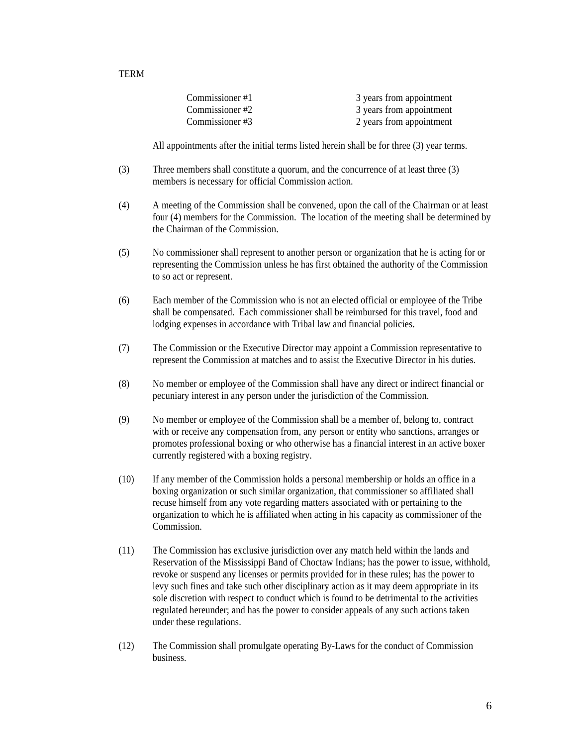TERM

| Commissioner #1 | 3 years from appointment |
|---|---|
| Commissioner #2 | 3 years from appointment |
| Commissioner #3 | 2 years from appointment |

All appointments after the initial terms listed herein shall be for three (3) year terms.

(3) Three members shall constitute a quorum, and the concurrence of at least three (3) members is necessary for official Commission action.

(4) A meeting of the Commission shall be convened, upon the call of the Chairman or at least four (4) members for the Commission. The location of the meeting shall be determined by the Chairman of the Commission.

(5) No commissioner shall represent to another person or organization that he is acting for or representing the Commission unless he has first obtained the authority of the Commission to so act or represent.

(6) Each member of the Commission who is not an elected official or employee of the Tribe shall be compensated. Each commissioner shall be reimbursed for this travel, food and lodging expenses in accordance with Tribal law and financial policies.

(7) The Commission or the Executive Director may appoint a Commission representative to represent the Commission at matches and to assist the Executive Director in his duties.

(8) No member or employee of the Commission shall have any direct or indirect financial or pecuniary interest in any person under the jurisdiction of the Commission.

(9) No member or employee of the Commission shall be a member of, belong to, contract with or receive any compensation from, any person or entity who sanctions, arranges or promotes professional boxing or who otherwise has a financial interest in an active boxer currently registered with a boxing registry.

(10) If any member of the Commission holds a personal membership or holds an office in a boxing organization or such similar organization, that commissioner so affiliated shall recuse himself from any vote regarding matters associated with or pertaining to the organization to which he is affiliated when acting in his capacity as commissioner of the Commission.

(11) The Commission has exclusive jurisdiction over any match held within the lands and Reservation of the Mississippi Band of Choctaw Indians; has the power to issue, withhold, revoke or suspend any licenses or permits provided for in these rules; has the power to levy such fines and take such other disciplinary action as it may deem appropriate in its sole discretion with respect to conduct which is found to be detrimental to the activities regulated hereunder; and has the power to consider appeals of any such actions taken under these regulations.

(12) The Commission shall promulgate operating By-Laws for the conduct of Commission business.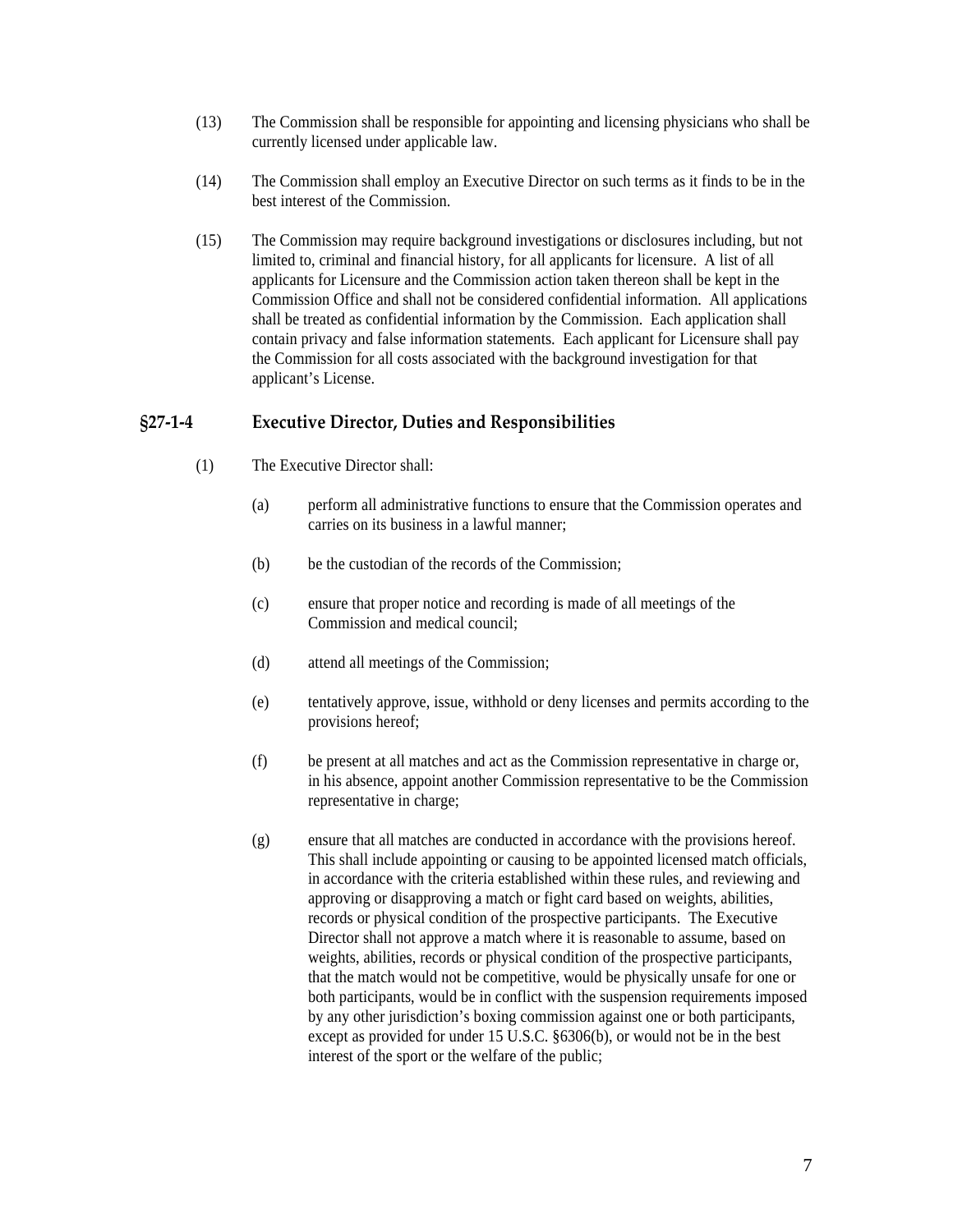(13) The Commission shall be responsible for appointing and licensing physicians who shall be currently licensed under applicable law.

(14) The Commission shall employ an Executive Director on such terms as it finds to be in the best interest of the Commission.

(15) The Commission may require background investigations or disclosures including, but not limited to, criminal and financial history, for all applicants for licensure. A list of all applicants for Licensure and the Commission action taken thereon shall be kept in the Commission Office and shall not be considered confidential information. All applications shall be treated as confidential information by the Commission. Each application shall contain privacy and false information statements. Each applicant for Licensure shall pay the Commission for all costs associated with the background investigation for that applicant's License.

## §27-1-4 Executive Director, Duties and Responsibilities

(1) The Executive Director shall:

(a) perform all administrative functions to ensure that the Commission operates and carries on its business in a lawful manner;

(b) be the custodian of the records of the Commission;

(c) ensure that proper notice and recording is made of all meetings of the Commission and medical council;

(d) attend all meetings of the Commission;

(e) tentatively approve, issue, withhold or deny licenses and permits according to the provisions hereof;

(f) be present at all matches and act as the Commission representative in charge or, in his absence, appoint another Commission representative to be the Commission representative in charge;

(g) ensure that all matches are conducted in accordance with the provisions hereof. This shall include appointing or causing to be appointed licensed match officials, in accordance with the criteria established within these rules, and reviewing and approving or disapproving a match or fight card based on weights, abilities, records or physical condition of the prospective participants. The Executive Director shall not approve a match where it is reasonable to assume, based on weights, abilities, records or physical condition of the prospective participants, that the match would not be competitive, would be physically unsafe for one or both participants, would be in conflict with the suspension requirements imposed by any other jurisdiction's boxing commission against one or both participants, except as provided for under 15 U.S.C. §6306(b), or would not be in the best interest of the sport or the welfare of the public;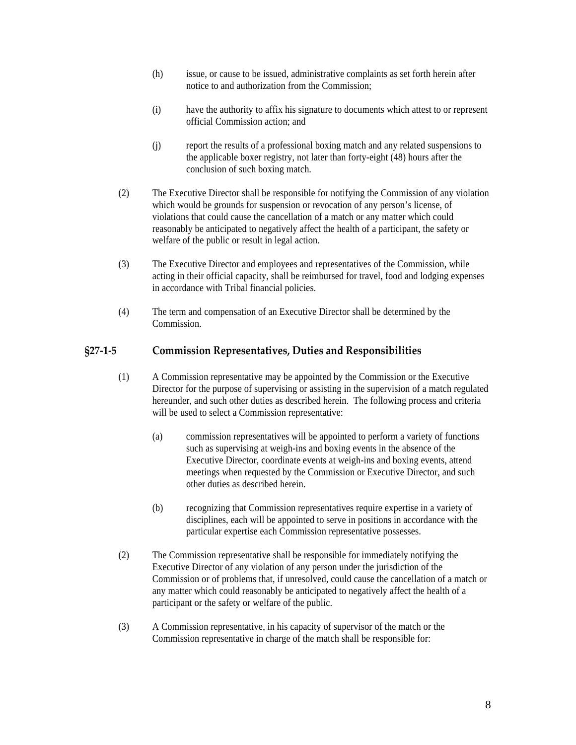(h) issue, or cause to be issued, administrative complaints as set forth herein after notice to and authorization from the Commission;

(i) have the authority to affix his signature to documents which attest to or represent official Commission action; and

(j) report the results of a professional boxing match and any related suspensions to the applicable boxer registry, not later than forty-eight (48) hours after the conclusion of such boxing match.

(2) The Executive Director shall be responsible for notifying the Commission of any violation which would be grounds for suspension or revocation of any person's license, of violations that could cause the cancellation of a match or any matter which could reasonably be anticipated to negatively affect the health of a participant, the safety or welfare of the public or result in legal action.

(3) The Executive Director and employees and representatives of the Commission, while acting in their official capacity, shall be reimbursed for travel, food and lodging expenses in accordance with Tribal financial policies.

(4) The term and compensation of an Executive Director shall be determined by the Commission.

## §27-1-5 Commission Representatives, Duties and Responsibilities

(1) A Commission representative may be appointed by the Commission or the Executive Director for the purpose of supervising or assisting in the supervision of a match regulated hereunder, and such other duties as described herein. The following process and criteria will be used to select a Commission representative:

(a) commission representatives will be appointed to perform a variety of functions such as supervising at weigh-ins and boxing events in the absence of the Executive Director, coordinate events at weigh-ins and boxing events, attend meetings when requested by the Commission or Executive Director, and such other duties as described herein.

(b) recognizing that Commission representatives require expertise in a variety of disciplines, each will be appointed to serve in positions in accordance with the particular expertise each Commission representative possesses.

(2) The Commission representative shall be responsible for immediately notifying the Executive Director of any violation of any person under the jurisdiction of the Commission or of problems that, if unresolved, could cause the cancellation of a match or any matter which could reasonably be anticipated to negatively affect the health of a participant or the safety or welfare of the public.

(3) A Commission representative, in his capacity of supervisor of the match or the Commission representative in charge of the match shall be responsible for: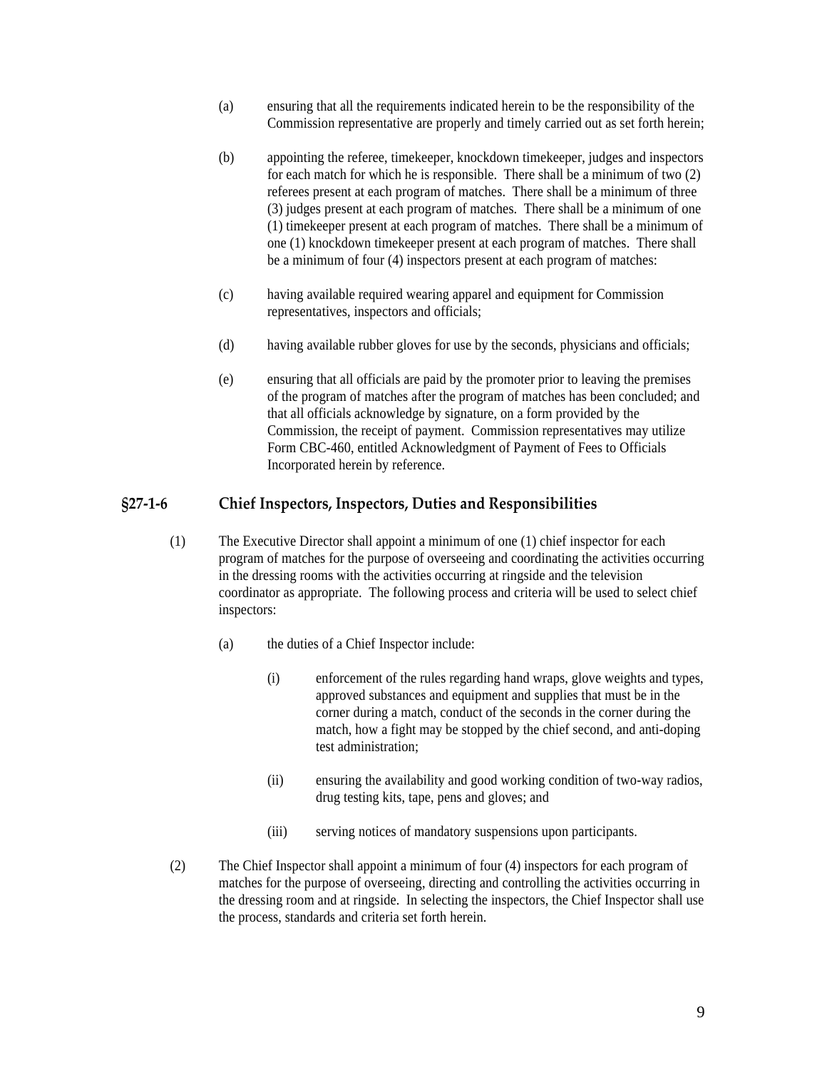(a) ensuring that all the requirements indicated herein to be the responsibility of the Commission representative are properly and timely carried out as set forth herein;

(b) appointing the referee, timekeeper, knockdown timekeeper, judges and inspectors for each match for which he is responsible. There shall be a minimum of two (2) referees present at each program of matches. There shall be a minimum of three (3) judges present at each program of matches. There shall be a minimum of one (1) timekeeper present at each program of matches. There shall be a minimum of one (1) knockdown timekeeper present at each program of matches. There shall be a minimum of four (4) inspectors present at each program of matches:

(c) having available required wearing apparel and equipment for Commission representatives, inspectors and officials;

(d) having available rubber gloves for use by the seconds, physicians and officials;

(e) ensuring that all officials are paid by the promoter prior to leaving the premises of the program of matches after the program of matches has been concluded; and that all officials acknowledge by signature, on a form provided by the Commission, the receipt of payment. Commission representatives may utilize Form CBC-460, entitled Acknowledgment of Payment of Fees to Officials Incorporated herein by reference.

## §27-1-6 Chief Inspectors, Inspectors, Duties and Responsibilities

(1) The Executive Director shall appoint a minimum of one (1) chief inspector for each program of matches for the purpose of overseeing and coordinating the activities occurring in the dressing rooms with the activities occurring at ringside and the television coordinator as appropriate. The following process and criteria will be used to select chief inspectors:

(a) the duties of a Chief Inspector include:

(i) enforcement of the rules regarding hand wraps, glove weights and types, approved substances and equipment and supplies that must be in the corner during a match, conduct of the seconds in the corner during the match, how a fight may be stopped by the chief second, and anti-doping test administration;

(ii) ensuring the availability and good working condition of two-way radios, drug testing kits, tape, pens and gloves; and

(iii) serving notices of mandatory suspensions upon participants.

(2) The Chief Inspector shall appoint a minimum of four (4) inspectors for each program of matches for the purpose of overseeing, directing and controlling the activities occurring in the dressing room and at ringside. In selecting the inspectors, the Chief Inspector shall use the process, standards and criteria set forth herein.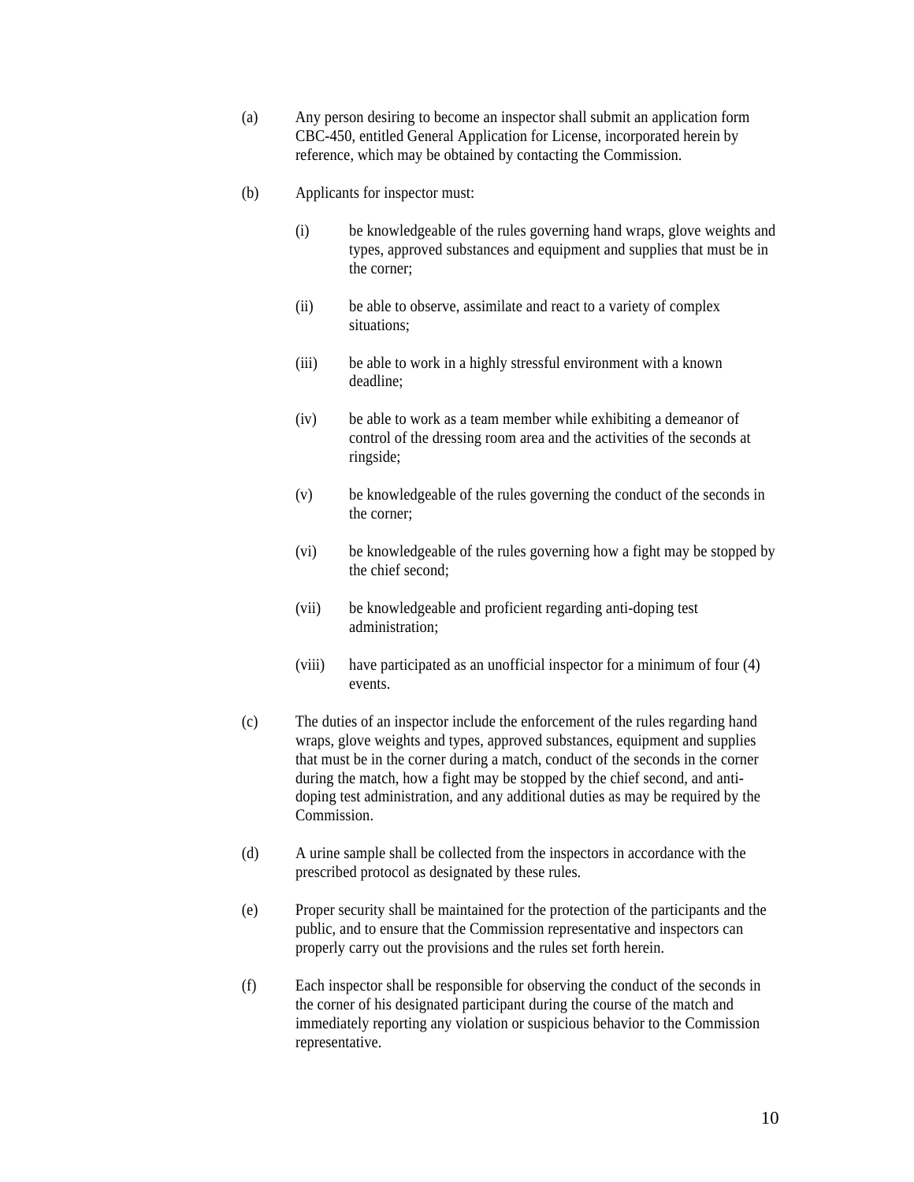(a) Any person desiring to become an inspector shall submit an application form CBC-450, entitled General Application for License, incorporated herein by reference, which may be obtained by contacting the Commission.

(b) Applicants for inspector must:

   (i) be knowledgeable of the rules governing hand wraps, glove weights and types, approved substances and equipment and supplies that must be in the corner;

   (ii) be able to observe, assimilate and react to a variety of complex situations;

   (iii) be able to work in a highly stressful environment with a known deadline;

   (iv) be able to work as a team member while exhibiting a demeanor of control of the dressing room area and the activities of the seconds at ringside;

   (v) be knowledgeable of the rules governing the conduct of the seconds in the corner;

   (vi) be knowledgeable of the rules governing how a fight may be stopped by the chief second;

   (vii) be knowledgeable and proficient regarding anti-doping test administration;

   (viii) have participated as an unofficial inspector for a minimum of four (4) events.

(c) The duties of an inspector include the enforcement of the rules regarding hand wraps, glove weights and types, approved substances, equipment and supplies that must be in the corner during a match, conduct of the seconds in the corner during the match, how a fight may be stopped by the chief second, and anti-doping test administration, and any additional duties as may be required by the Commission.

(d) A urine sample shall be collected from the inspectors in accordance with the prescribed protocol as designated by these rules.

(e) Proper security shall be maintained for the protection of the participants and the public, and to ensure that the Commission representative and inspectors can properly carry out the provisions and the rules set forth herein.

(f) Each inspector shall be responsible for observing the conduct of the seconds in the corner of his designated participant during the course of the match and immediately reporting any violation or suspicious behavior to the Commission representative.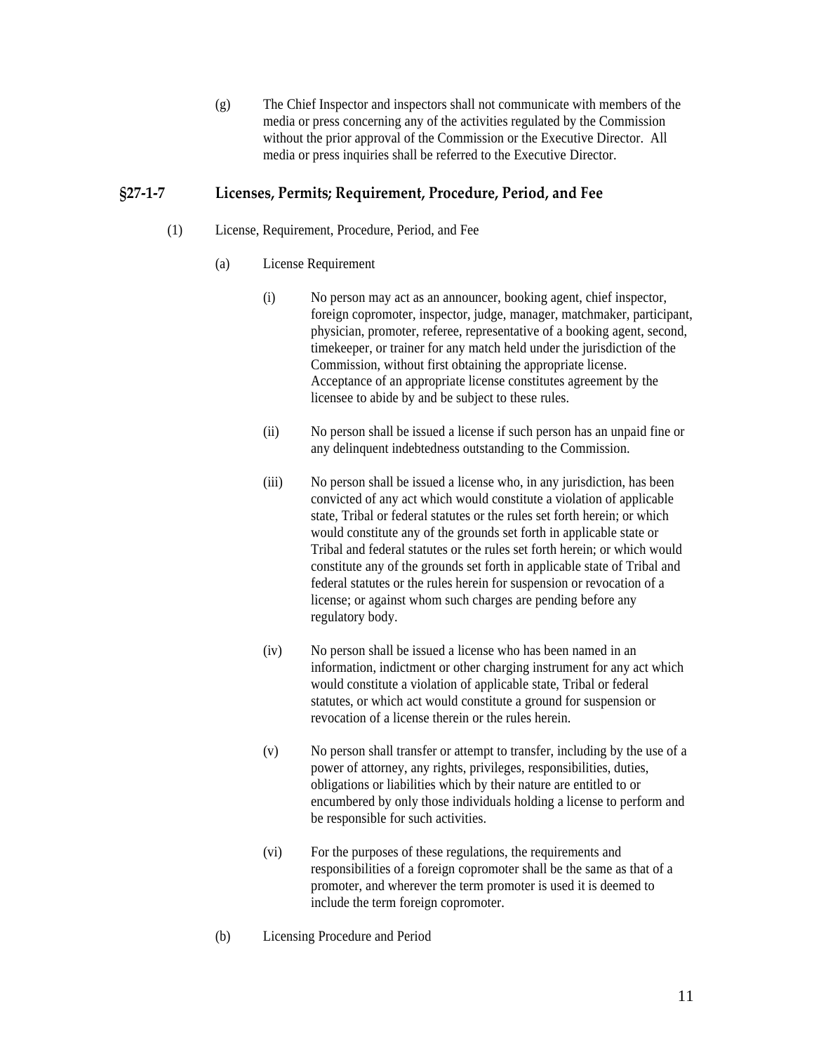(g) The Chief Inspector and inspectors shall not communicate with members of the media or press concerning any of the activities regulated by the Commission without the prior approval of the Commission or the Executive Director. All media or press inquiries shall be referred to the Executive Director.

## §27-1-7 Licenses, Permits; Requirement, Procedure, Period, and Fee

(1) License, Requirement, Procedure, Period, and Fee

(a) License Requirement

(i) No person may act as an announcer, booking agent, chief inspector, foreign copromoter, inspector, judge, manager, matchmaker, participant, physician, promoter, referee, representative of a booking agent, second, timekeeper, or trainer for any match held under the jurisdiction of the Commission, without first obtaining the appropriate license. Acceptance of an appropriate license constitutes agreement by the licensee to abide by and be subject to these rules.

(ii) No person shall be issued a license if such person has an unpaid fine or any delinquent indebtedness outstanding to the Commission.

(iii) No person shall be issued a license who, in any jurisdiction, has been convicted of any act which would constitute a violation of applicable state, Tribal or federal statutes or the rules set forth herein; or which would constitute any of the grounds set forth in applicable state or Tribal and federal statutes or the rules set forth herein; or which would constitute any of the grounds set forth in applicable state of Tribal and federal statutes or the rules herein for suspension or revocation of a license; or against whom such charges are pending before any regulatory body.

(iv) No person shall be issued a license who has been named in an information, indictment or other charging instrument for any act which would constitute a violation of applicable state, Tribal or federal statutes, or which act would constitute a ground for suspension or revocation of a license therein or the rules herein.

(v) No person shall transfer or attempt to transfer, including by the use of a power of attorney, any rights, privileges, responsibilities, duties, obligations or liabilities which by their nature are entitled to or encumbered by only those individuals holding a license to perform and be responsible for such activities.

(vi) For the purposes of these regulations, the requirements and responsibilities of a foreign copromoter shall be the same as that of a promoter, and wherever the term promoter is used it is deemed to include the term foreign copromoter.

(b) Licensing Procedure and Period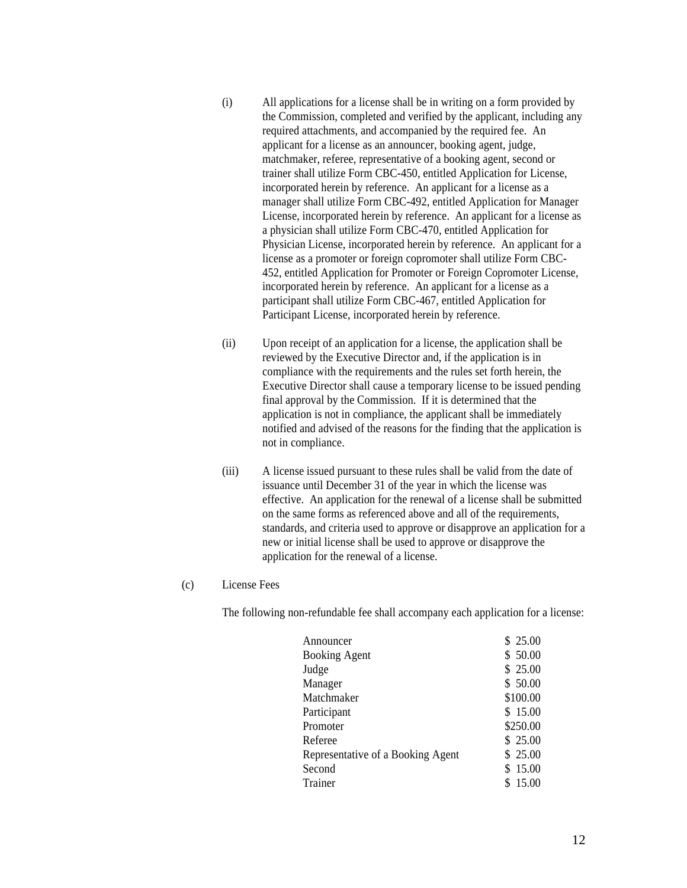(i) All applications for a license shall be in writing on a form provided by the Commission, completed and verified by the applicant, including any required attachments, and accompanied by the required fee. An applicant for a license as an announcer, booking agent, judge, matchmaker, referee, representative of a booking agent, second or trainer shall utilize Form CBC-450, entitled Application for License, incorporated herein by reference. An applicant for a license as a manager shall utilize Form CBC-492, entitled Application for Manager License, incorporated herein by reference. An applicant for a license as a physician shall utilize Form CBC-470, entitled Application for Physician License, incorporated herein by reference. An applicant for a license as a promoter or foreign copromoter shall utilize Form CBC-452, entitled Application for Promoter or Foreign Copromoter License, incorporated herein by reference. An applicant for a license as a participant shall utilize Form CBC-467, entitled Application for Participant License, incorporated herein by reference.

(ii) Upon receipt of an application for a license, the application shall be reviewed by the Executive Director and, if the application is in compliance with the requirements and the rules set forth herein, the Executive Director shall cause a temporary license to be issued pending final approval by the Commission. If it is determined that the application is not in compliance, the applicant shall be immediately notified and advised of the reasons for the finding that the application is not in compliance.

(iii) A license issued pursuant to these rules shall be valid from the date of issuance until December 31 of the year in which the license was effective. An application for the renewal of a license shall be submitted on the same forms as referenced above and all of the requirements, standards, and criteria used to approve or disapprove an application for a new or initial license shall be used to approve or disapprove the application for the renewal of a license.

(c) License Fees

The following non-refundable fee shall accompany each application for a license:

| | |
|---|---|
| Announcer | $ 25.00 |
| Booking Agent | $ 50.00 |
| Judge | $ 25.00 |
| Manager | $ 50.00 |
| Matchmaker | $100.00 |
| Participant | $ 15.00 |
| Promoter | $250.00 |
| Referee | $ 25.00 |
| Representative of a Booking Agent | $ 25.00 |
| Second | $ 15.00 |
| Trainer | $ 15.00 |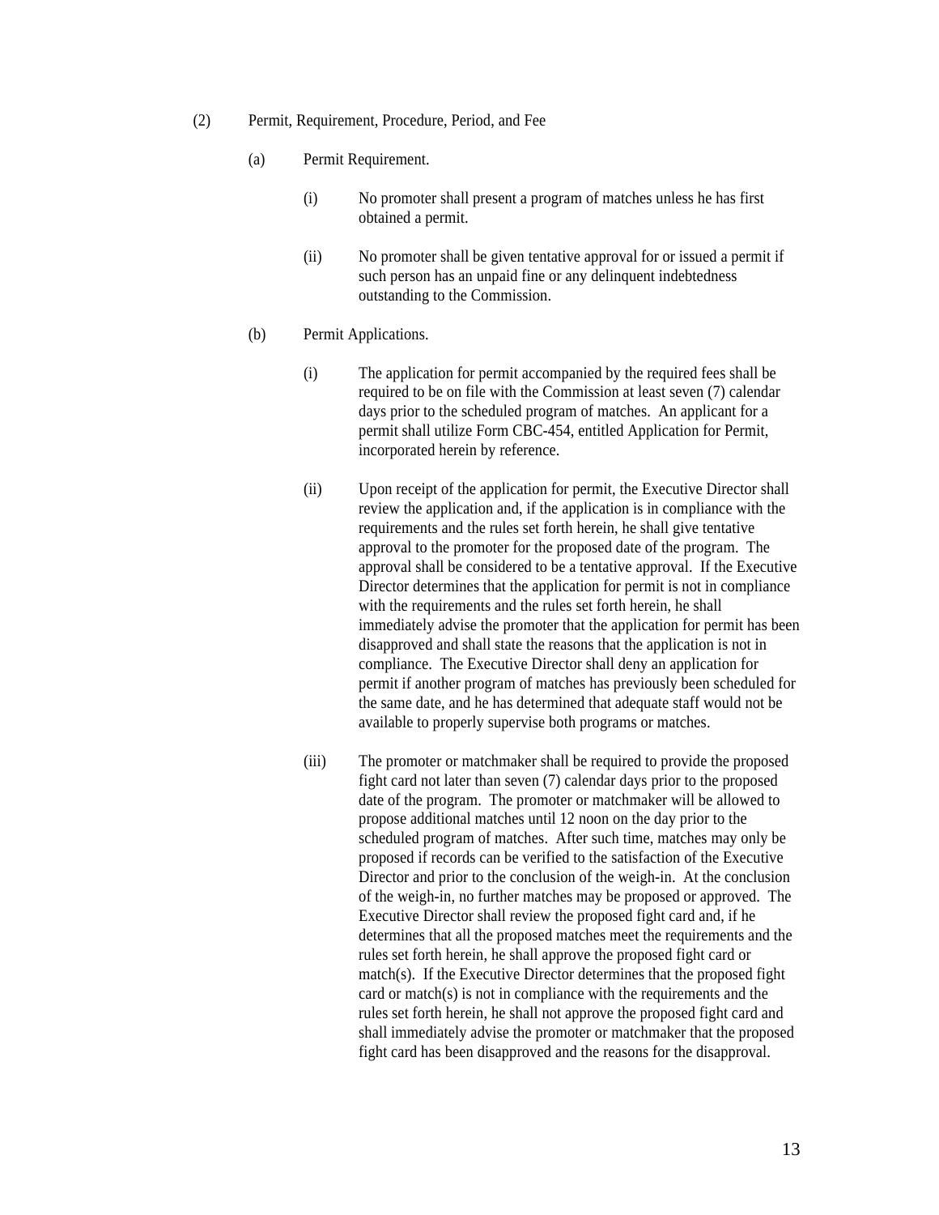(2) Permit, Requirement, Procedure, Period, and Fee

(a) Permit Requirement.

(i) No promoter shall present a program of matches unless he has first obtained a permit.

(ii) No promoter shall be given tentative approval for or issued a permit if such person has an unpaid fine or any delinquent indebtedness outstanding to the Commission.

(b) Permit Applications.

(i) The application for permit accompanied by the required fees shall be required to be on file with the Commission at least seven (7) calendar days prior to the scheduled program of matches. An applicant for a permit shall utilize Form CBC-454, entitled Application for Permit, incorporated herein by reference.

(ii) Upon receipt of the application for permit, the Executive Director shall review the application and, if the application is in compliance with the requirements and the rules set forth herein, he shall give tentative approval to the promoter for the proposed date of the program. The approval shall be considered to be a tentative approval. If the Executive Director determines that the application for permit is not in compliance with the requirements and the rules set forth herein, he shall immediately advise the promoter that the application for permit has been disapproved and shall state the reasons that the application is not in compliance. The Executive Director shall deny an application for permit if another program of matches has previously been scheduled for the same date, and he has determined that adequate staff would not be available to properly supervise both programs or matches.

(iii) The promoter or matchmaker shall be required to provide the proposed fight card not later than seven (7) calendar days prior to the proposed date of the program. The promoter or matchmaker will be allowed to propose additional matches until 12 noon on the day prior to the scheduled program of matches. After such time, matches may only be proposed if records can be verified to the satisfaction of the Executive Director and prior to the conclusion of the weigh-in. At the conclusion of the weigh-in, no further matches may be proposed or approved. The Executive Director shall review the proposed fight card and, if he determines that all the proposed matches meet the requirements and the rules set forth herein, he shall approve the proposed fight card or match(s). If the Executive Director determines that the proposed fight card or match(s) is not in compliance with the requirements and the rules set forth herein, he shall not approve the proposed fight card and shall immediately advise the promoter or matchmaker that the proposed fight card has been disapproved and the reasons for the disapproval.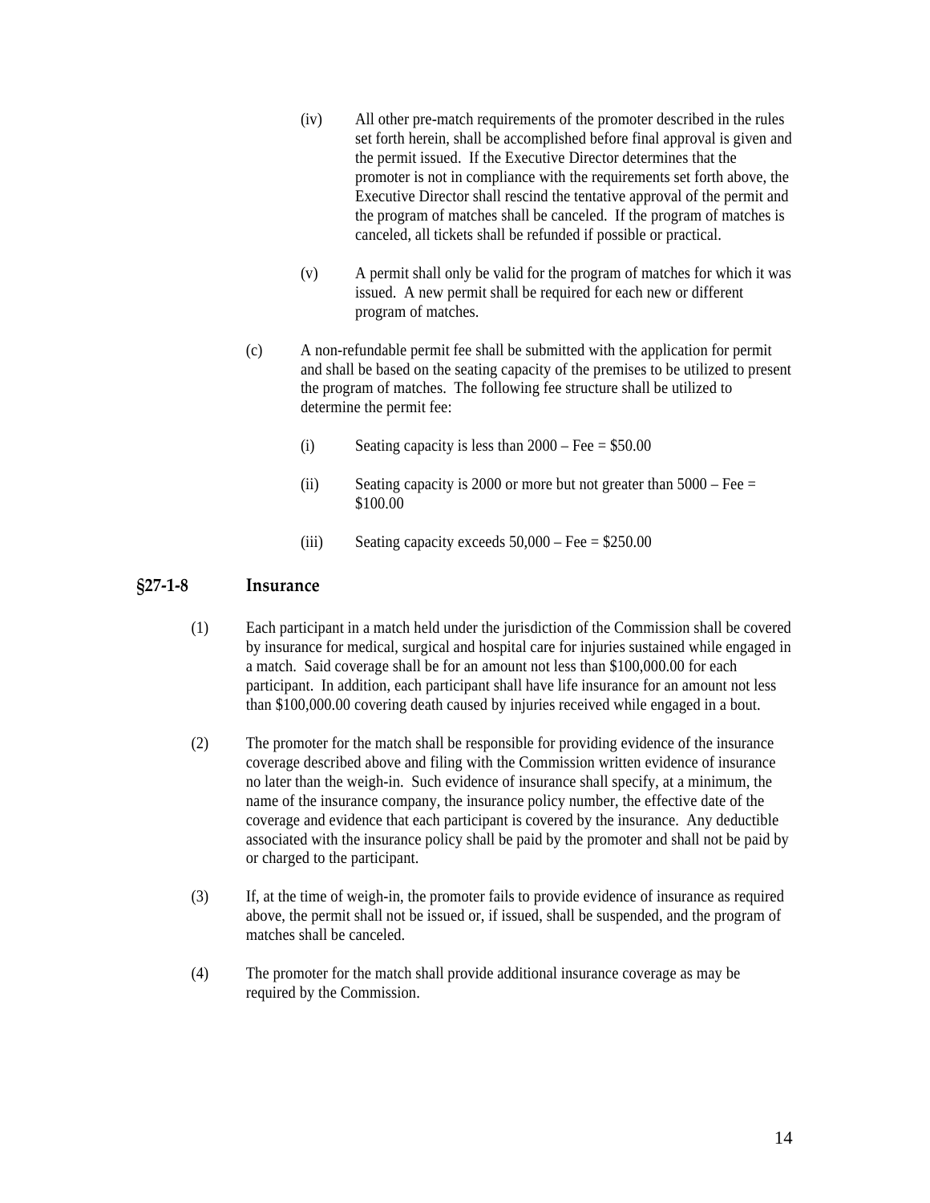(iv) All other pre-match requirements of the promoter described in the rules set forth herein, shall be accomplished before final approval is given and the permit issued. If the Executive Director determines that the promoter is not in compliance with the requirements set forth above, the Executive Director shall rescind the tentative approval of the permit and the program of matches shall be canceled. If the program of matches is canceled, all tickets shall be refunded if possible or practical.

(v) A permit shall only be valid for the program of matches for which it was issued. A new permit shall be required for each new or different program of matches.

(c) A non-refundable permit fee shall be submitted with the application for permit and shall be based on the seating capacity of the premises to be utilized to present the program of matches. The following fee structure shall be utilized to determine the permit fee:

(i) Seating capacity is less than 2000 – Fee = $50.00

(ii) Seating capacity is 2000 or more but not greater than 5000 – Fee = $100.00

(iii) Seating capacity exceeds 50,000 – Fee = $250.00

## §27-1-8 Insurance

(1) Each participant in a match held under the jurisdiction of the Commission shall be covered by insurance for medical, surgical and hospital care for injuries sustained while engaged in a match. Said coverage shall be for an amount not less than $100,000.00 for each participant. In addition, each participant shall have life insurance for an amount not less than $100,000.00 covering death caused by injuries received while engaged in a bout.

(2) The promoter for the match shall be responsible for providing evidence of the insurance coverage described above and filing with the Commission written evidence of insurance no later than the weigh-in. Such evidence of insurance shall specify, at a minimum, the name of the insurance company, the insurance policy number, the effective date of the coverage and evidence that each participant is covered by the insurance. Any deductible associated with the insurance policy shall be paid by the promoter and shall not be paid by or charged to the participant.

(3) If, at the time of weigh-in, the promoter fails to provide evidence of insurance as required above, the permit shall not be issued or, if issued, shall be suspended, and the program of matches shall be canceled.

(4) The promoter for the match shall provide additional insurance coverage as may be required by the Commission.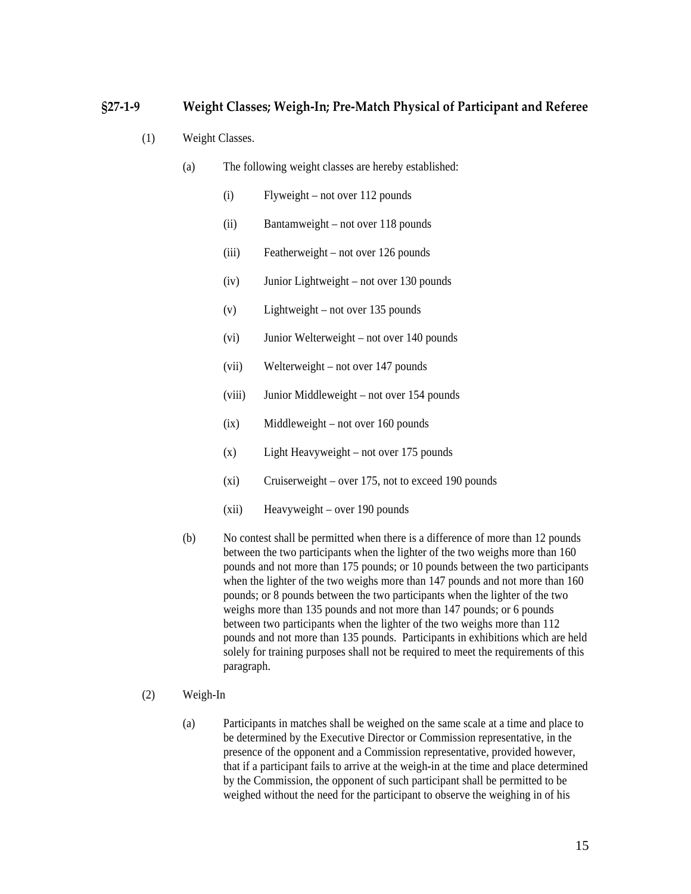## §27-1-9 Weight Classes; Weigh-In; Pre-Match Physical of Participant and Referee

(1) Weight Classes.

(a) The following weight classes are hereby established:

(i) Flyweight – not over 112 pounds

(ii) Bantamweight – not over 118 pounds

(iii) Featherweight – not over 126 pounds

(iv) Junior Lightweight – not over 130 pounds

(v) Lightweight – not over 135 pounds

(vi) Junior Welterweight – not over 140 pounds

(vii) Welterweight – not over 147 pounds

(viii) Junior Middleweight – not over 154 pounds

(ix) Middleweight – not over 160 pounds

(x) Light Heavyweight – not over 175 pounds

(xi) Cruiserweight – over 175, not to exceed 190 pounds

(xii) Heavyweight – over 190 pounds

(b) No contest shall be permitted when there is a difference of more than 12 pounds between the two participants when the lighter of the two weighs more than 160 pounds and not more than 175 pounds; or 10 pounds between the two participants when the lighter of the two weighs more than 147 pounds and not more than 160 pounds; or 8 pounds between the two participants when the lighter of the two weighs more than 135 pounds and not more than 147 pounds; or 6 pounds between two participants when the lighter of the two weighs more than 112 pounds and not more than 135 pounds. Participants in exhibitions which are held solely for training purposes shall not be required to meet the requirements of this paragraph.

(2) Weigh-In

(a) Participants in matches shall be weighed on the same scale at a time and place to be determined by the Executive Director or Commission representative, in the presence of the opponent and a Commission representative, provided however, that if a participant fails to arrive at the weigh-in at the time and place determined by the Commission, the opponent of such participant shall be permitted to be weighed without the need for the participant to observe the weighing in of his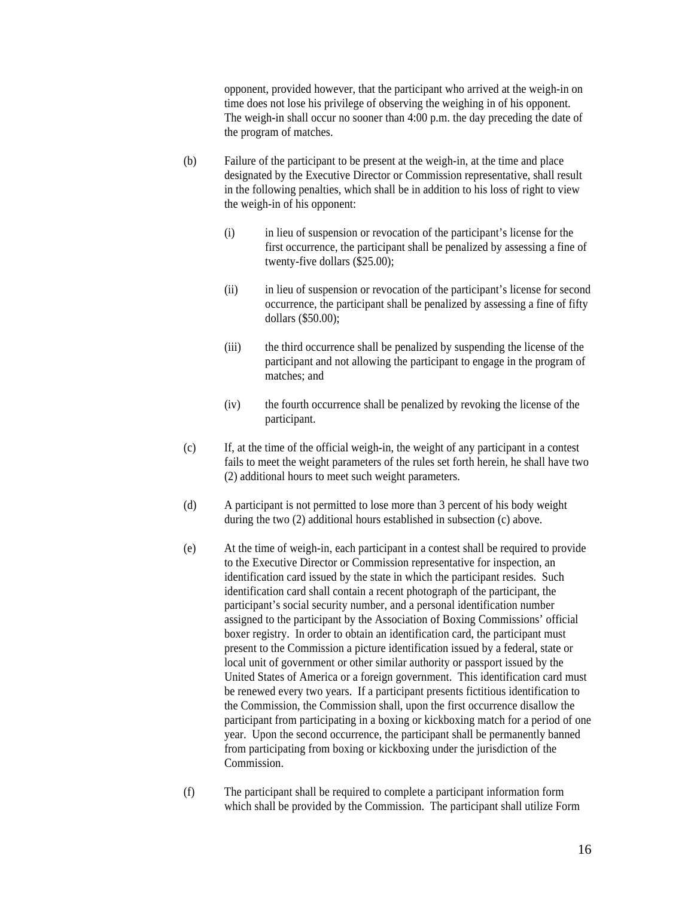opponent, provided however, that the participant who arrived at the weigh-in on time does not lose his privilege of observing the weighing in of his opponent. The weigh-in shall occur no sooner than 4:00 p.m. the day preceding the date of the program of matches.

(b) Failure of the participant to be present at the weigh-in, at the time and place designated by the Executive Director or Commission representative, shall result in the following penalties, which shall be in addition to his loss of right to view the weigh-in of his opponent:

(i) in lieu of suspension or revocation of the participant's license for the first occurrence, the participant shall be penalized by assessing a fine of twenty-five dollars ($25.00);

(ii) in lieu of suspension or revocation of the participant's license for second occurrence, the participant shall be penalized by assessing a fine of fifty dollars ($50.00);

(iii) the third occurrence shall be penalized by suspending the license of the participant and not allowing the participant to engage in the program of matches; and

(iv) the fourth occurrence shall be penalized by revoking the license of the participant.

(c) If, at the time of the official weigh-in, the weight of any participant in a contest fails to meet the weight parameters of the rules set forth herein, he shall have two (2) additional hours to meet such weight parameters.

(d) A participant is not permitted to lose more than 3 percent of his body weight during the two (2) additional hours established in subsection (c) above.

(e) At the time of weigh-in, each participant in a contest shall be required to provide to the Executive Director or Commission representative for inspection, an identification card issued by the state in which the participant resides. Such identification card shall contain a recent photograph of the participant, the participant's social security number, and a personal identification number assigned to the participant by the Association of Boxing Commissions' official boxer registry. In order to obtain an identification card, the participant must present to the Commission a picture identification issued by a federal, state or local unit of government or other similar authority or passport issued by the United States of America or a foreign government. This identification card must be renewed every two years. If a participant presents fictitious identification to the Commission, the Commission shall, upon the first occurrence disallow the participant from participating in a boxing or kickboxing match for a period of one year. Upon the second occurrence, the participant shall be permanently banned from participating from boxing or kickboxing under the jurisdiction of the Commission.

(f) The participant shall be required to complete a participant information form which shall be provided by the Commission. The participant shall utilize Form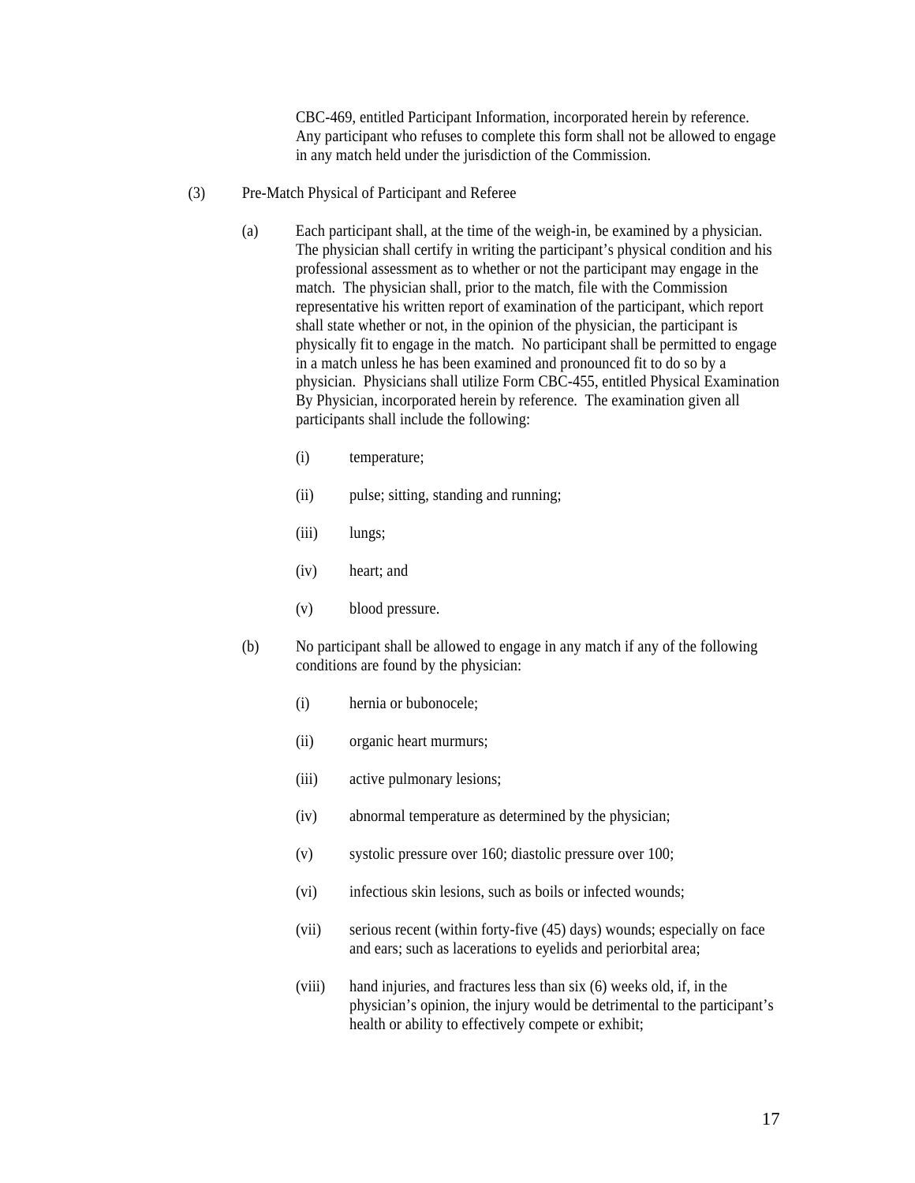CBC-469, entitled Participant Information, incorporated herein by reference. Any participant who refuses to complete this form shall not be allowed to engage in any match held under the jurisdiction of the Commission.

(3) Pre-Match Physical of Participant and Referee

(a) Each participant shall, at the time of the weigh-in, be examined by a physician. The physician shall certify in writing the participant's physical condition and his professional assessment as to whether or not the participant may engage in the match. The physician shall, prior to the match, file with the Commission representative his written report of examination of the participant, which report shall state whether or not, in the opinion of the physician, the participant is physically fit to engage in the match. No participant shall be permitted to engage in a match unless he has been examined and pronounced fit to do so by a physician. Physicians shall utilize Form CBC-455, entitled Physical Examination By Physician, incorporated herein by reference. The examination given all participants shall include the following:

(i) temperature;

(ii) pulse; sitting, standing and running;

(iii) lungs;

(iv) heart; and

(v) blood pressure.

(b) No participant shall be allowed to engage in any match if any of the following conditions are found by the physician:

(i) hernia or bubonocele;

(ii) organic heart murmurs;

(iii) active pulmonary lesions;

(iv) abnormal temperature as determined by the physician;

(v) systolic pressure over 160; diastolic pressure over 100;

(vi) infectious skin lesions, such as boils or infected wounds;

(vii) serious recent (within forty-five (45) days) wounds; especially on face and ears; such as lacerations to eyelids and periorbital area;

(viii) hand injuries, and fractures less than six (6) weeks old, if, in the physician's opinion, the injury would be detrimental to the participant's health or ability to effectively compete or exhibit;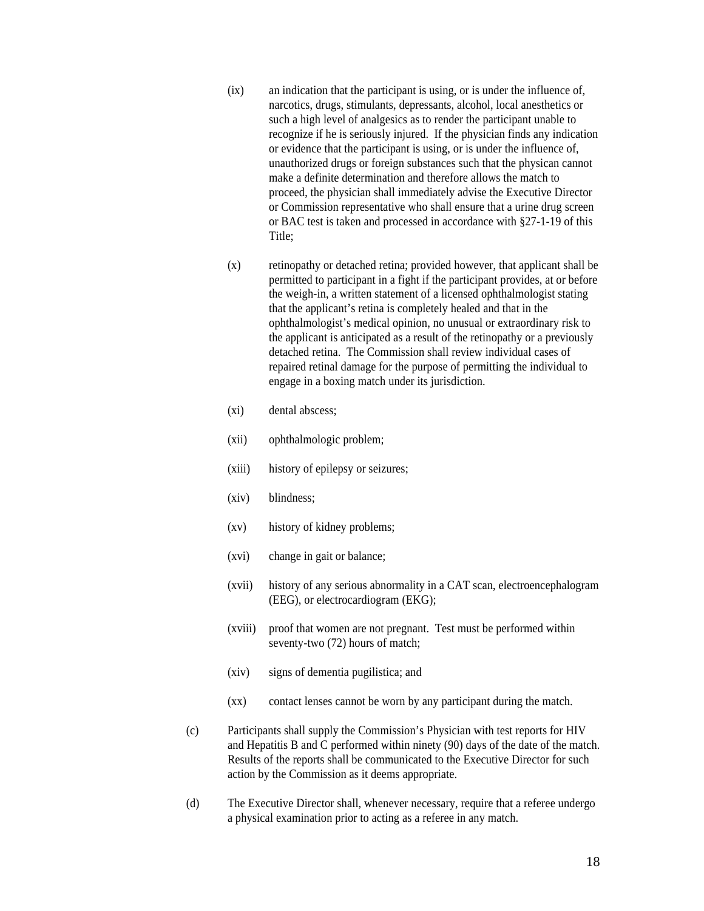(ix) an indication that the participant is using, or is under the influence of, narcotics, drugs, stimulants, depressants, alcohol, local anesthetics or such a high level of analgesics as to render the participant unable to recognize if he is seriously injured. If the physician finds any indication or evidence that the participant is using, or is under the influence of, unauthorized drugs or foreign substances such that the physican cannot make a definite determination and therefore allows the match to proceed, the physician shall immediately advise the Executive Director or Commission representative who shall ensure that a urine drug screen or BAC test is taken and processed in accordance with §27-1-19 of this Title;

(x) retinopathy or detached retina; provided however, that applicant shall be permitted to participant in a fight if the participant provides, at or before the weigh-in, a written statement of a licensed ophthalmologist stating that the applicant's retina is completely healed and that in the ophthalmologist's medical opinion, no unusual or extraordinary risk to the applicant is anticipated as a result of the retinopathy or a previously detached retina. The Commission shall review individual cases of repaired retinal damage for the purpose of permitting the individual to engage in a boxing match under its jurisdiction.

(xi) dental abscess;

(xii) ophthalmologic problem;

(xiii) history of epilepsy or seizures;

(xiv) blindness;

(xv) history of kidney problems;

(xvi) change in gait or balance;

(xvii) history of any serious abnormality in a CAT scan, electroencephalogram (EEG), or electrocardiogram (EKG);

(xviii) proof that women are not pregnant. Test must be performed within seventy-two (72) hours of match;

(xiv) signs of dementia pugilistica; and

(xx) contact lenses cannot be worn by any participant during the match.

(c) Participants shall supply the Commission's Physician with test reports for HIV and Hepatitis B and C performed within ninety (90) days of the date of the match. Results of the reports shall be communicated to the Executive Director for such action by the Commission as it deems appropriate.

(d) The Executive Director shall, whenever necessary, require that a referee undergo a physical examination prior to acting as a referee in any match.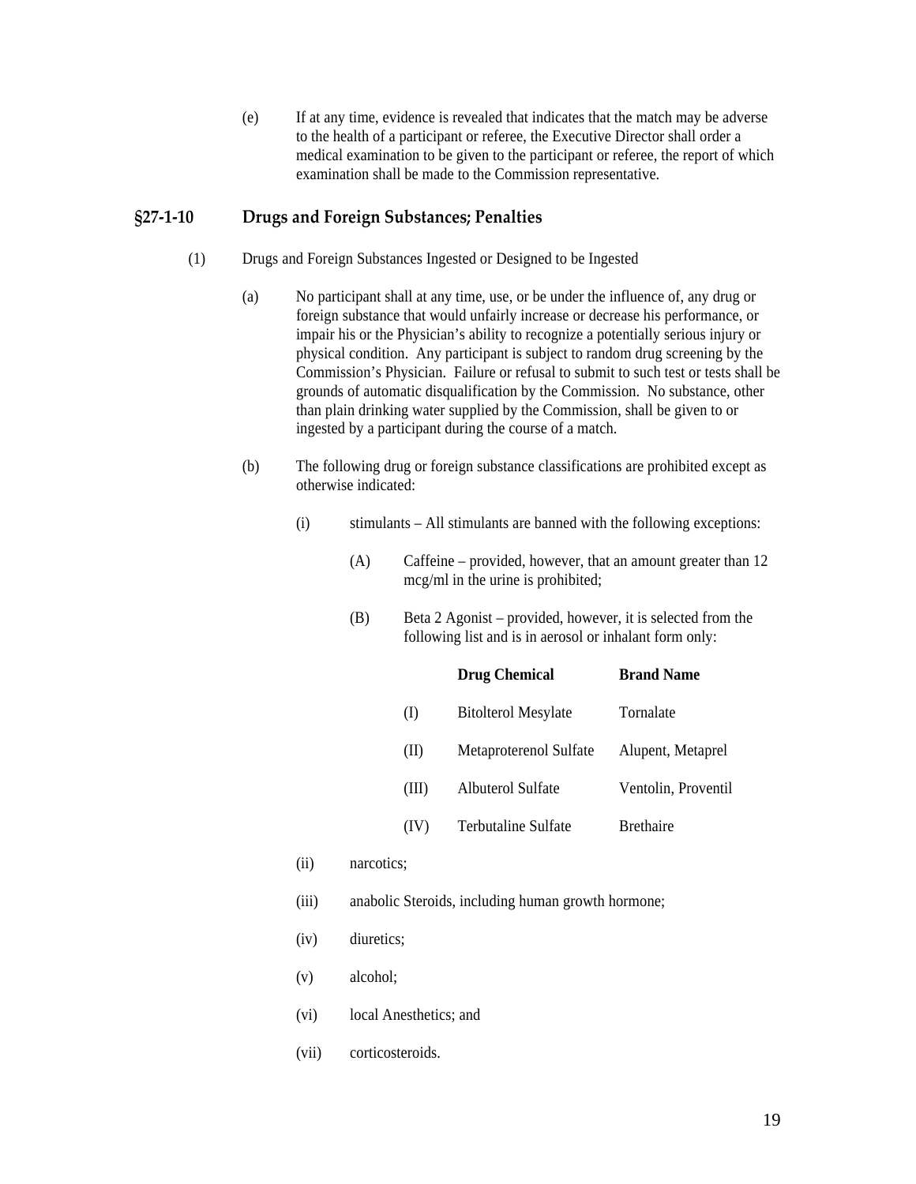(e) If at any time, evidence is revealed that indicates that the match may be adverse to the health of a participant or referee, the Executive Director shall order a medical examination to be given to the participant or referee, the report of which examination shall be made to the Commission representative.

## §27-1-10 Drugs and Foreign Substances; Penalties

(1) Drugs and Foreign Substances Ingested or Designed to be Ingested

(a) No participant shall at any time, use, or be under the influence of, any drug or foreign substance that would unfairly increase or decrease his performance, or impair his or the Physician's ability to recognize a potentially serious injury or physical condition. Any participant is subject to random drug screening by the Commission's Physician. Failure or refusal to submit to such test or tests shall be grounds of automatic disqualification by the Commission. No substance, other than plain drinking water supplied by the Commission, shall be given to or ingested by a participant during the course of a match.

(b) The following drug or foreign substance classifications are prohibited except as otherwise indicated:

(i) stimulants – All stimulants are banned with the following exceptions:

(A) Caffeine – provided, however, that an amount greater than 12 mcg/ml in the urine is prohibited;

(B) Beta 2 Agonist – provided, however, it is selected from the following list and is in aerosol or inhalant form only:

| | Drug Chemical | Brand Name |
|---|---|---|
| (I) | Bitolterol Mesylate | Tornalate |
| (II) | Metaproterenol Sulfate | Alupent, Metaprel |
| (III) | Albuterol Sulfate | Ventolin, Proventil |
| (IV) | Terbutaline Sulfate | Brethaire |

(ii) narcotics;

(iii) anabolic Steroids, including human growth hormone;

(iv) diuretics;

(v) alcohol;

(vi) local Anesthetics; and

(vii) corticosteroids.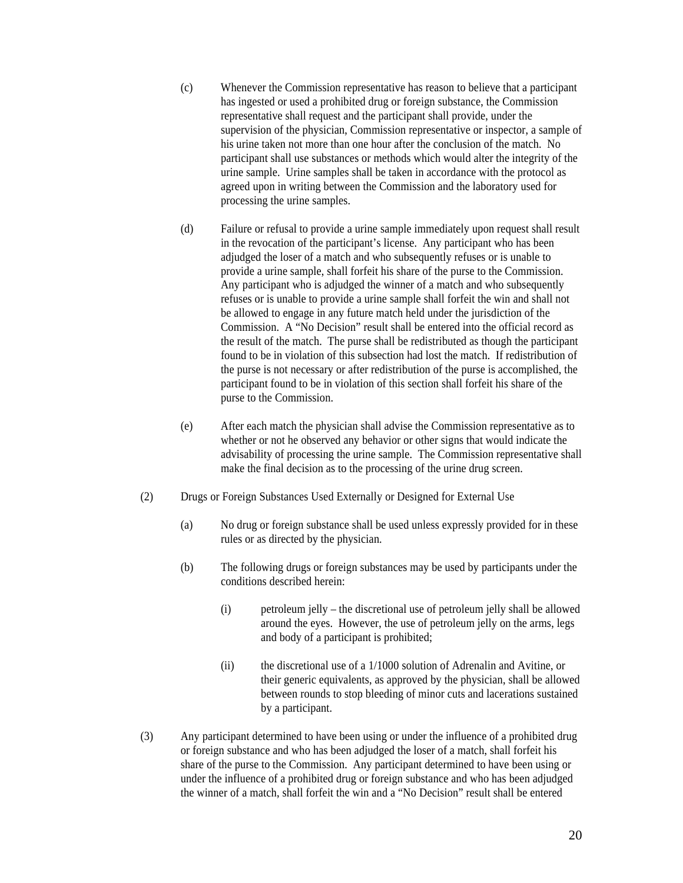(c) Whenever the Commission representative has reason to believe that a participant has ingested or used a prohibited drug or foreign substance, the Commission representative shall request and the participant shall provide, under the supervision of the physician, Commission representative or inspector, a sample of his urine taken not more than one hour after the conclusion of the match. No participant shall use substances or methods which would alter the integrity of the urine sample. Urine samples shall be taken in accordance with the protocol as agreed upon in writing between the Commission and the laboratory used for processing the urine samples.

(d) Failure or refusal to provide a urine sample immediately upon request shall result in the revocation of the participant's license. Any participant who has been adjudged the loser of a match and who subsequently refuses or is unable to provide a urine sample, shall forfeit his share of the purse to the Commission. Any participant who is adjudged the winner of a match and who subsequently refuses or is unable to provide a urine sample shall forfeit the win and shall not be allowed to engage in any future match held under the jurisdiction of the Commission. A "No Decision" result shall be entered into the official record as the result of the match. The purse shall be redistributed as though the participant found to be in violation of this subsection had lost the match. If redistribution of the purse is not necessary or after redistribution of the purse is accomplished, the participant found to be in violation of this section shall forfeit his share of the purse to the Commission.

(e) After each match the physician shall advise the Commission representative as to whether or not he observed any behavior or other signs that would indicate the advisability of processing the urine sample. The Commission representative shall make the final decision as to the processing of the urine drug screen.

(2) Drugs or Foreign Substances Used Externally or Designed for External Use

(a) No drug or foreign substance shall be used unless expressly provided for in these rules or as directed by the physician.

(b) The following drugs or foreign substances may be used by participants under the conditions described herein:

(i) petroleum jelly – the discretional use of petroleum jelly shall be allowed around the eyes. However, the use of petroleum jelly on the arms, legs and body of a participant is prohibited;

(ii) the discretional use of a 1/1000 solution of Adrenalin and Avitine, or their generic equivalents, as approved by the physician, shall be allowed between rounds to stop bleeding of minor cuts and lacerations sustained by a participant.

(3) Any participant determined to have been using or under the influence of a prohibited drug or foreign substance and who has been adjudged the loser of a match, shall forfeit his share of the purse to the Commission. Any participant determined to have been using or under the influence of a prohibited drug or foreign substance and who has been adjudged the winner of a match, shall forfeit the win and a "No Decision" result shall be entered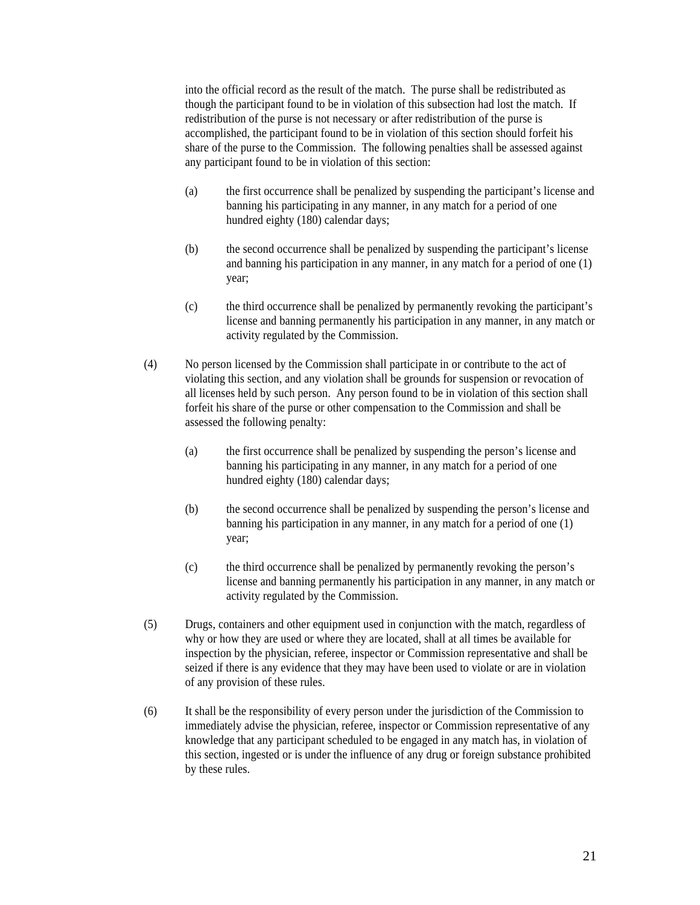into the official record as the result of the match. The purse shall be redistributed as though the participant found to be in violation of this subsection had lost the match. If redistribution of the purse is not necessary or after redistribution of the purse is accomplished, the participant found to be in violation of this section should forfeit his share of the purse to the Commission. The following penalties shall be assessed against any participant found to be in violation of this section:

(a) the first occurrence shall be penalized by suspending the participant's license and banning his participating in any manner, in any match for a period of one hundred eighty (180) calendar days;

(b) the second occurrence shall be penalized by suspending the participant's license and banning his participation in any manner, in any match for a period of one (1) year;

(c) the third occurrence shall be penalized by permanently revoking the participant's license and banning permanently his participation in any manner, in any match or activity regulated by the Commission.

(4) No person licensed by the Commission shall participate in or contribute to the act of violating this section, and any violation shall be grounds for suspension or revocation of all licenses held by such person. Any person found to be in violation of this section shall forfeit his share of the purse or other compensation to the Commission and shall be assessed the following penalty:

(a) the first occurrence shall be penalized by suspending the person's license and banning his participating in any manner, in any match for a period of one hundred eighty (180) calendar days;

(b) the second occurrence shall be penalized by suspending the person's license and banning his participation in any manner, in any match for a period of one (1) year;

(c) the third occurrence shall be penalized by permanently revoking the person's license and banning permanently his participation in any manner, in any match or activity regulated by the Commission.

(5) Drugs, containers and other equipment used in conjunction with the match, regardless of why or how they are used or where they are located, shall at all times be available for inspection by the physician, referee, inspector or Commission representative and shall be seized if there is any evidence that they may have been used to violate or are in violation of any provision of these rules.

(6) It shall be the responsibility of every person under the jurisdiction of the Commission to immediately advise the physician, referee, inspector or Commission representative of any knowledge that any participant scheduled to be engaged in any match has, in violation of this section, ingested or is under the influence of any drug or foreign substance prohibited by these rules.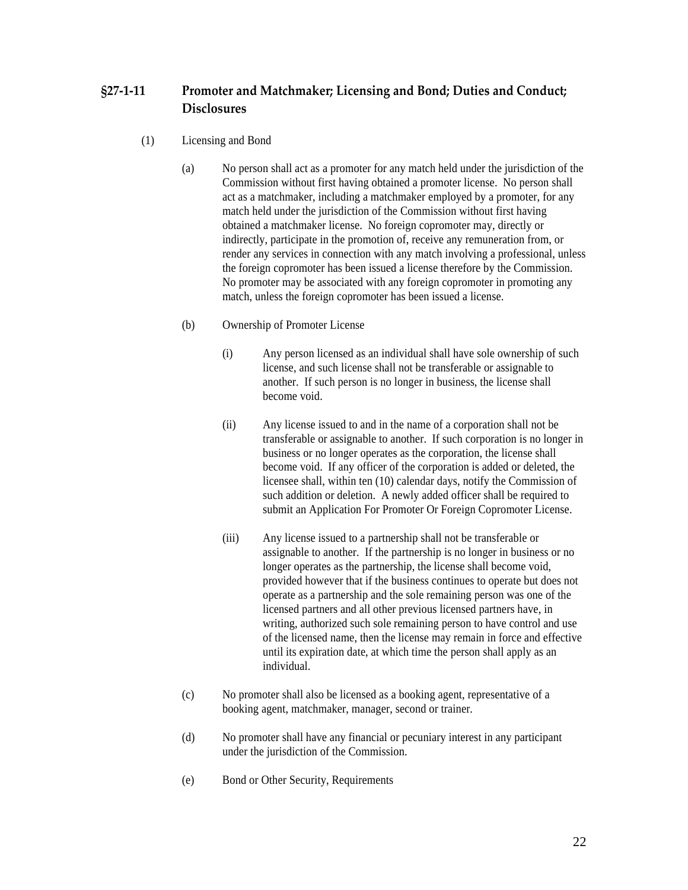## §27-1-11 Promoter and Matchmaker; Licensing and Bond; Duties and Conduct; Disclosures

(1) Licensing and Bond

(a) No person shall act as a promoter for any match held under the jurisdiction of the Commission without first having obtained a promoter license. No person shall act as a matchmaker, including a matchmaker employed by a promoter, for any match held under the jurisdiction of the Commission without first having obtained a matchmaker license. No foreign copromoter may, directly or indirectly, participate in the promotion of, receive any remuneration from, or render any services in connection with any match involving a professional, unless the foreign copromoter has been issued a license therefore by the Commission. No promoter may be associated with any foreign copromoter in promoting any match, unless the foreign copromoter has been issued a license.

(b) Ownership of Promoter License

(i) Any person licensed as an individual shall have sole ownership of such license, and such license shall not be transferable or assignable to another. If such person is no longer in business, the license shall become void.

(ii) Any license issued to and in the name of a corporation shall not be transferable or assignable to another. If such corporation is no longer in business or no longer operates as the corporation, the license shall become void. If any officer of the corporation is added or deleted, the licensee shall, within ten (10) calendar days, notify the Commission of such addition or deletion. A newly added officer shall be required to submit an Application For Promoter Or Foreign Copromoter License.

(iii) Any license issued to a partnership shall not be transferable or assignable to another. If the partnership is no longer in business or no longer operates as the partnership, the license shall become void, provided however that if the business continues to operate but does not operate as a partnership and the sole remaining person was one of the licensed partners and all other previous licensed partners have, in writing, authorized such sole remaining person to have control and use of the licensed name, then the license may remain in force and effective until its expiration date, at which time the person shall apply as an individual.

(c) No promoter shall also be licensed as a booking agent, representative of a booking agent, matchmaker, manager, second or trainer.

(d) No promoter shall have any financial or pecuniary interest in any participant under the jurisdiction of the Commission.

(e) Bond or Other Security, Requirements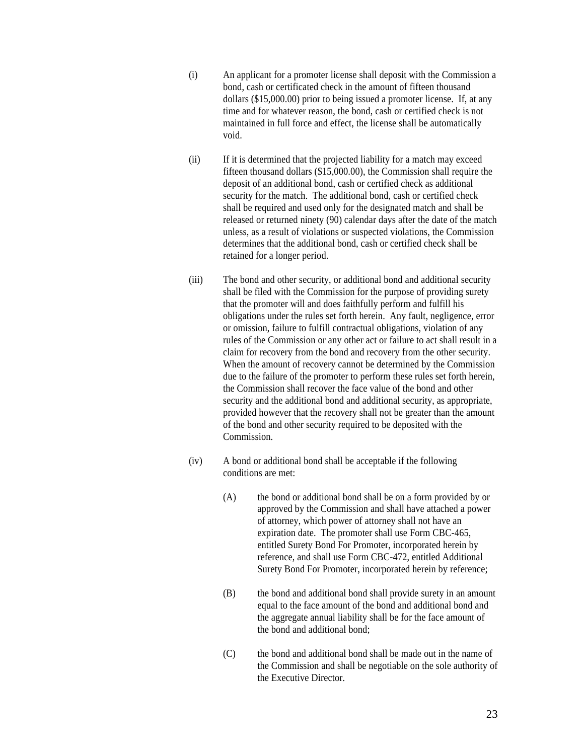(i) An applicant for a promoter license shall deposit with the Commission a bond, cash or certificated check in the amount of fifteen thousand dollars ($15,000.00) prior to being issued a promoter license. If, at any time and for whatever reason, the bond, cash or certified check is not maintained in full force and effect, the license shall be automatically void.

(ii) If it is determined that the projected liability for a match may exceed fifteen thousand dollars ($15,000.00), the Commission shall require the deposit of an additional bond, cash or certified check as additional security for the match. The additional bond, cash or certified check shall be required and used only for the designated match and shall be released or returned ninety (90) calendar days after the date of the match unless, as a result of violations or suspected violations, the Commission determines that the additional bond, cash or certified check shall be retained for a longer period.

(iii) The bond and other security, or additional bond and additional security shall be filed with the Commission for the purpose of providing surety that the promoter will and does faithfully perform and fulfill his obligations under the rules set forth herein. Any fault, negligence, error or omission, failure to fulfill contractual obligations, violation of any rules of the Commission or any other act or failure to act shall result in a claim for recovery from the bond and recovery from the other security. When the amount of recovery cannot be determined by the Commission due to the failure of the promoter to perform these rules set forth herein, the Commission shall recover the face value of the bond and other security and the additional bond and additional security, as appropriate, provided however that the recovery shall not be greater than the amount of the bond and other security required to be deposited with the Commission.

(iv) A bond or additional bond shall be acceptable if the following conditions are met:

(A) the bond or additional bond shall be on a form provided by or approved by the Commission and shall have attached a power of attorney, which power of attorney shall not have an expiration date. The promoter shall use Form CBC-465, entitled Surety Bond For Promoter, incorporated herein by reference, and shall use Form CBC-472, entitled Additional Surety Bond For Promoter, incorporated herein by reference;

(B) the bond and additional bond shall provide surety in an amount equal to the face amount of the bond and additional bond and the aggregate annual liability shall be for the face amount of the bond and additional bond;

(C) the bond and additional bond shall be made out in the name of the Commission and shall be negotiable on the sole authority of the Executive Director.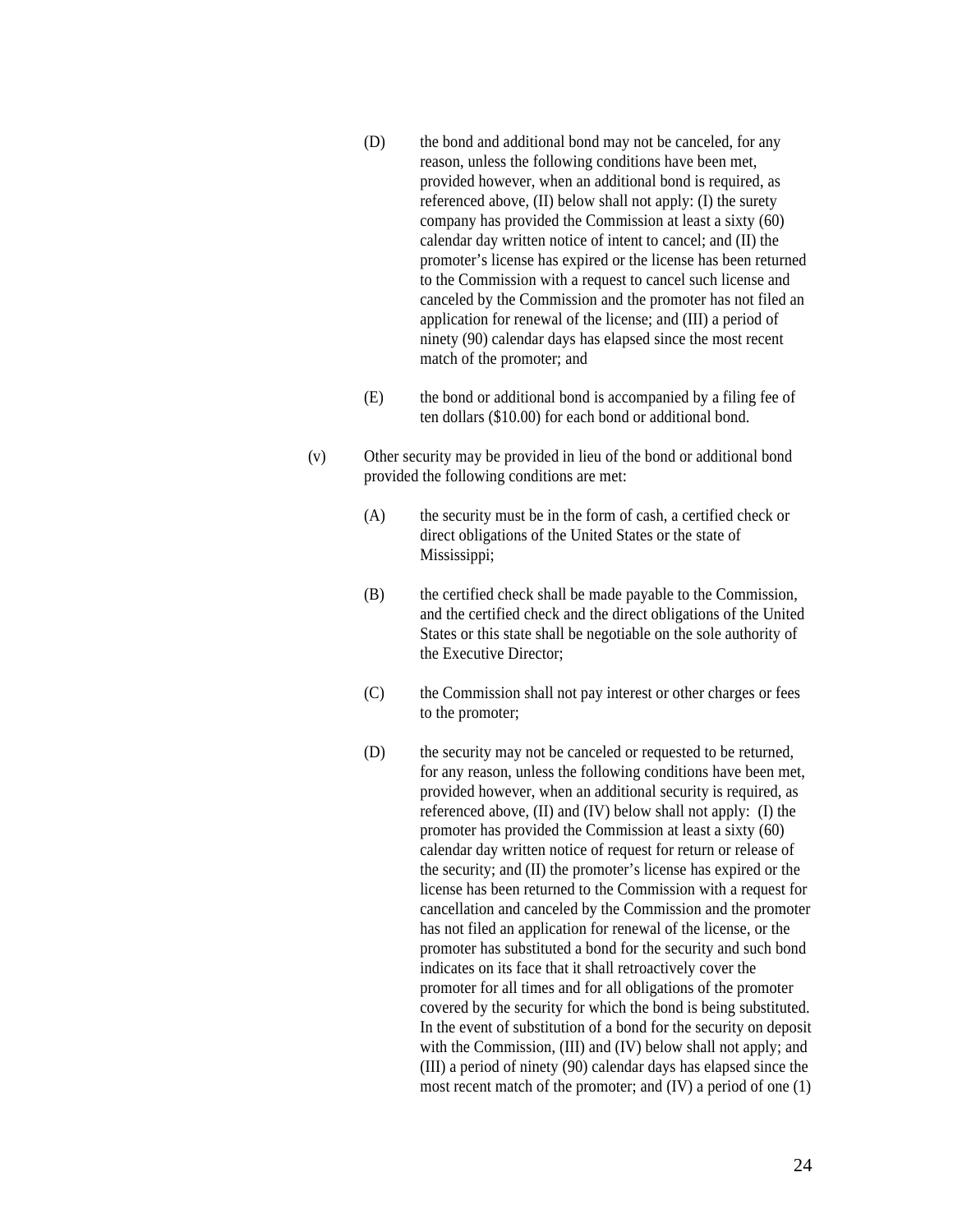(D) the bond and additional bond may not be canceled, for any reason, unless the following conditions have been met, provided however, when an additional bond is required, as referenced above, (II) below shall not apply: (I) the surety company has provided the Commission at least a sixty (60) calendar day written notice of intent to cancel; and (II) the promoter's license has expired or the license has been returned to the Commission with a request to cancel such license and canceled by the Commission and the promoter has not filed an application for renewal of the license; and (III) a period of ninety (90) calendar days has elapsed since the most recent match of the promoter; and

(E) the bond or additional bond is accompanied by a filing fee of ten dollars ($10.00) for each bond or additional bond.

(v) Other security may be provided in lieu of the bond or additional bond provided the following conditions are met:

(A) the security must be in the form of cash, a certified check or direct obligations of the United States or the state of Mississippi;

(B) the certified check shall be made payable to the Commission, and the certified check and the direct obligations of the United States or this state shall be negotiable on the sole authority of the Executive Director;

(C) the Commission shall not pay interest or other charges or fees to the promoter;

(D) the security may not be canceled or requested to be returned, for any reason, unless the following conditions have been met, provided however, when an additional security is required, as referenced above, (II) and (IV) below shall not apply: (I) the promoter has provided the Commission at least a sixty (60) calendar day written notice of request for return or release of the security; and (II) the promoter's license has expired or the license has been returned to the Commission with a request for cancellation and canceled by the Commission and the promoter has not filed an application for renewal of the license, or the promoter has substituted a bond for the security and such bond indicates on its face that it shall retroactively cover the promoter for all times and for all obligations of the promoter covered by the security for which the bond is being substituted. In the event of substitution of a bond for the security on deposit with the Commission, (III) and (IV) below shall not apply; and (III) a period of ninety (90) calendar days has elapsed since the most recent match of the promoter; and (IV) a period of one (1)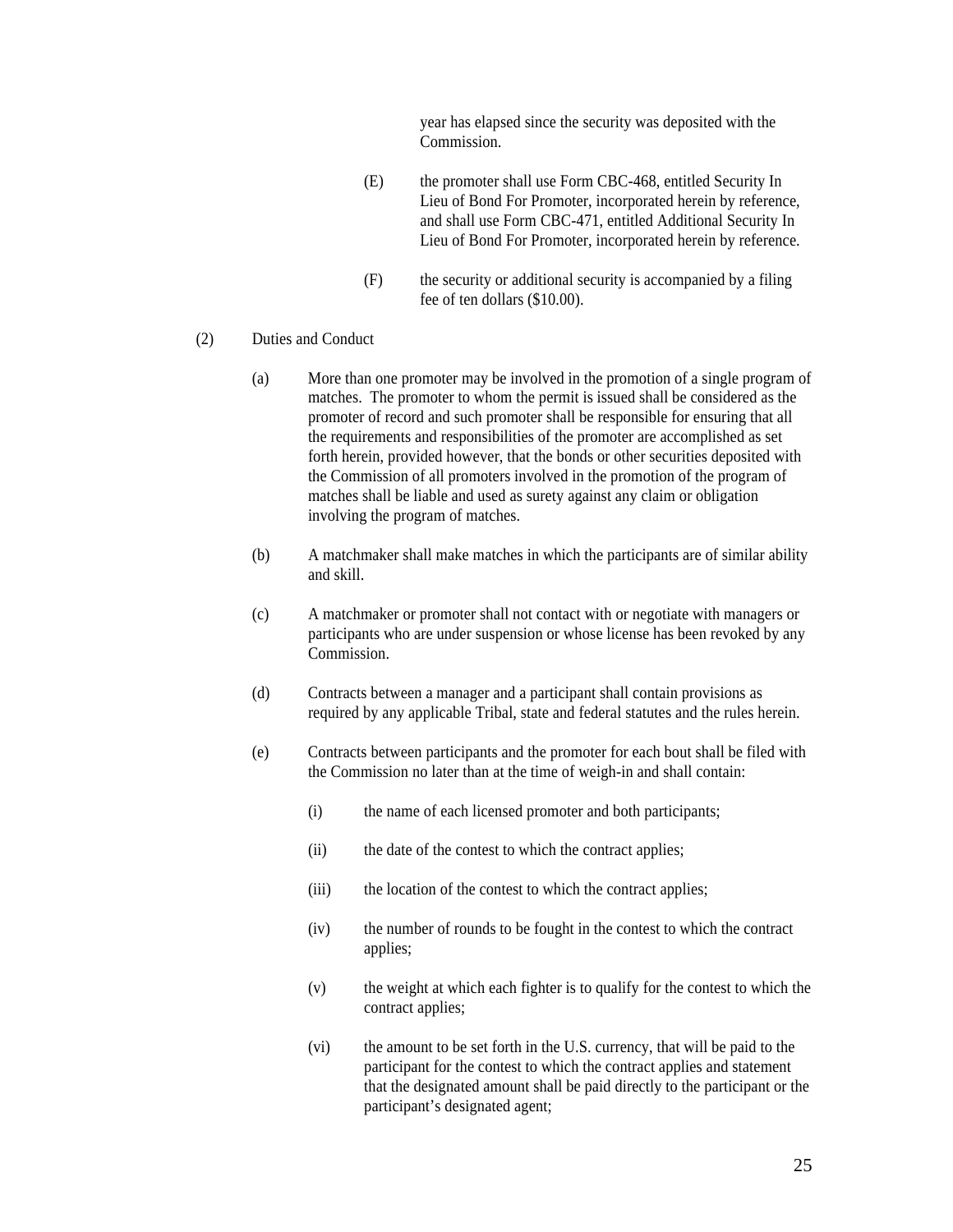year has elapsed since the security was deposited with the Commission.

(E) the promoter shall use Form CBC-468, entitled Security In Lieu of Bond For Promoter, incorporated herein by reference, and shall use Form CBC-471, entitled Additional Security In Lieu of Bond For Promoter, incorporated herein by reference.

(F) the security or additional security is accompanied by a filing fee of ten dollars ($10.00).

(2) Duties and Conduct

(a) More than one promoter may be involved in the promotion of a single program of matches. The promoter to whom the permit is issued shall be considered as the promoter of record and such promoter shall be responsible for ensuring that all the requirements and responsibilities of the promoter are accomplished as set forth herein, provided however, that the bonds or other securities deposited with the Commission of all promoters involved in the promotion of the program of matches shall be liable and used as surety against any claim or obligation involving the program of matches.

(b) A matchmaker shall make matches in which the participants are of similar ability and skill.

(c) A matchmaker or promoter shall not contact with or negotiate with managers or participants who are under suspension or whose license has been revoked by any Commission.

(d) Contracts between a manager and a participant shall contain provisions as required by any applicable Tribal, state and federal statutes and the rules herein.

(e) Contracts between participants and the promoter for each bout shall be filed with the Commission no later than at the time of weigh-in and shall contain:

(i) the name of each licensed promoter and both participants;

(ii) the date of the contest to which the contract applies;

(iii) the location of the contest to which the contract applies;

(iv) the number of rounds to be fought in the contest to which the contract applies;

(v) the weight at which each fighter is to qualify for the contest to which the contract applies;

(vi) the amount to be set forth in the U.S. currency, that will be paid to the participant for the contest to which the contract applies and statement that the designated amount shall be paid directly to the participant or the participant's designated agent;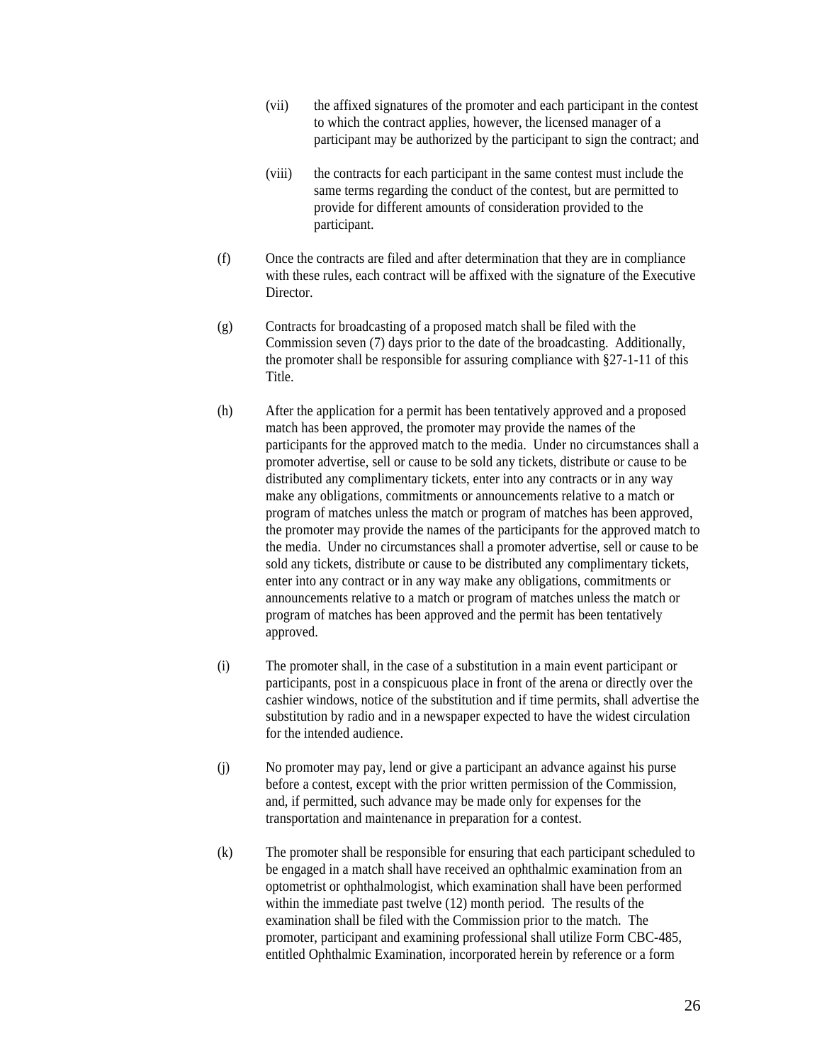(vii) the affixed signatures of the promoter and each participant in the contest to which the contract applies, however, the licensed manager of a participant may be authorized by the participant to sign the contract; and

(viii) the contracts for each participant in the same contest must include the same terms regarding the conduct of the contest, but are permitted to provide for different amounts of consideration provided to the participant.

(f) Once the contracts are filed and after determination that they are in compliance with these rules, each contract will be affixed with the signature of the Executive Director.

(g) Contracts for broadcasting of a proposed match shall be filed with the Commission seven (7) days prior to the date of the broadcasting. Additionally, the promoter shall be responsible for assuring compliance with §27-1-11 of this Title.

(h) After the application for a permit has been tentatively approved and a proposed match has been approved, the promoter may provide the names of the participants for the approved match to the media. Under no circumstances shall a promoter advertise, sell or cause to be sold any tickets, distribute or cause to be distributed any complimentary tickets, enter into any contracts or in any way make any obligations, commitments or announcements relative to a match or program of matches unless the match or program of matches has been approved, the promoter may provide the names of the participants for the approved match to the media. Under no circumstances shall a promoter advertise, sell or cause to be sold any tickets, distribute or cause to be distributed any complimentary tickets, enter into any contract or in any way make any obligations, commitments or announcements relative to a match or program of matches unless the match or program of matches has been approved and the permit has been tentatively approved.

(i) The promoter shall, in the case of a substitution in a main event participant or participants, post in a conspicuous place in front of the arena or directly over the cashier windows, notice of the substitution and if time permits, shall advertise the substitution by radio and in a newspaper expected to have the widest circulation for the intended audience.

(j) No promoter may pay, lend or give a participant an advance against his purse before a contest, except with the prior written permission of the Commission, and, if permitted, such advance may be made only for expenses for the transportation and maintenance in preparation for a contest.

(k) The promoter shall be responsible for ensuring that each participant scheduled to be engaged in a match shall have received an ophthalmic examination from an optometrist or ophthalmologist, which examination shall have been performed within the immediate past twelve (12) month period. The results of the examination shall be filed with the Commission prior to the match. The promoter, participant and examining professional shall utilize Form CBC-485, entitled Ophthalmic Examination, incorporated herein by reference or a form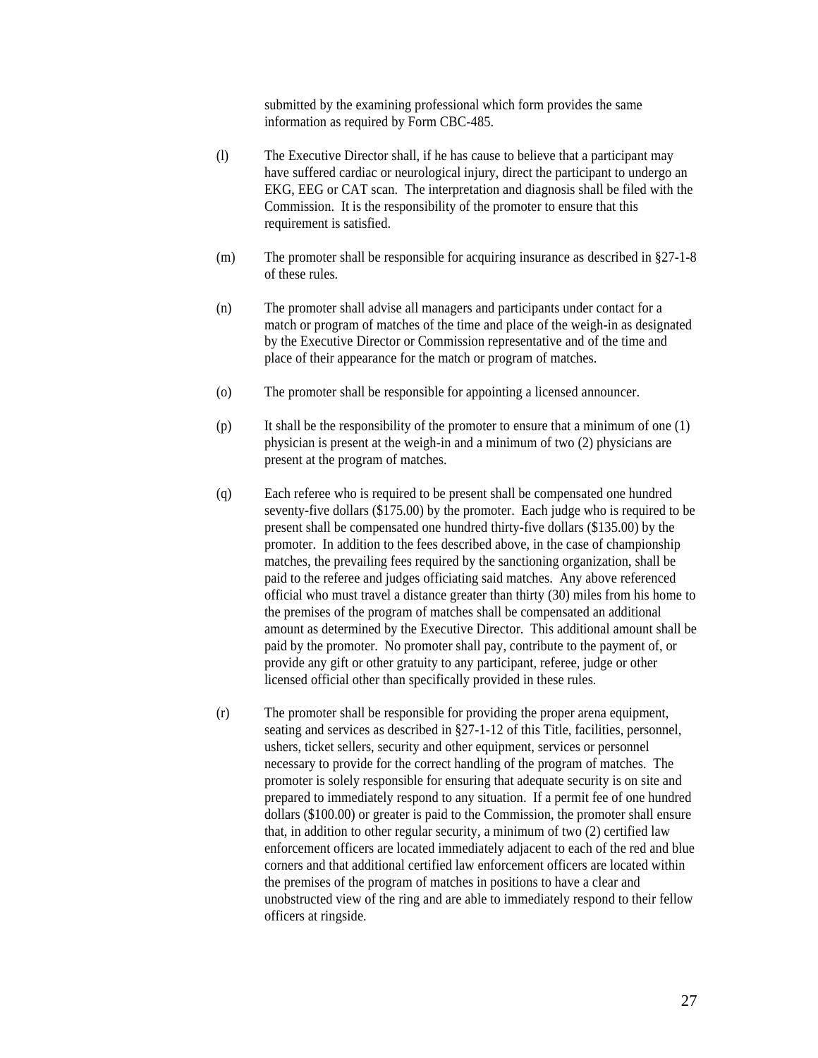submitted by the examining professional which form provides the same information as required by Form CBC-485.

(l) The Executive Director shall, if he has cause to believe that a participant may have suffered cardiac or neurological injury, direct the participant to undergo an EKG, EEG or CAT scan. The interpretation and diagnosis shall be filed with the Commission. It is the responsibility of the promoter to ensure that this requirement is satisfied.

(m) The promoter shall be responsible for acquiring insurance as described in §27-1-8 of these rules.

(n) The promoter shall advise all managers and participants under contact for a match or program of matches of the time and place of the weigh-in as designated by the Executive Director or Commission representative and of the time and place of their appearance for the match or program of matches.

(o) The promoter shall be responsible for appointing a licensed announcer.

(p) It shall be the responsibility of the promoter to ensure that a minimum of one (1) physician is present at the weigh-in and a minimum of two (2) physicians are present at the program of matches.

(q) Each referee who is required to be present shall be compensated one hundred seventy-five dollars ($175.00) by the promoter. Each judge who is required to be present shall be compensated one hundred thirty-five dollars ($135.00) by the promoter. In addition to the fees described above, in the case of championship matches, the prevailing fees required by the sanctioning organization, shall be paid to the referee and judges officiating said matches. Any above referenced official who must travel a distance greater than thirty (30) miles from his home to the premises of the program of matches shall be compensated an additional amount as determined by the Executive Director. This additional amount shall be paid by the promoter. No promoter shall pay, contribute to the payment of, or provide any gift or other gratuity to any participant, referee, judge or other licensed official other than specifically provided in these rules.

(r) The promoter shall be responsible for providing the proper arena equipment, seating and services as described in §27-1-12 of this Title, facilities, personnel, ushers, ticket sellers, security and other equipment, services or personnel necessary to provide for the correct handling of the program of matches. The promoter is solely responsible for ensuring that adequate security is on site and prepared to immediately respond to any situation. If a permit fee of one hundred dollars ($100.00) or greater is paid to the Commission, the promoter shall ensure that, in addition to other regular security, a minimum of two (2) certified law enforcement officers are located immediately adjacent to each of the red and blue corners and that additional certified law enforcement officers are located within the premises of the program of matches in positions to have a clear and unobstructed view of the ring and are able to immediately respond to their fellow officers at ringside.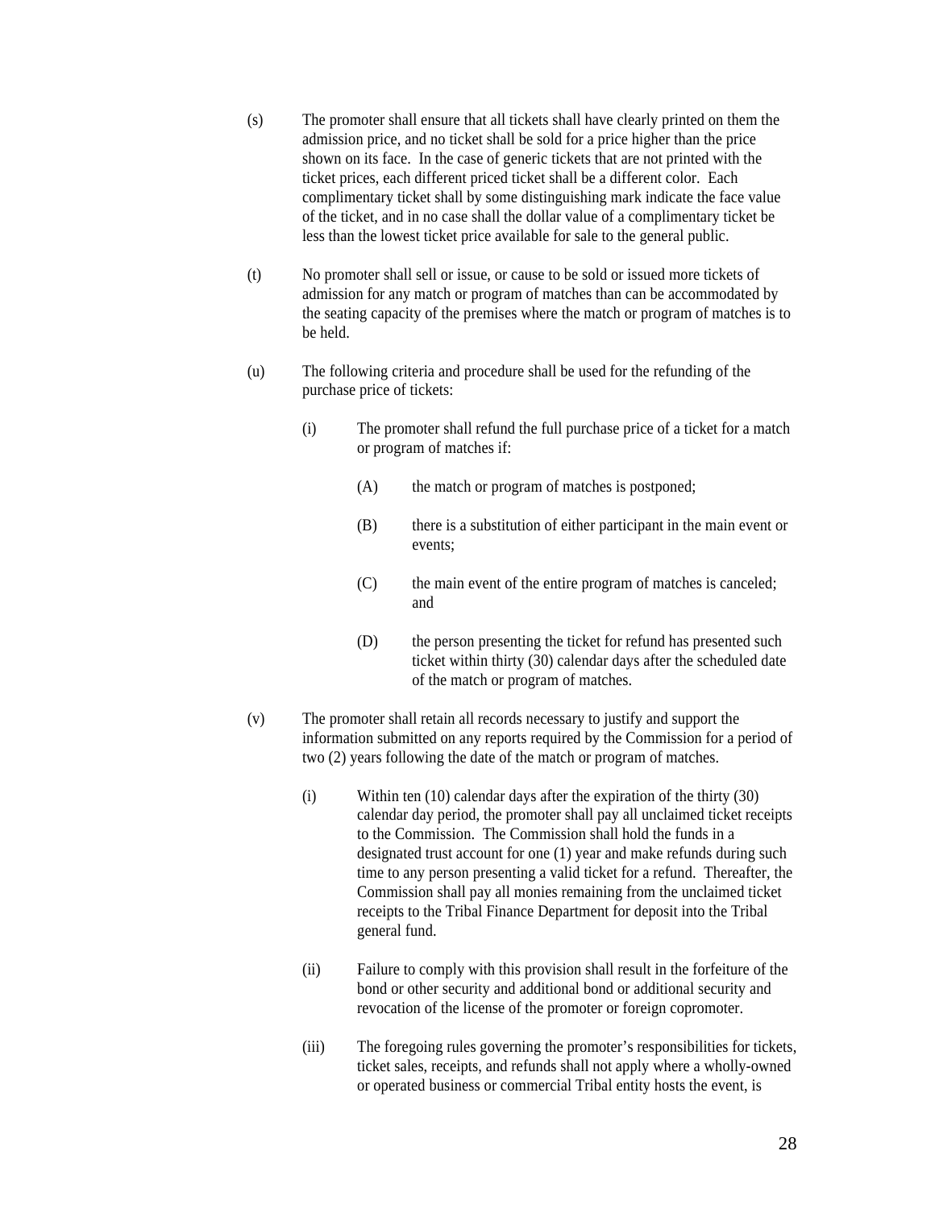(s) The promoter shall ensure that all tickets shall have clearly printed on them the admission price, and no ticket shall be sold for a price higher than the price shown on its face. In the case of generic tickets that are not printed with the ticket prices, each different priced ticket shall be a different color. Each complimentary ticket shall by some distinguishing mark indicate the face value of the ticket, and in no case shall the dollar value of a complimentary ticket be less than the lowest ticket price available for sale to the general public.

(t) No promoter shall sell or issue, or cause to be sold or issued more tickets of admission for any match or program of matches than can be accommodated by the seating capacity of the premises where the match or program of matches is to be held.

(u) The following criteria and procedure shall be used for the refunding of the purchase price of tickets:

  (i) The promoter shall refund the full purchase price of a ticket for a match or program of matches if:

    (A) the match or program of matches is postponed;

    (B) there is a substitution of either participant in the main event or events;

    (C) the main event of the entire program of matches is canceled; and

    (D) the person presenting the ticket for refund has presented such ticket within thirty (30) calendar days after the scheduled date of the match or program of matches.

(v) The promoter shall retain all records necessary to justify and support the information submitted on any reports required by the Commission for a period of two (2) years following the date of the match or program of matches.

  (i) Within ten (10) calendar days after the expiration of the thirty (30) calendar day period, the promoter shall pay all unclaimed ticket receipts to the Commission. The Commission shall hold the funds in a designated trust account for one (1) year and make refunds during such time to any person presenting a valid ticket for a refund. Thereafter, the Commission shall pay all monies remaining from the unclaimed ticket receipts to the Tribal Finance Department for deposit into the Tribal general fund.

  (ii) Failure to comply with this provision shall result in the forfeiture of the bond or other security and additional bond or additional security and revocation of the license of the promoter or foreign copromoter.

  (iii) The foregoing rules governing the promoter's responsibilities for tickets, ticket sales, receipts, and refunds shall not apply where a wholly-owned or operated business or commercial Tribal entity hosts the event, is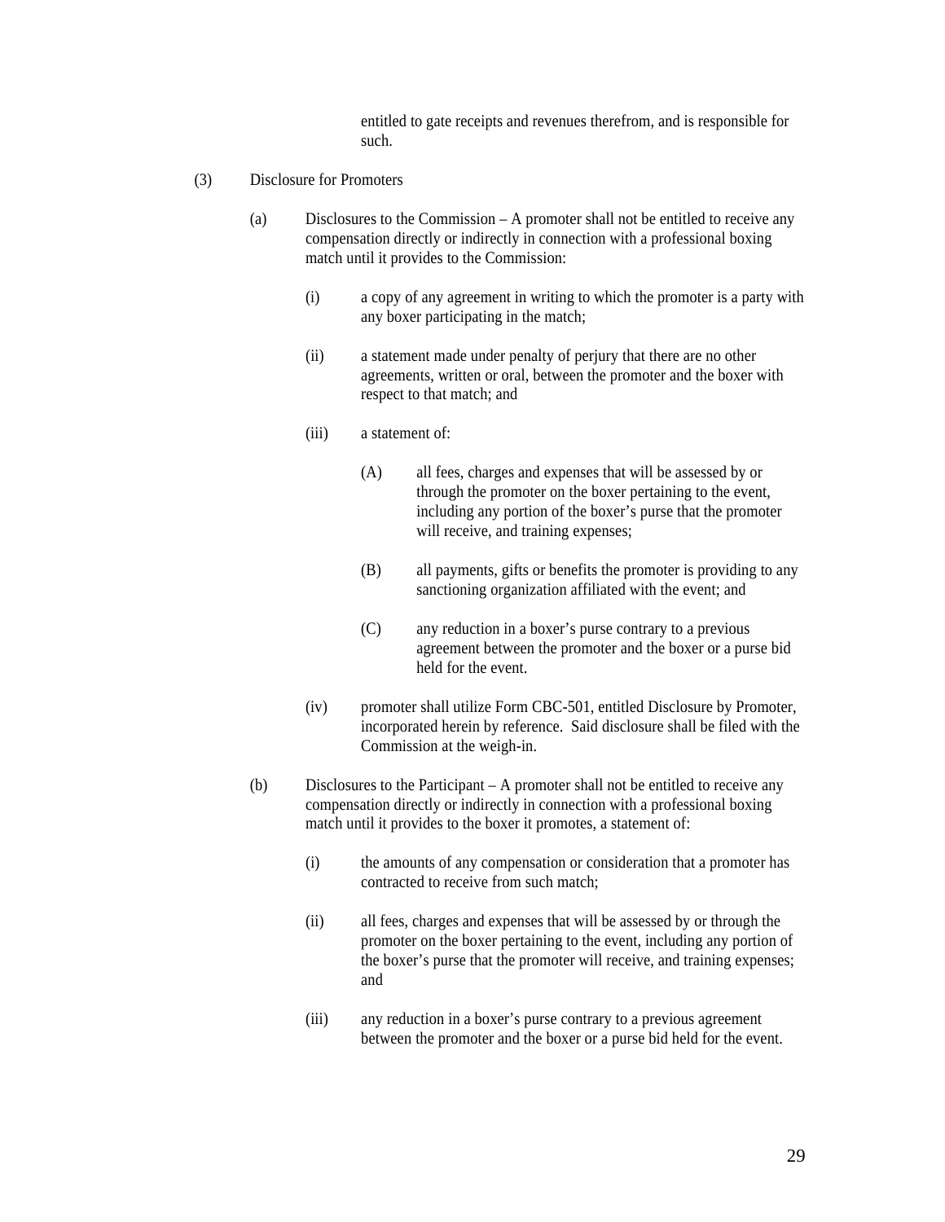entitled to gate receipts and revenues therefrom, and is responsible for such.

(3) Disclosure for Promoters

(a) Disclosures to the Commission – A promoter shall not be entitled to receive any compensation directly or indirectly in connection with a professional boxing match until it provides to the Commission:

(i) a copy of any agreement in writing to which the promoter is a party with any boxer participating in the match;

(ii) a statement made under penalty of perjury that there are no other agreements, written or oral, between the promoter and the boxer with respect to that match; and

(iii) a statement of:

(A) all fees, charges and expenses that will be assessed by or through the promoter on the boxer pertaining to the event, including any portion of the boxer's purse that the promoter will receive, and training expenses;

(B) all payments, gifts or benefits the promoter is providing to any sanctioning organization affiliated with the event; and

(C) any reduction in a boxer's purse contrary to a previous agreement between the promoter and the boxer or a purse bid held for the event.

(iv) promoter shall utilize Form CBC-501, entitled Disclosure by Promoter, incorporated herein by reference. Said disclosure shall be filed with the Commission at the weigh-in.

(b) Disclosures to the Participant – A promoter shall not be entitled to receive any compensation directly or indirectly in connection with a professional boxing match until it provides to the boxer it promotes, a statement of:

(i) the amounts of any compensation or consideration that a promoter has contracted to receive from such match;

(ii) all fees, charges and expenses that will be assessed by or through the promoter on the boxer pertaining to the event, including any portion of the boxer's purse that the promoter will receive, and training expenses; and

(iii) any reduction in a boxer's purse contrary to a previous agreement between the promoter and the boxer or a purse bid held for the event.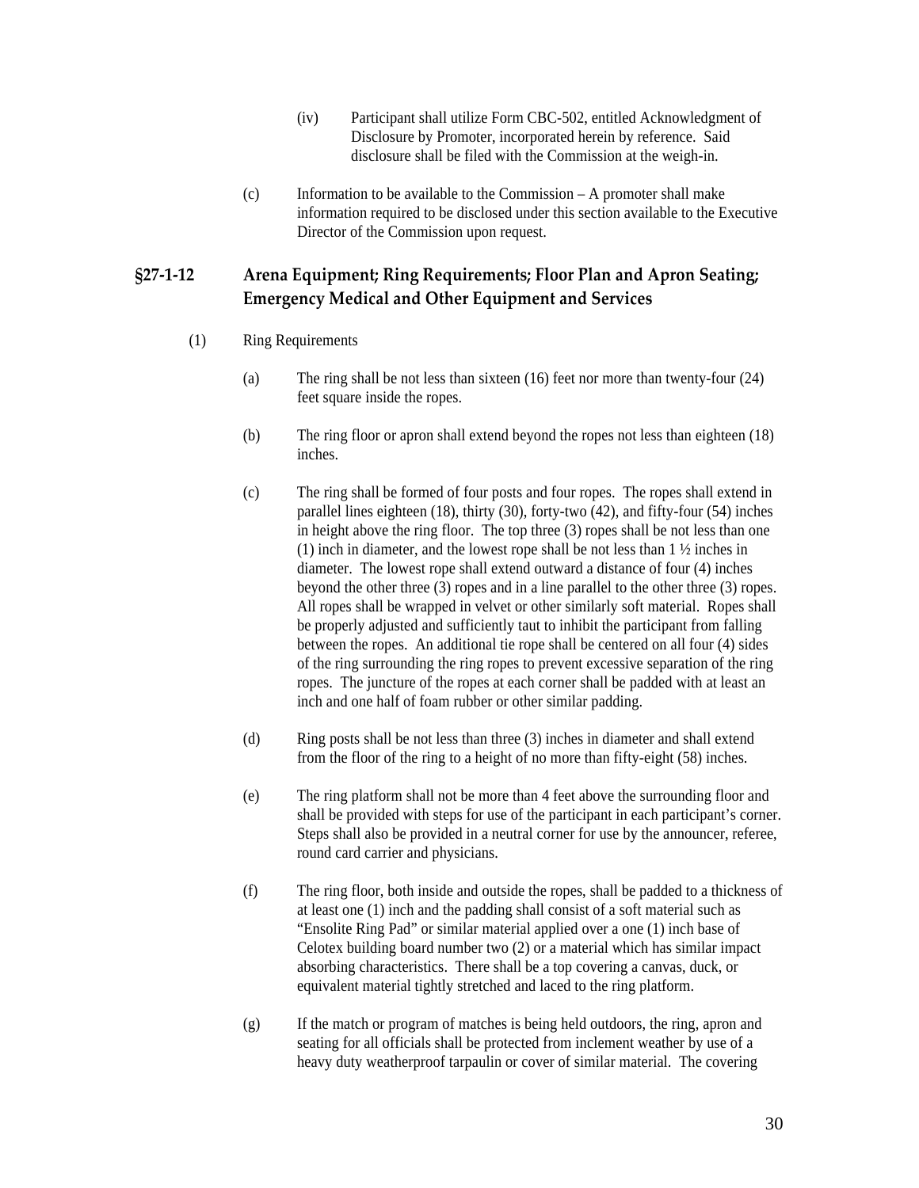(iv) Participant shall utilize Form CBC-502, entitled Acknowledgment of Disclosure by Promoter, incorporated herein by reference. Said disclosure shall be filed with the Commission at the weigh-in.

(c) Information to be available to the Commission – A promoter shall make information required to be disclosed under this section available to the Executive Director of the Commission upon request.

## §27-1-12 Arena Equipment; Ring Requirements; Floor Plan and Apron Seating; Emergency Medical and Other Equipment and Services

(1) Ring Requirements

(a) The ring shall be not less than sixteen (16) feet nor more than twenty-four (24) feet square inside the ropes.

(b) The ring floor or apron shall extend beyond the ropes not less than eighteen (18) inches.

(c) The ring shall be formed of four posts and four ropes. The ropes shall extend in parallel lines eighteen (18), thirty (30), forty-two (42), and fifty-four (54) inches in height above the ring floor. The top three (3) ropes shall be not less than one (1) inch in diameter, and the lowest rope shall be not less than 1 ½ inches in diameter. The lowest rope shall extend outward a distance of four (4) inches beyond the other three (3) ropes and in a line parallel to the other three (3) ropes. All ropes shall be wrapped in velvet or other similarly soft material. Ropes shall be properly adjusted and sufficiently taut to inhibit the participant from falling between the ropes. An additional tie rope shall be centered on all four (4) sides of the ring surrounding the ring ropes to prevent excessive separation of the ring ropes. The juncture of the ropes at each corner shall be padded with at least an inch and one half of foam rubber or other similar padding.

(d) Ring posts shall be not less than three (3) inches in diameter and shall extend from the floor of the ring to a height of no more than fifty-eight (58) inches.

(e) The ring platform shall not be more than 4 feet above the surrounding floor and shall be provided with steps for use of the participant in each participant's corner. Steps shall also be provided in a neutral corner for use by the announcer, referee, round card carrier and physicians.

(f) The ring floor, both inside and outside the ropes, shall be padded to a thickness of at least one (1) inch and the padding shall consist of a soft material such as "Ensolite Ring Pad" or similar material applied over a one (1) inch base of Celotex building board number two (2) or a material which has similar impact absorbing characteristics. There shall be a top covering a canvas, duck, or equivalent material tightly stretched and laced to the ring platform.

(g) If the match or program of matches is being held outdoors, the ring, apron and seating for all officials shall be protected from inclement weather by use of a heavy duty weatherproof tarpaulin or cover of similar material. The covering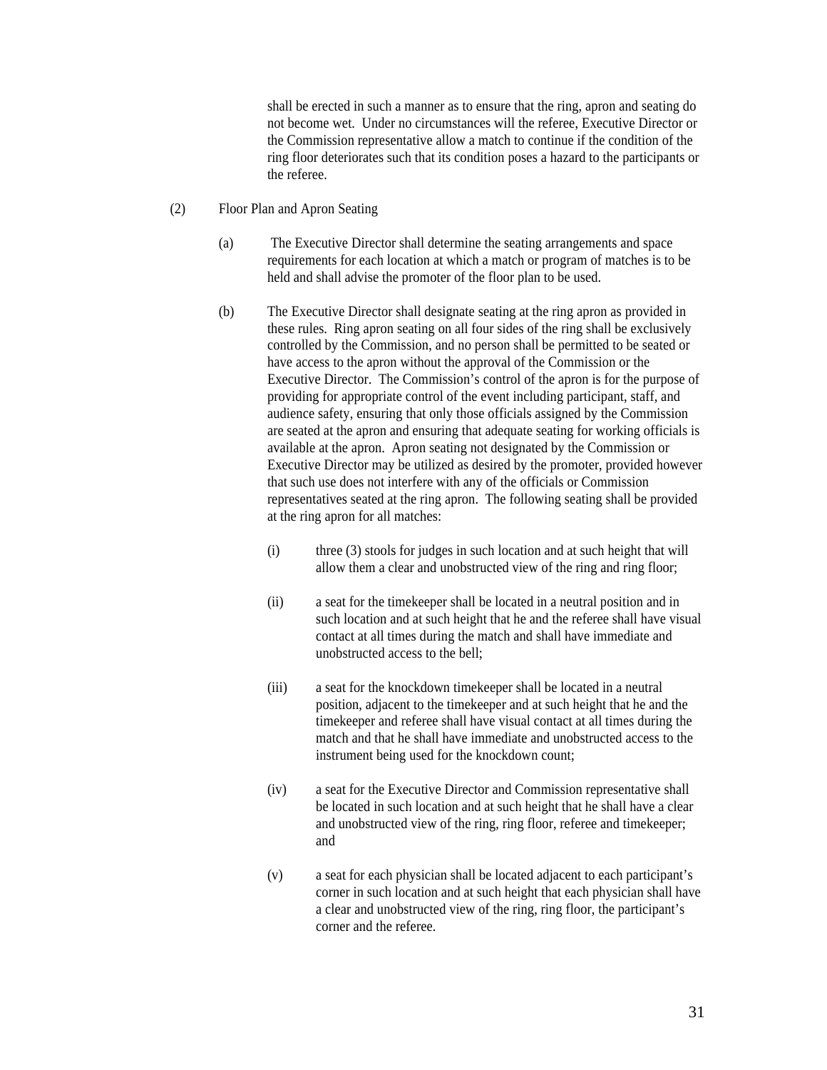shall be erected in such a manner as to ensure that the ring, apron and seating do not become wet. Under no circumstances will the referee, Executive Director or the Commission representative allow a match to continue if the condition of the ring floor deteriorates such that its condition poses a hazard to the participants or the referee.

(2) Floor Plan and Apron Seating

(a) The Executive Director shall determine the seating arrangements and space requirements for each location at which a match or program of matches is to be held and shall advise the promoter of the floor plan to be used.

(b) The Executive Director shall designate seating at the ring apron as provided in these rules. Ring apron seating on all four sides of the ring shall be exclusively controlled by the Commission, and no person shall be permitted to be seated or have access to the apron without the approval of the Commission or the Executive Director. The Commission's control of the apron is for the purpose of providing for appropriate control of the event including participant, staff, and audience safety, ensuring that only those officials assigned by the Commission are seated at the apron and ensuring that adequate seating for working officials is available at the apron. Apron seating not designated by the Commission or Executive Director may be utilized as desired by the promoter, provided however that such use does not interfere with any of the officials or Commission representatives seated at the ring apron. The following seating shall be provided at the ring apron for all matches:

(i) three (3) stools for judges in such location and at such height that will allow them a clear and unobstructed view of the ring and ring floor;

(ii) a seat for the timekeeper shall be located in a neutral position and in such location and at such height that he and the referee shall have visual contact at all times during the match and shall have immediate and unobstructed access to the bell;

(iii) a seat for the knockdown timekeeper shall be located in a neutral position, adjacent to the timekeeper and at such height that he and the timekeeper and referee shall have visual contact at all times during the match and that he shall have immediate and unobstructed access to the instrument being used for the knockdown count;

(iv) a seat for the Executive Director and Commission representative shall be located in such location and at such height that he shall have a clear and unobstructed view of the ring, ring floor, referee and timekeeper; and

(v) a seat for each physician shall be located adjacent to each participant's corner in such location and at such height that each physician shall have a clear and unobstructed view of the ring, ring floor, the participant's corner and the referee.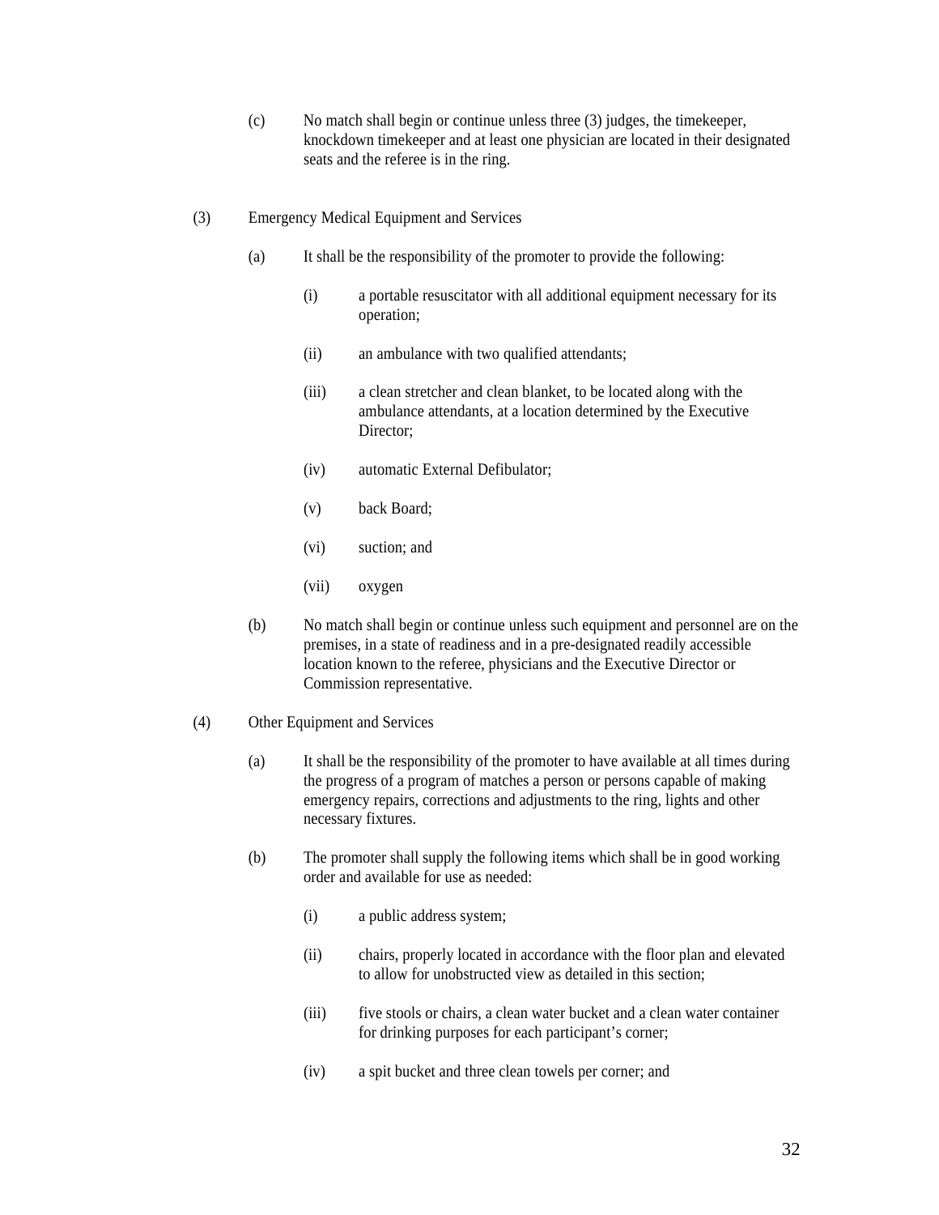(c) No match shall begin or continue unless three (3) judges, the timekeeper, knockdown timekeeper and at least one physician are located in their designated seats and the referee is in the ring.

(3) Emergency Medical Equipment and Services

(a) It shall be the responsibility of the promoter to provide the following:

(i) a portable resuscitator with all additional equipment necessary for its operation;

(ii) an ambulance with two qualified attendants;

(iii) a clean stretcher and clean blanket, to be located along with the ambulance attendants, at a location determined by the Executive Director;

(iv) automatic External Defibulator;

(v) back Board;

(vi) suction; and

(vii) oxygen

(b) No match shall begin or continue unless such equipment and personnel are on the premises, in a state of readiness and in a pre-designated readily accessible location known to the referee, physicians and the Executive Director or Commission representative.

(4) Other Equipment and Services

(a) It shall be the responsibility of the promoter to have available at all times during the progress of a program of matches a person or persons capable of making emergency repairs, corrections and adjustments to the ring, lights and other necessary fixtures.

(b) The promoter shall supply the following items which shall be in good working order and available for use as needed:

(i) a public address system;

(ii) chairs, properly located in accordance with the floor plan and elevated to allow for unobstructed view as detailed in this section;

(iii) five stools or chairs, a clean water bucket and a clean water container for drinking purposes for each participant's corner;

(iv) a spit bucket and three clean towels per corner; and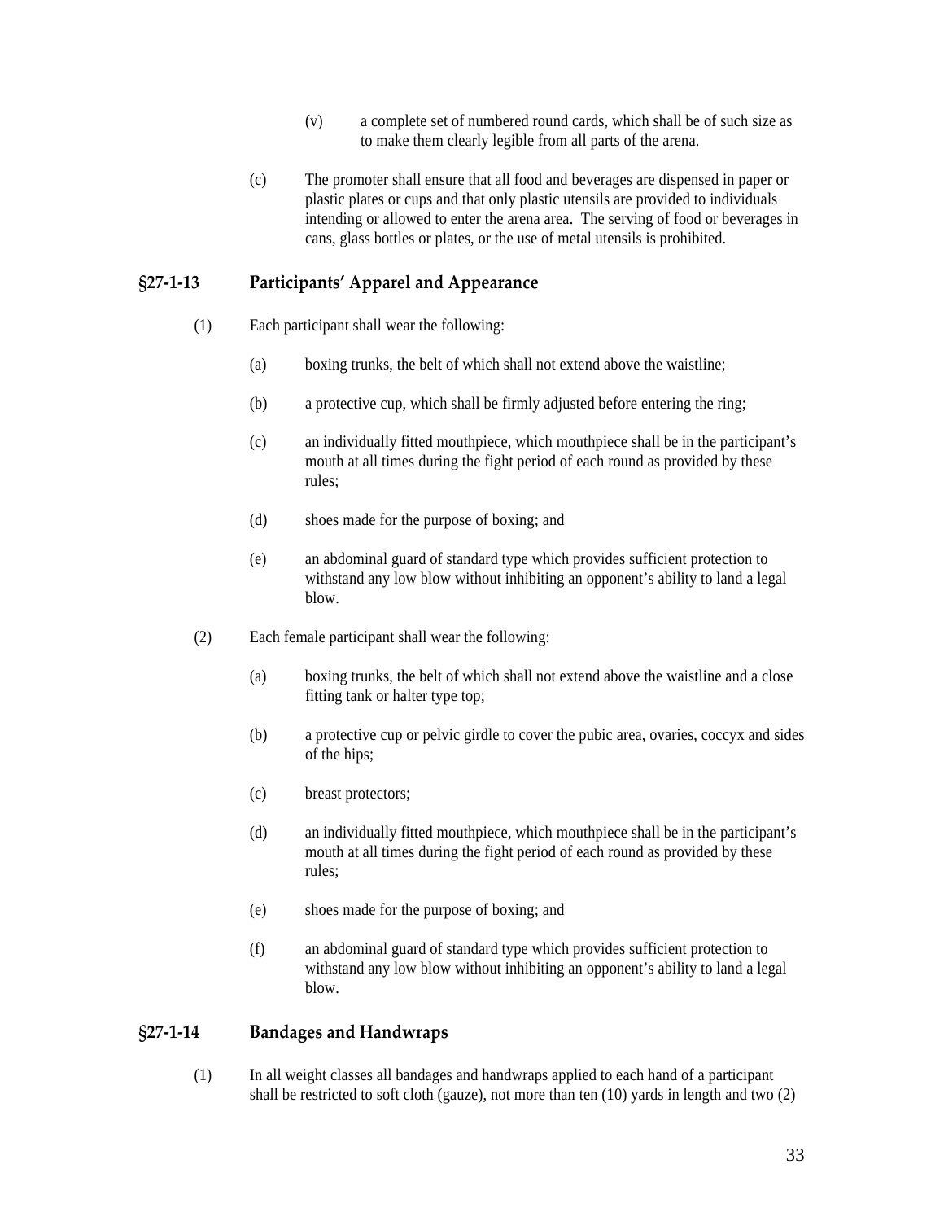(v) a complete set of numbered round cards, which shall be of such size as to make them clearly legible from all parts of the arena.

(c) The promoter shall ensure that all food and beverages are dispensed in paper or plastic plates or cups and that only plastic utensils are provided to individuals intending or allowed to enter the arena area. The serving of food or beverages in cans, glass bottles or plates, or the use of metal utensils is prohibited.

## §27-1-13 Participants' Apparel and Appearance

(1) Each participant shall wear the following:

(a) boxing trunks, the belt of which shall not extend above the waistline;

(b) a protective cup, which shall be firmly adjusted before entering the ring;

(c) an individually fitted mouthpiece, which mouthpiece shall be in the participant's mouth at all times during the fight period of each round as provided by these rules;

(d) shoes made for the purpose of boxing; and

(e) an abdominal guard of standard type which provides sufficient protection to withstand any low blow without inhibiting an opponent's ability to land a legal blow.

(2) Each female participant shall wear the following:

(a) boxing trunks, the belt of which shall not extend above the waistline and a close fitting tank or halter type top;

(b) a protective cup or pelvic girdle to cover the pubic area, ovaries, coccyx and sides of the hips;

(c) breast protectors;

(d) an individually fitted mouthpiece, which mouthpiece shall be in the participant's mouth at all times during the fight period of each round as provided by these rules;

(e) shoes made for the purpose of boxing; and

(f) an abdominal guard of standard type which provides sufficient protection to withstand any low blow without inhibiting an opponent's ability to land a legal blow.

## §27-1-14 Bandages and Handwraps

(1) In all weight classes all bandages and handwraps applied to each hand of a participant shall be restricted to soft cloth (gauze), not more than ten (10) yards in length and two (2)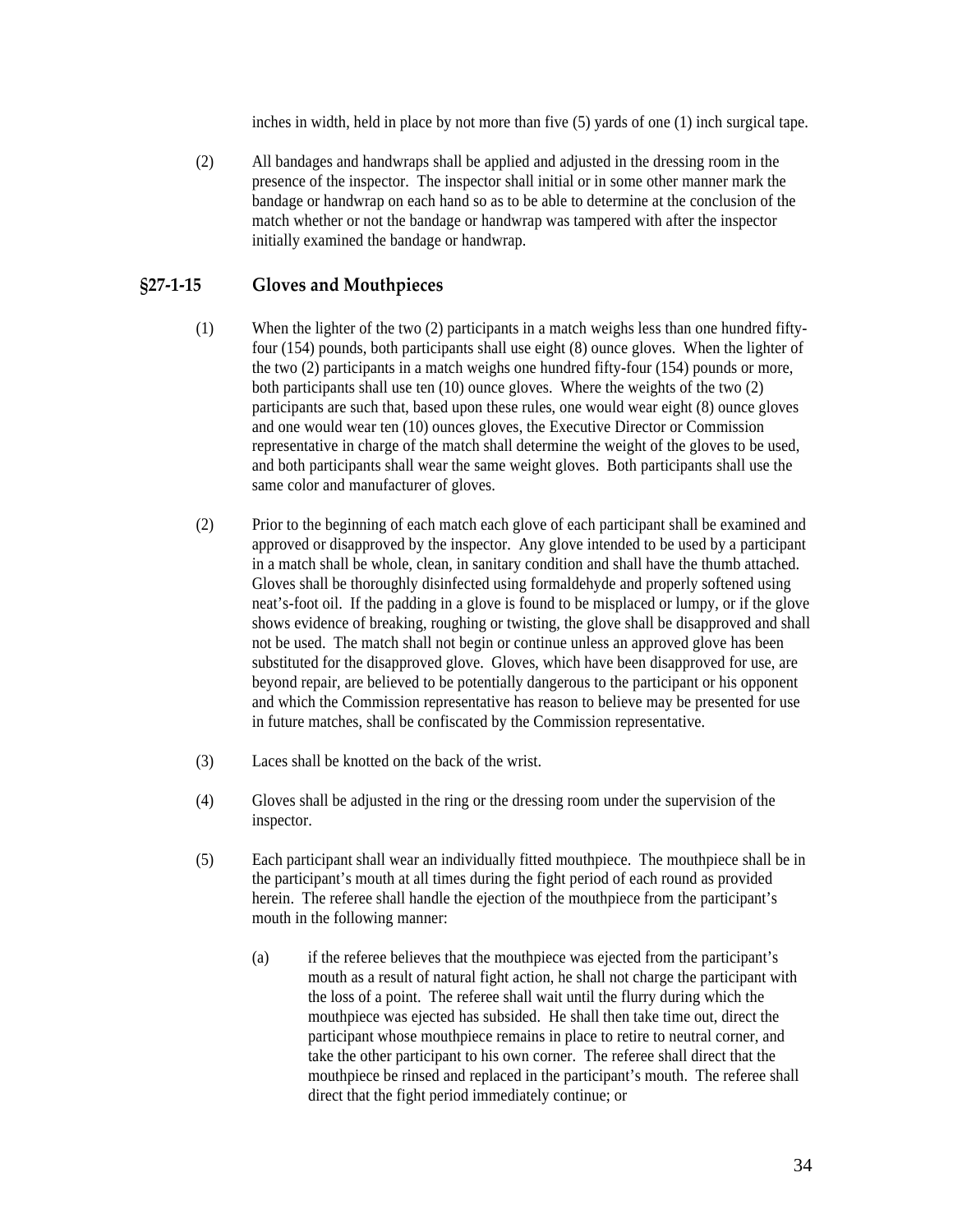inches in width, held in place by not more than five (5) yards of one (1) inch surgical tape.

(2) All bandages and handwraps shall be applied and adjusted in the dressing room in the presence of the inspector. The inspector shall initial or in some other manner mark the bandage or handwrap on each hand so as to be able to determine at the conclusion of the match whether or not the bandage or handwrap was tampered with after the inspector initially examined the bandage or handwrap.

## §27-1-15 Gloves and Mouthpieces

(1) When the lighter of the two (2) participants in a match weighs less than one hundred fifty-four (154) pounds, both participants shall use eight (8) ounce gloves. When the lighter of the two (2) participants in a match weighs one hundred fifty-four (154) pounds or more, both participants shall use ten (10) ounce gloves. Where the weights of the two (2) participants are such that, based upon these rules, one would wear eight (8) ounce gloves and one would wear ten (10) ounces gloves, the Executive Director or Commission representative in charge of the match shall determine the weight of the gloves to be used, and both participants shall wear the same weight gloves. Both participants shall use the same color and manufacturer of gloves.

(2) Prior to the beginning of each match each glove of each participant shall be examined and approved or disapproved by the inspector. Any glove intended to be used by a participant in a match shall be whole, clean, in sanitary condition and shall have the thumb attached. Gloves shall be thoroughly disinfected using formaldehyde and properly softened using neat's-foot oil. If the padding in a glove is found to be misplaced or lumpy, or if the glove shows evidence of breaking, roughing or twisting, the glove shall be disapproved and shall not be used. The match shall not begin or continue unless an approved glove has been substituted for the disapproved glove. Gloves, which have been disapproved for use, are beyond repair, are believed to be potentially dangerous to the participant or his opponent and which the Commission representative has reason to believe may be presented for use in future matches, shall be confiscated by the Commission representative.

(3) Laces shall be knotted on the back of the wrist.

(4) Gloves shall be adjusted in the ring or the dressing room under the supervision of the inspector.

(5) Each participant shall wear an individually fitted mouthpiece. The mouthpiece shall be in the participant's mouth at all times during the fight period of each round as provided herein. The referee shall handle the ejection of the mouthpiece from the participant's mouth in the following manner:

  (a) if the referee believes that the mouthpiece was ejected from the participant's mouth as a result of natural fight action, he shall not charge the participant with the loss of a point. The referee shall wait until the flurry during which the mouthpiece was ejected has subsided. He shall then take time out, direct the participant whose mouthpiece remains in place to retire to neutral corner, and take the other participant to his own corner. The referee shall direct that the mouthpiece be rinsed and replaced in the participant's mouth. The referee shall direct that the fight period immediately continue; or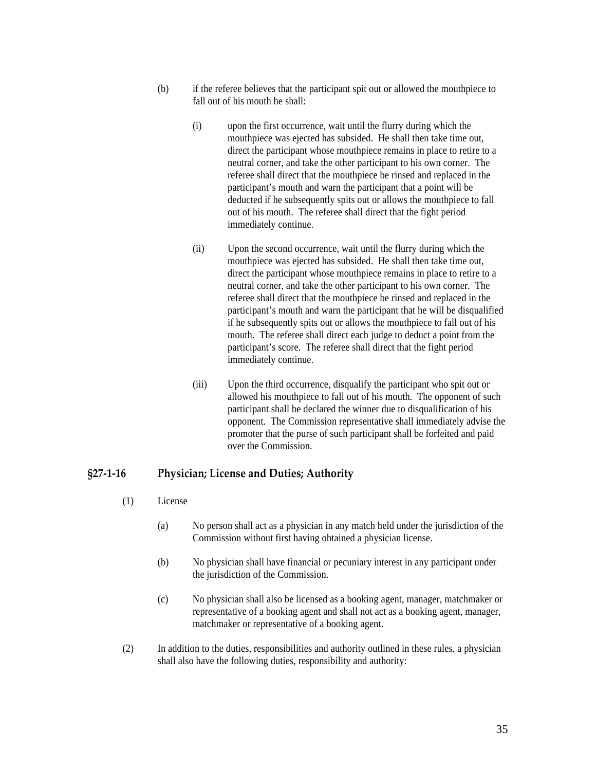(b) if the referee believes that the participant spit out or allowed the mouthpiece to fall out of his mouth he shall:

(i) upon the first occurrence, wait until the flurry during which the mouthpiece was ejected has subsided. He shall then take time out, direct the participant whose mouthpiece remains in place to retire to a neutral corner, and take the other participant to his own corner. The referee shall direct that the mouthpiece be rinsed and replaced in the participant's mouth and warn the participant that a point will be deducted if he subsequently spits out or allows the mouthpiece to fall out of his mouth. The referee shall direct that the fight period immediately continue.

(ii) Upon the second occurrence, wait until the flurry during which the mouthpiece was ejected has subsided. He shall then take time out, direct the participant whose mouthpiece remains in place to retire to a neutral corner, and take the other participant to his own corner. The referee shall direct that the mouthpiece be rinsed and replaced in the participant's mouth and warn the participant that he will be disqualified if he subsequently spits out or allows the mouthpiece to fall out of his mouth. The referee shall direct each judge to deduct a point from the participant's score. The referee shall direct that the fight period immediately continue.

(iii) Upon the third occurrence, disqualify the participant who spit out or allowed his mouthpiece to fall out of his mouth. The opponent of such participant shall be declared the winner due to disqualification of his opponent. The Commission representative shall immediately advise the promoter that the purse of such participant shall be forfeited and paid over the Commission.

## §27-1-16 Physician; License and Duties; Authority

(1) License

(a) No person shall act as a physician in any match held under the jurisdiction of the Commission without first having obtained a physician license.

(b) No physician shall have financial or pecuniary interest in any participant under the jurisdiction of the Commission.

(c) No physician shall also be licensed as a booking agent, manager, matchmaker or representative of a booking agent and shall not act as a booking agent, manager, matchmaker or representative of a booking agent.

(2) In addition to the duties, responsibilities and authority outlined in these rules, a physician shall also have the following duties, responsibility and authority: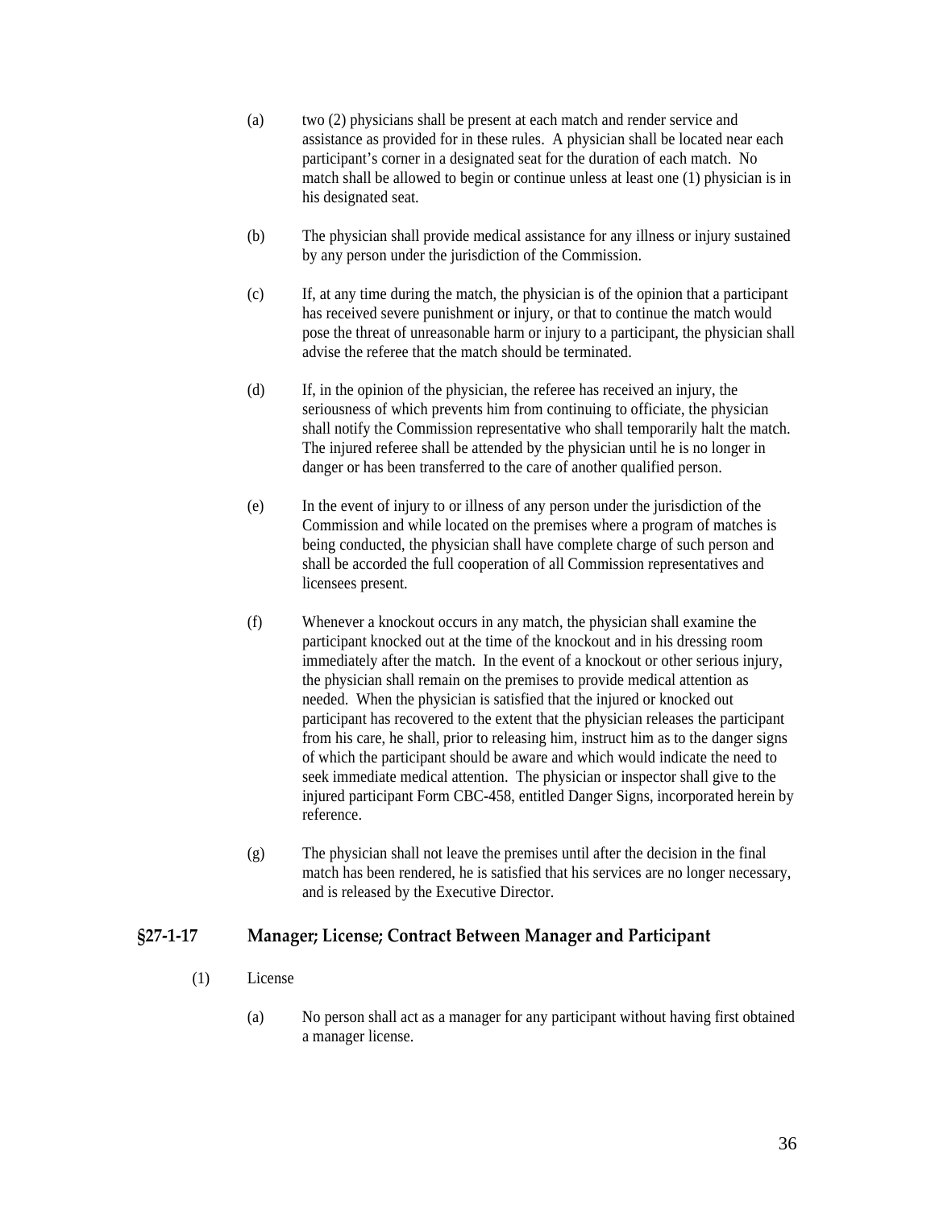(a) two (2) physicians shall be present at each match and render service and assistance as provided for in these rules. A physician shall be located near each participant's corner in a designated seat for the duration of each match. No match shall be allowed to begin or continue unless at least one (1) physician is in his designated seat.

(b) The physician shall provide medical assistance for any illness or injury sustained by any person under the jurisdiction of the Commission.

(c) If, at any time during the match, the physician is of the opinion that a participant has received severe punishment or injury, or that to continue the match would pose the threat of unreasonable harm or injury to a participant, the physician shall advise the referee that the match should be terminated.

(d) If, in the opinion of the physician, the referee has received an injury, the seriousness of which prevents him from continuing to officiate, the physician shall notify the Commission representative who shall temporarily halt the match. The injured referee shall be attended by the physician until he is no longer in danger or has been transferred to the care of another qualified person.

(e) In the event of injury to or illness of any person under the jurisdiction of the Commission and while located on the premises where a program of matches is being conducted, the physician shall have complete charge of such person and shall be accorded the full cooperation of all Commission representatives and licensees present.

(f) Whenever a knockout occurs in any match, the physician shall examine the participant knocked out at the time of the knockout and in his dressing room immediately after the match. In the event of a knockout or other serious injury, the physician shall remain on the premises to provide medical attention as needed. When the physician is satisfied that the injured or knocked out participant has recovered to the extent that the physician releases the participant from his care, he shall, prior to releasing him, instruct him as to the danger signs of which the participant should be aware and which would indicate the need to seek immediate medical attention. The physician or inspector shall give to the injured participant Form CBC-458, entitled Danger Signs, incorporated herein by reference.

(g) The physician shall not leave the premises until after the decision in the final match has been rendered, he is satisfied that his services are no longer necessary, and is released by the Executive Director.

## §27-1-17 Manager; License; Contract Between Manager and Participant

(1) License

(a) No person shall act as a manager for any participant without having first obtained a manager license.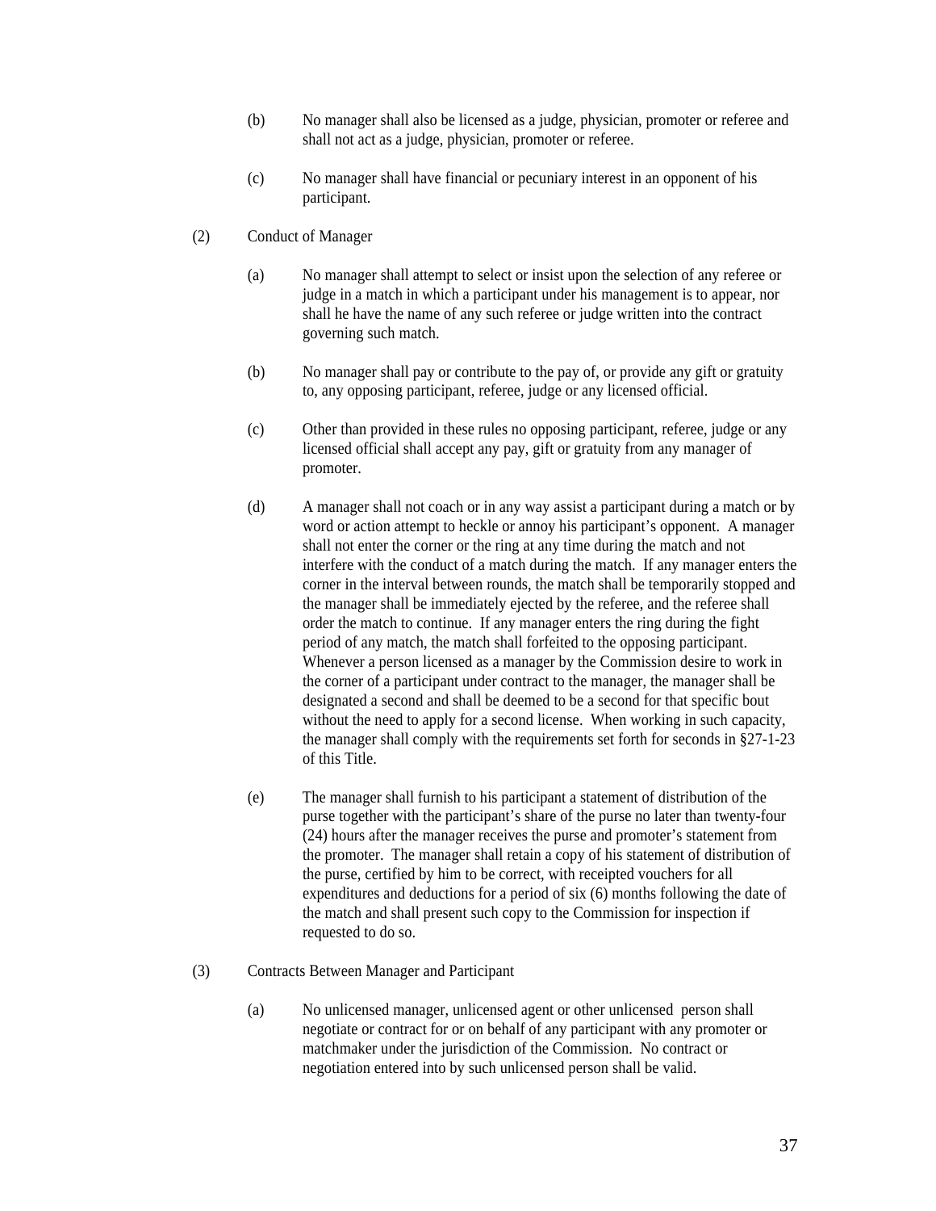(b) No manager shall also be licensed as a judge, physician, promoter or referee and shall not act as a judge, physician, promoter or referee.

(c) No manager shall have financial or pecuniary interest in an opponent of his participant.

(2) Conduct of Manager

(a) No manager shall attempt to select or insist upon the selection of any referee or judge in a match in which a participant under his management is to appear, nor shall he have the name of any such referee or judge written into the contract governing such match.

(b) No manager shall pay or contribute to the pay of, or provide any gift or gratuity to, any opposing participant, referee, judge or any licensed official.

(c) Other than provided in these rules no opposing participant, referee, judge or any licensed official shall accept any pay, gift or gratuity from any manager of promoter.

(d) A manager shall not coach or in any way assist a participant during a match or by word or action attempt to heckle or annoy his participant's opponent. A manager shall not enter the corner or the ring at any time during the match and not interfere with the conduct of a match during the match. If any manager enters the corner in the interval between rounds, the match shall be temporarily stopped and the manager shall be immediately ejected by the referee, and the referee shall order the match to continue. If any manager enters the ring during the fight period of any match, the match shall forfeited to the opposing participant. Whenever a person licensed as a manager by the Commission desire to work in the corner of a participant under contract to the manager, the manager shall be designated a second and shall be deemed to be a second for that specific bout without the need to apply for a second license. When working in such capacity, the manager shall comply with the requirements set forth for seconds in §27-1-23 of this Title.

(e) The manager shall furnish to his participant a statement of distribution of the purse together with the participant's share of the purse no later than twenty-four (24) hours after the manager receives the purse and promoter's statement from the promoter. The manager shall retain a copy of his statement of distribution of the purse, certified by him to be correct, with receipted vouchers for all expenditures and deductions for a period of six (6) months following the date of the match and shall present such copy to the Commission for inspection if requested to do so.

(3) Contracts Between Manager and Participant

(a) No unlicensed manager, unlicensed agent or other unlicensed person shall negotiate or contract for or on behalf of any participant with any promoter or matchmaker under the jurisdiction of the Commission. No contract or negotiation entered into by such unlicensed person shall be valid.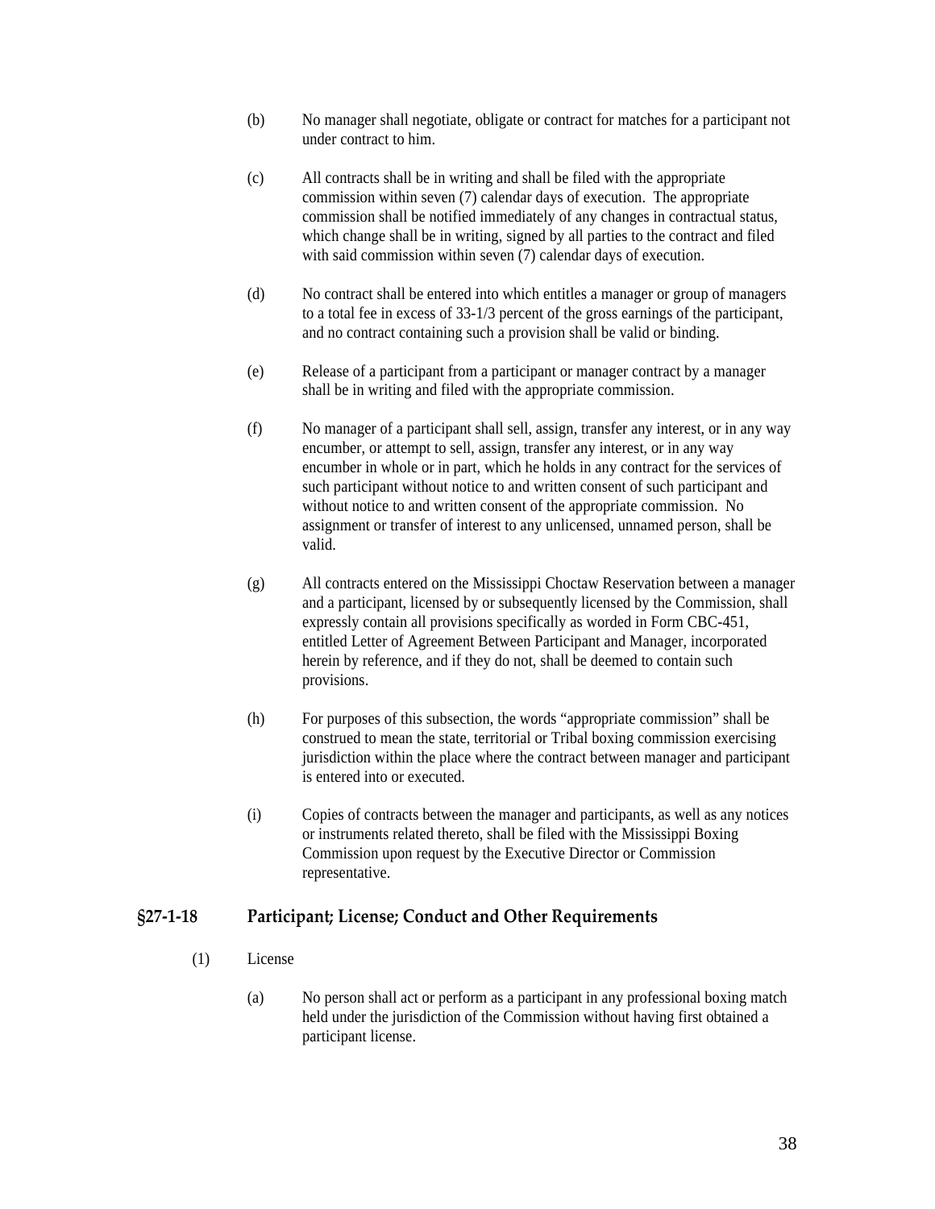(b) No manager shall negotiate, obligate or contract for matches for a participant not under contract to him.

(c) All contracts shall be in writing and shall be filed with the appropriate commission within seven (7) calendar days of execution. The appropriate commission shall be notified immediately of any changes in contractual status, which change shall be in writing, signed by all parties to the contract and filed with said commission within seven (7) calendar days of execution.

(d) No contract shall be entered into which entitles a manager or group of managers to a total fee in excess of 33-1/3 percent of the gross earnings of the participant, and no contract containing such a provision shall be valid or binding.

(e) Release of a participant from a participant or manager contract by a manager shall be in writing and filed with the appropriate commission.

(f) No manager of a participant shall sell, assign, transfer any interest, or in any way encumber, or attempt to sell, assign, transfer any interest, or in any way encumber in whole or in part, which he holds in any contract for the services of such participant without notice to and written consent of such participant and without notice to and written consent of the appropriate commission. No assignment or transfer of interest to any unlicensed, unnamed person, shall be valid.

(g) All contracts entered on the Mississippi Choctaw Reservation between a manager and a participant, licensed by or subsequently licensed by the Commission, shall expressly contain all provisions specifically as worded in Form CBC-451, entitled Letter of Agreement Between Participant and Manager, incorporated herein by reference, and if they do not, shall be deemed to contain such provisions.

(h) For purposes of this subsection, the words “appropriate commission” shall be construed to mean the state, territorial or Tribal boxing commission exercising jurisdiction within the place where the contract between manager and participant is entered into or executed.

(i) Copies of contracts between the manager and participants, as well as any notices or instruments related thereto, shall be filed with the Mississippi Boxing Commission upon request by the Executive Director or Commission representative.

## §27-1-18 Participant; License; Conduct and Other Requirements

(1) License

(a) No person shall act or perform as a participant in any professional boxing match held under the jurisdiction of the Commission without having first obtained a participant license.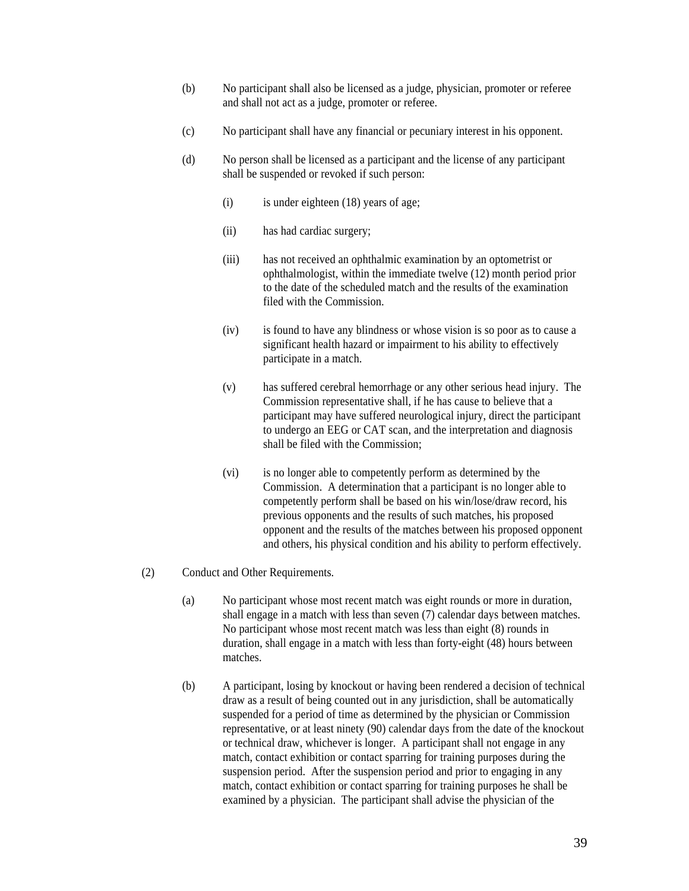(b) No participant shall also be licensed as a judge, physician, promoter or referee and shall not act as a judge, promoter or referee.

(c) No participant shall have any financial or pecuniary interest in his opponent.

(d) No person shall be licensed as a participant and the license of any participant shall be suspended or revoked if such person:

(i) is under eighteen (18) years of age;

(ii) has had cardiac surgery;

(iii) has not received an ophthalmic examination by an optometrist or ophthalmologist, within the immediate twelve (12) month period prior to the date of the scheduled match and the results of the examination filed with the Commission.

(iv) is found to have any blindness or whose vision is so poor as to cause a significant health hazard or impairment to his ability to effectively participate in a match.

(v) has suffered cerebral hemorrhage or any other serious head injury. The Commission representative shall, if he has cause to believe that a participant may have suffered neurological injury, direct the participant to undergo an EEG or CAT scan, and the interpretation and diagnosis shall be filed with the Commission;

(vi) is no longer able to competently perform as determined by the Commission. A determination that a participant is no longer able to competently perform shall be based on his win/lose/draw record, his previous opponents and the results of such matches, his proposed opponent and the results of the matches between his proposed opponent and others, his physical condition and his ability to perform effectively.

(2) Conduct and Other Requirements.

(a) No participant whose most recent match was eight rounds or more in duration, shall engage in a match with less than seven (7) calendar days between matches. No participant whose most recent match was less than eight (8) rounds in duration, shall engage in a match with less than forty-eight (48) hours between matches.

(b) A participant, losing by knockout or having been rendered a decision of technical draw as a result of being counted out in any jurisdiction, shall be automatically suspended for a period of time as determined by the physician or Commission representative, or at least ninety (90) calendar days from the date of the knockout or technical draw, whichever is longer. A participant shall not engage in any match, contact exhibition or contact sparring for training purposes during the suspension period. After the suspension period and prior to engaging in any match, contact exhibition or contact sparring for training purposes he shall be examined by a physician. The participant shall advise the physician of the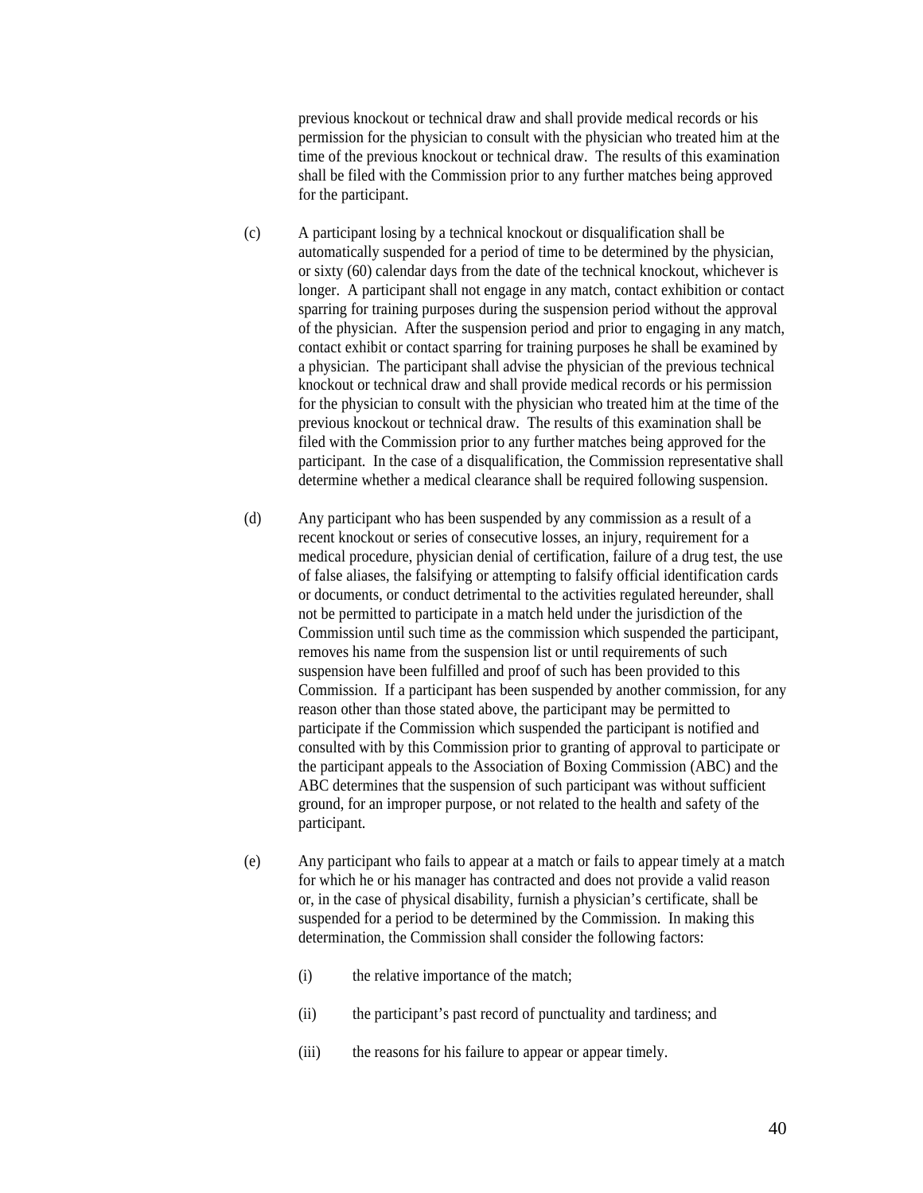previous knockout or technical draw and shall provide medical records or his permission for the physician to consult with the physician who treated him at the time of the previous knockout or technical draw. The results of this examination shall be filed with the Commission prior to any further matches being approved for the participant.

(c) A participant losing by a technical knockout or disqualification shall be automatically suspended for a period of time to be determined by the physician, or sixty (60) calendar days from the date of the technical knockout, whichever is longer. A participant shall not engage in any match, contact exhibition or contact sparring for training purposes during the suspension period without the approval of the physician. After the suspension period and prior to engaging in any match, contact exhibit or contact sparring for training purposes he shall be examined by a physician. The participant shall advise the physician of the previous technical knockout or technical draw and shall provide medical records or his permission for the physician to consult with the physician who treated him at the time of the previous knockout or technical draw. The results of this examination shall be filed with the Commission prior to any further matches being approved for the participant. In the case of a disqualification, the Commission representative shall determine whether a medical clearance shall be required following suspension.

(d) Any participant who has been suspended by any commission as a result of a recent knockout or series of consecutive losses, an injury, requirement for a medical procedure, physician denial of certification, failure of a drug test, the use of false aliases, the falsifying or attempting to falsify official identification cards or documents, or conduct detrimental to the activities regulated hereunder, shall not be permitted to participate in a match held under the jurisdiction of the Commission until such time as the commission which suspended the participant, removes his name from the suspension list or until requirements of such suspension have been fulfilled and proof of such has been provided to this Commission. If a participant has been suspended by another commission, for any reason other than those stated above, the participant may be permitted to participate if the Commission which suspended the participant is notified and consulted with by this Commission prior to granting of approval to participate or the participant appeals to the Association of Boxing Commission (ABC) and the ABC determines that the suspension of such participant was without sufficient ground, for an improper purpose, or not related to the health and safety of the participant.

(e) Any participant who fails to appear at a match or fails to appear timely at a match for which he or his manager has contracted and does not provide a valid reason or, in the case of physical disability, furnish a physician's certificate, shall be suspended for a period to be determined by the Commission. In making this determination, the Commission shall consider the following factors:

(i) the relative importance of the match;

(ii) the participant's past record of punctuality and tardiness; and

(iii) the reasons for his failure to appear or appear timely.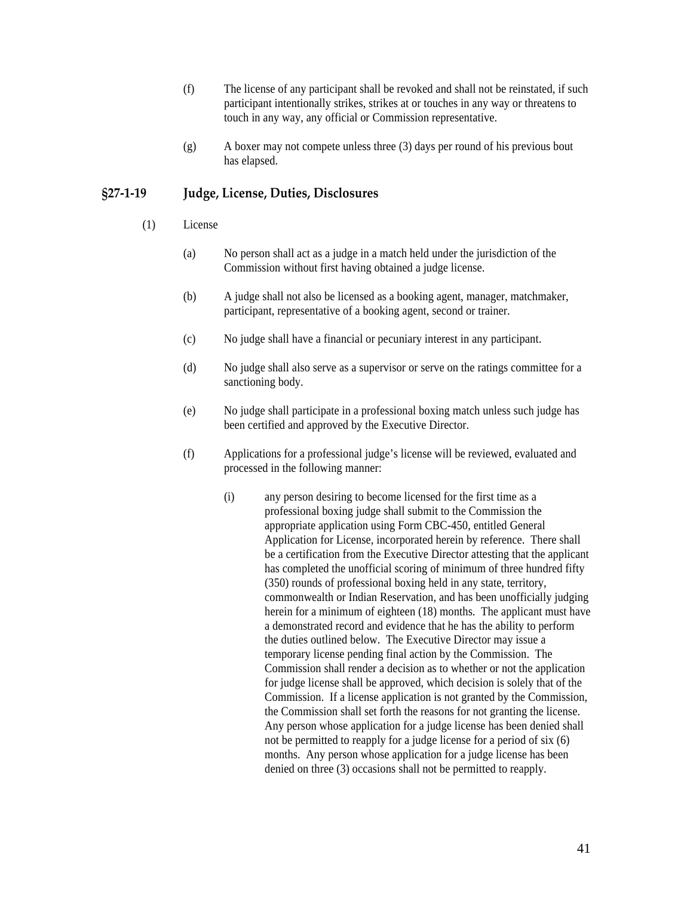(f) The license of any participant shall be revoked and shall not be reinstated, if such participant intentionally strikes, strikes at or touches in any way or threatens to touch in any way, any official or Commission representative.

(g) A boxer may not compete unless three (3) days per round of his previous bout has elapsed.

## §27-1-19 Judge, License, Duties, Disclosures

(1) License

(a) No person shall act as a judge in a match held under the jurisdiction of the Commission without first having obtained a judge license.

(b) A judge shall not also be licensed as a booking agent, manager, matchmaker, participant, representative of a booking agent, second or trainer.

(c) No judge shall have a financial or pecuniary interest in any participant.

(d) No judge shall also serve as a supervisor or serve on the ratings committee for a sanctioning body.

(e) No judge shall participate in a professional boxing match unless such judge has been certified and approved by the Executive Director.

(f) Applications for a professional judge's license will be reviewed, evaluated and processed in the following manner:

(i) any person desiring to become licensed for the first time as a professional boxing judge shall submit to the Commission the appropriate application using Form CBC-450, entitled General Application for License, incorporated herein by reference. There shall be a certification from the Executive Director attesting that the applicant has completed the unofficial scoring of minimum of three hundred fifty (350) rounds of professional boxing held in any state, territory, commonwealth or Indian Reservation, and has been unofficially judging herein for a minimum of eighteen (18) months. The applicant must have a demonstrated record and evidence that he has the ability to perform the duties outlined below. The Executive Director may issue a temporary license pending final action by the Commission. The Commission shall render a decision as to whether or not the application for judge license shall be approved, which decision is solely that of the Commission. If a license application is not granted by the Commission, the Commission shall set forth the reasons for not granting the license. Any person whose application for a judge license has been denied shall not be permitted to reapply for a judge license for a period of six (6) months. Any person whose application for a judge license has been denied on three (3) occasions shall not be permitted to reapply.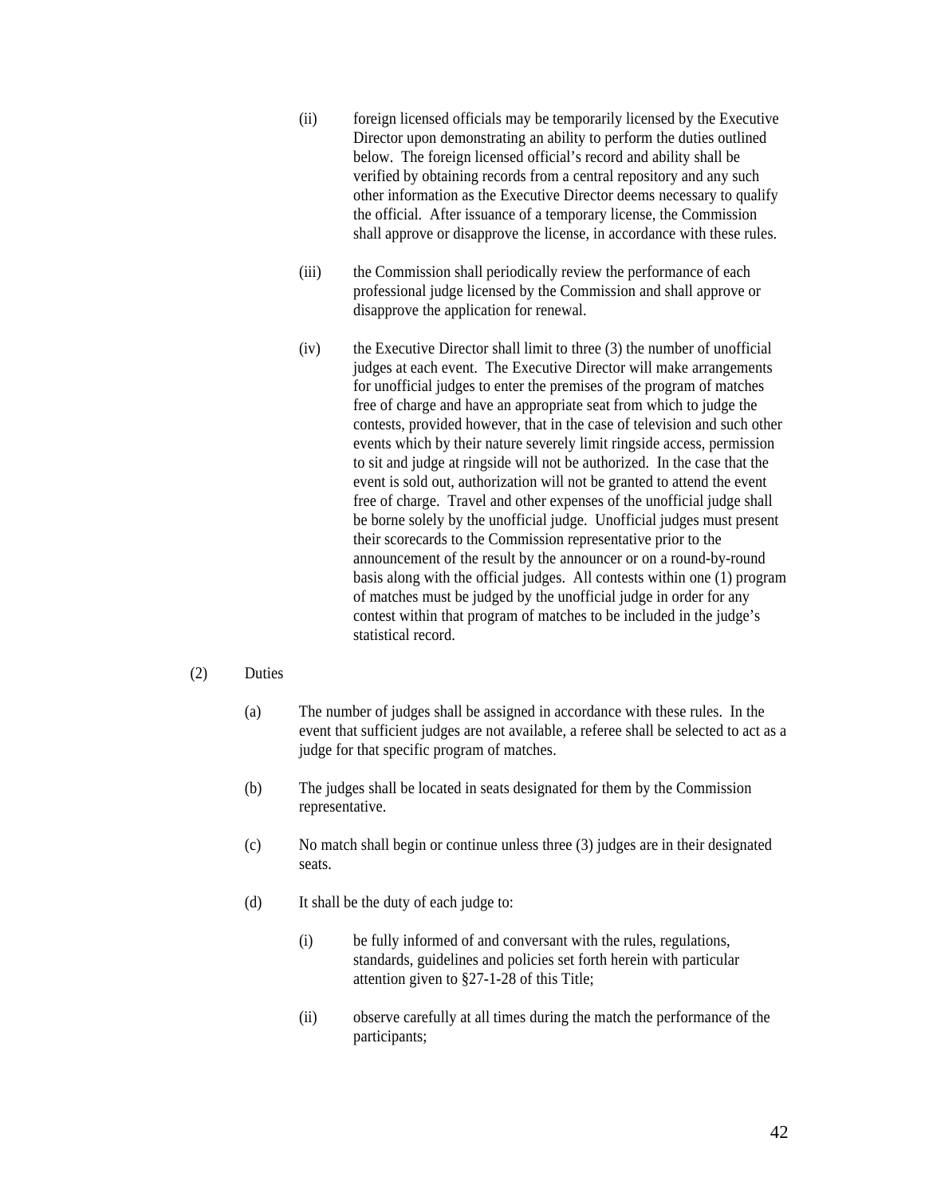(ii) foreign licensed officials may be temporarily licensed by the Executive Director upon demonstrating an ability to perform the duties outlined below. The foreign licensed official's record and ability shall be verified by obtaining records from a central repository and any such other information as the Executive Director deems necessary to qualify the official. After issuance of a temporary license, the Commission shall approve or disapprove the license, in accordance with these rules.

(iii) the Commission shall periodically review the performance of each professional judge licensed by the Commission and shall approve or disapprove the application for renewal.

(iv) the Executive Director shall limit to three (3) the number of unofficial judges at each event. The Executive Director will make arrangements for unofficial judges to enter the premises of the program of matches free of charge and have an appropriate seat from which to judge the contests, provided however, that in the case of television and such other events which by their nature severely limit ringside access, permission to sit and judge at ringside will not be authorized. In the case that the event is sold out, authorization will not be granted to attend the event free of charge. Travel and other expenses of the unofficial judge shall be borne solely by the unofficial judge. Unofficial judges must present their scorecards to the Commission representative prior to the announcement of the result by the announcer or on a round-by-round basis along with the official judges. All contests within one (1) program of matches must be judged by the unofficial judge in order for any contest within that program of matches to be included in the judge's statistical record.

(2) Duties

(a) The number of judges shall be assigned in accordance with these rules. In the event that sufficient judges are not available, a referee shall be selected to act as a judge for that specific program of matches.

(b) The judges shall be located in seats designated for them by the Commission representative.

(c) No match shall begin or continue unless three (3) judges are in their designated seats.

(d) It shall be the duty of each judge to:

(i) be fully informed of and conversant with the rules, regulations, standards, guidelines and policies set forth herein with particular attention given to §27-1-28 of this Title;

(ii) observe carefully at all times during the match the performance of the participants;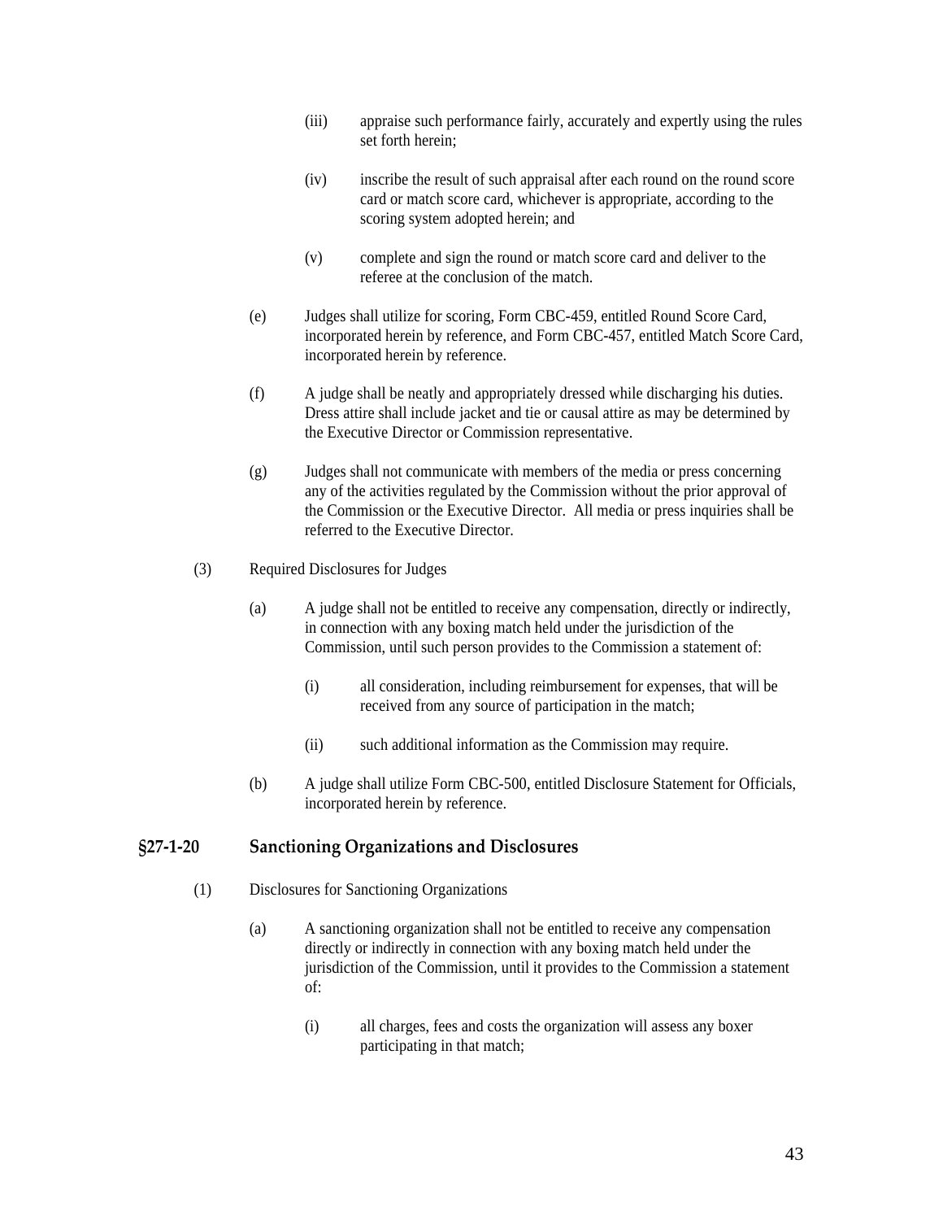(iii) appraise such performance fairly, accurately and expertly using the rules set forth herein;

(iv) inscribe the result of such appraisal after each round on the round score card or match score card, whichever is appropriate, according to the scoring system adopted herein; and

(v) complete and sign the round or match score card and deliver to the referee at the conclusion of the match.

(e) Judges shall utilize for scoring, Form CBC-459, entitled Round Score Card, incorporated herein by reference, and Form CBC-457, entitled Match Score Card, incorporated herein by reference.

(f) A judge shall be neatly and appropriately dressed while discharging his duties. Dress attire shall include jacket and tie or causal attire as may be determined by the Executive Director or Commission representative.

(g) Judges shall not communicate with members of the media or press concerning any of the activities regulated by the Commission without the prior approval of the Commission or the Executive Director. All media or press inquiries shall be referred to the Executive Director.

(3) Required Disclosures for Judges

(a) A judge shall not be entitled to receive any compensation, directly or indirectly, in connection with any boxing match held under the jurisdiction of the Commission, until such person provides to the Commission a statement of:

(i) all consideration, including reimbursement for expenses, that will be received from any source of participation in the match;

(ii) such additional information as the Commission may require.

(b) A judge shall utilize Form CBC-500, entitled Disclosure Statement for Officials, incorporated herein by reference.

## §27-1-20 Sanctioning Organizations and Disclosures

(1) Disclosures for Sanctioning Organizations

(a) A sanctioning organization shall not be entitled to receive any compensation directly or indirectly in connection with any boxing match held under the jurisdiction of the Commission, until it provides to the Commission a statement of:

(i) all charges, fees and costs the organization will assess any boxer participating in that match;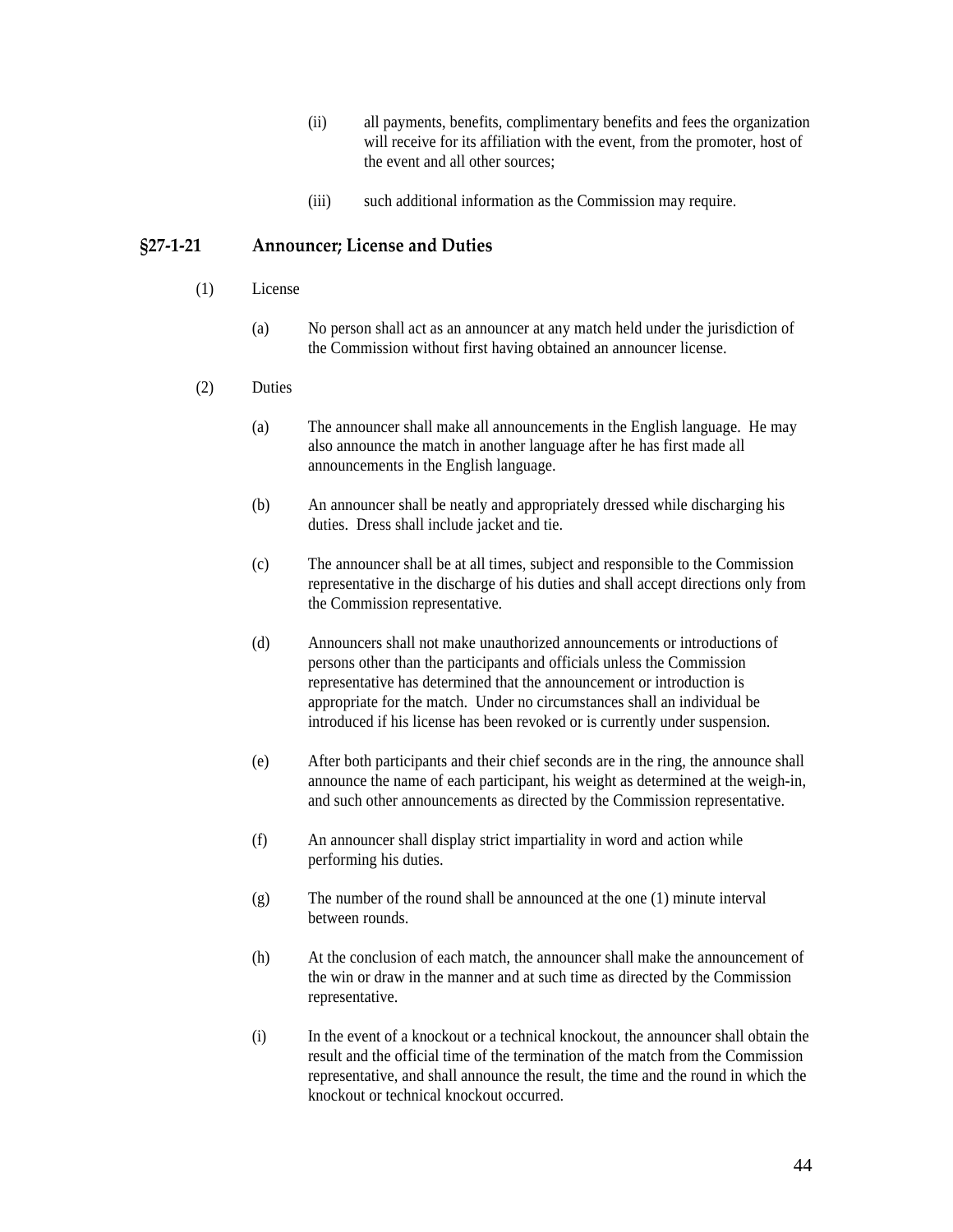(ii) all payments, benefits, complimentary benefits and fees the organization will receive for its affiliation with the event, from the promoter, host of the event and all other sources;

(iii) such additional information as the Commission may require.

## §27-1-21 Announcer; License and Duties

(1) License

(a) No person shall act as an announcer at any match held under the jurisdiction of the Commission without first having obtained an announcer license.

(2) Duties

(a) The announcer shall make all announcements in the English language. He may also announce the match in another language after he has first made all announcements in the English language.

(b) An announcer shall be neatly and appropriately dressed while discharging his duties. Dress shall include jacket and tie.

(c) The announcer shall be at all times, subject and responsible to the Commission representative in the discharge of his duties and shall accept directions only from the Commission representative.

(d) Announcers shall not make unauthorized announcements or introductions of persons other than the participants and officials unless the Commission representative has determined that the announcement or introduction is appropriate for the match. Under no circumstances shall an individual be introduced if his license has been revoked or is currently under suspension.

(e) After both participants and their chief seconds are in the ring, the announce shall announce the name of each participant, his weight as determined at the weigh-in, and such other announcements as directed by the Commission representative.

(f) An announcer shall display strict impartiality in word and action while performing his duties.

(g) The number of the round shall be announced at the one (1) minute interval between rounds.

(h) At the conclusion of each match, the announcer shall make the announcement of the win or draw in the manner and at such time as directed by the Commission representative.

(i) In the event of a knockout or a technical knockout, the announcer shall obtain the result and the official time of the termination of the match from the Commission representative, and shall announce the result, the time and the round in which the knockout or technical knockout occurred.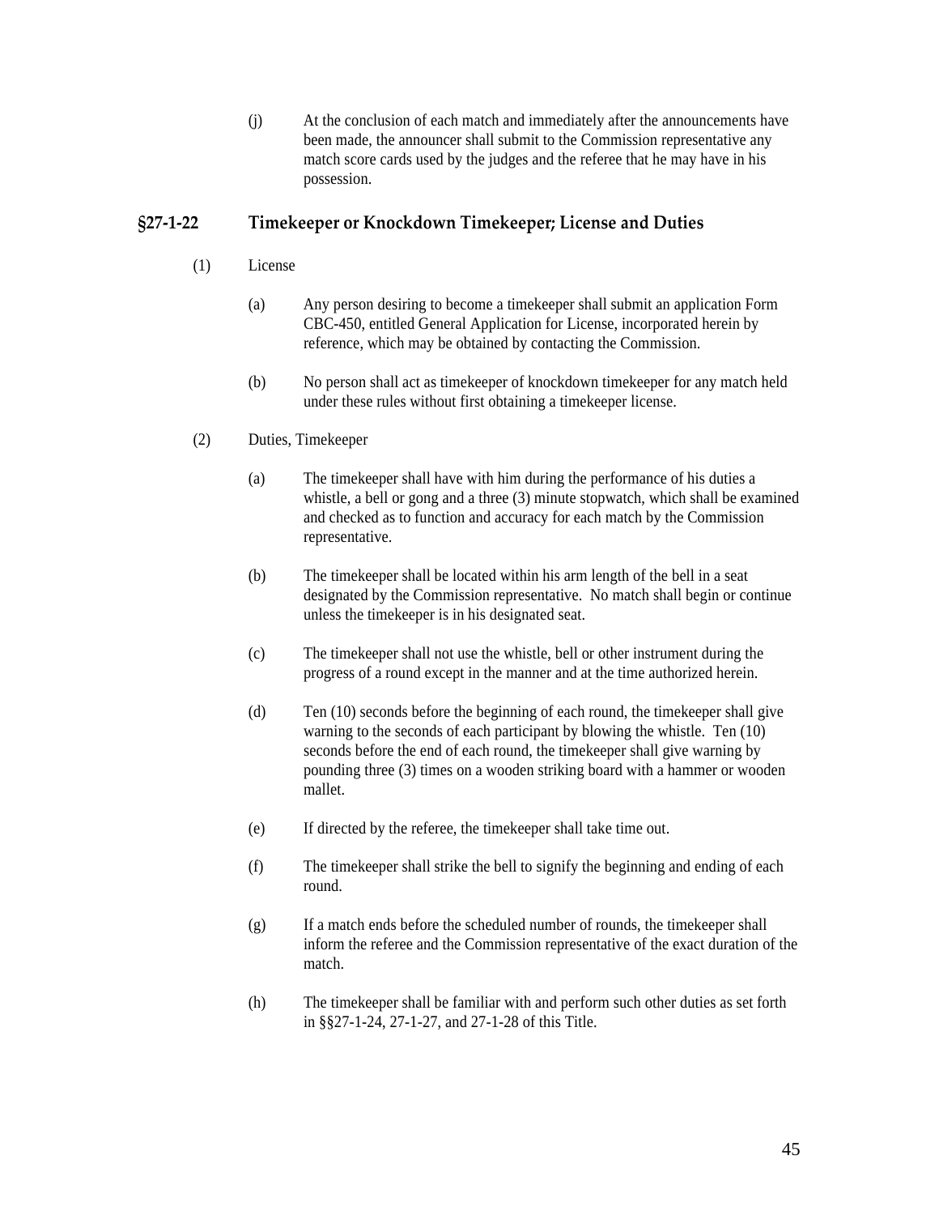(j) At the conclusion of each match and immediately after the announcements have been made, the announcer shall submit to the Commission representative any match score cards used by the judges and the referee that he may have in his possession.

## §27-1-22 Timekeeper or Knockdown Timekeeper; License and Duties

(1) License

(a) Any person desiring to become a timekeeper shall submit an application Form CBC-450, entitled General Application for License, incorporated herein by reference, which may be obtained by contacting the Commission.

(b) No person shall act as timekeeper of knockdown timekeeper for any match held under these rules without first obtaining a timekeeper license.

(2) Duties, Timekeeper

(a) The timekeeper shall have with him during the performance of his duties a whistle, a bell or gong and a three (3) minute stopwatch, which shall be examined and checked as to function and accuracy for each match by the Commission representative.

(b) The timekeeper shall be located within his arm length of the bell in a seat designated by the Commission representative. No match shall begin or continue unless the timekeeper is in his designated seat.

(c) The timekeeper shall not use the whistle, bell or other instrument during the progress of a round except in the manner and at the time authorized herein.

(d) Ten (10) seconds before the beginning of each round, the timekeeper shall give warning to the seconds of each participant by blowing the whistle. Ten (10) seconds before the end of each round, the timekeeper shall give warning by pounding three (3) times on a wooden striking board with a hammer or wooden mallet.

(e) If directed by the referee, the timekeeper shall take time out.

(f) The timekeeper shall strike the bell to signify the beginning and ending of each round.

(g) If a match ends before the scheduled number of rounds, the timekeeper shall inform the referee and the Commission representative of the exact duration of the match.

(h) The timekeeper shall be familiar with and perform such other duties as set forth in §§27-1-24, 27-1-27, and 27-1-28 of this Title.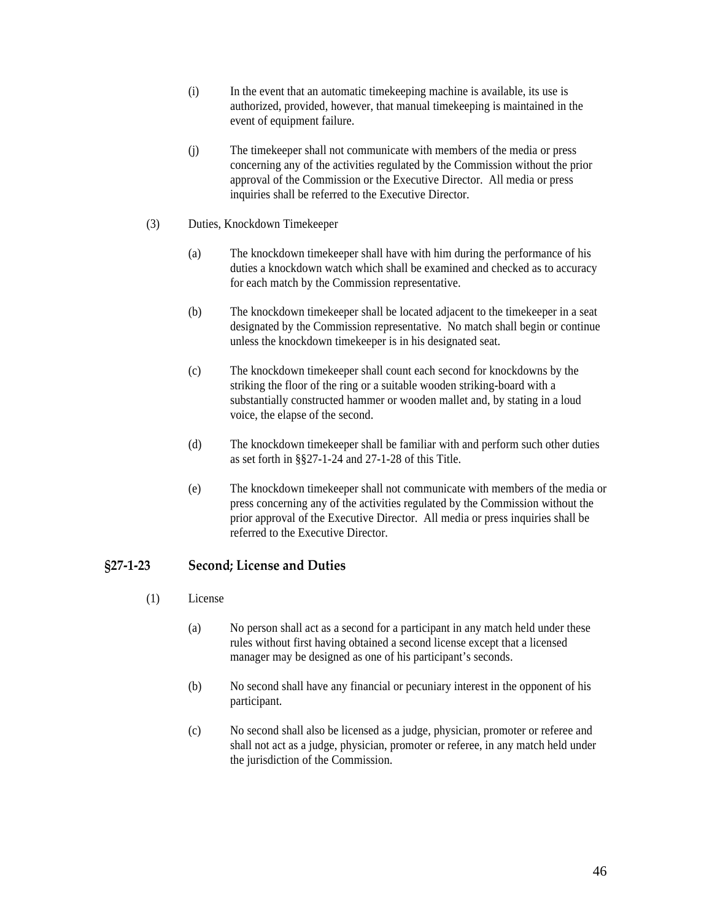(i) In the event that an automatic timekeeping machine is available, its use is authorized, provided, however, that manual timekeeping is maintained in the event of equipment failure.

(j) The timekeeper shall not communicate with members of the media or press concerning any of the activities regulated by the Commission without the prior approval of the Commission or the Executive Director. All media or press inquiries shall be referred to the Executive Director.

(3) Duties, Knockdown Timekeeper

(a) The knockdown timekeeper shall have with him during the performance of his duties a knockdown watch which shall be examined and checked as to accuracy for each match by the Commission representative.

(b) The knockdown timekeeper shall be located adjacent to the timekeeper in a seat designated by the Commission representative. No match shall begin or continue unless the knockdown timekeeper is in his designated seat.

(c) The knockdown timekeeper shall count each second for knockdowns by the striking the floor of the ring or a suitable wooden striking-board with a substantially constructed hammer or wooden mallet and, by stating in a loud voice, the elapse of the second.

(d) The knockdown timekeeper shall be familiar with and perform such other duties as set forth in §§27-1-24 and 27-1-28 of this Title.

(e) The knockdown timekeeper shall not communicate with members of the media or press concerning any of the activities regulated by the Commission without the prior approval of the Executive Director. All media or press inquiries shall be referred to the Executive Director.

## §27-1-23 Second; License and Duties

(1) License

(a) No person shall act as a second for a participant in any match held under these rules without first having obtained a second license except that a licensed manager may be designed as one of his participant's seconds.

(b) No second shall have any financial or pecuniary interest in the opponent of his participant.

(c) No second shall also be licensed as a judge, physician, promoter or referee and shall not act as a judge, physician, promoter or referee, in any match held under the jurisdiction of the Commission.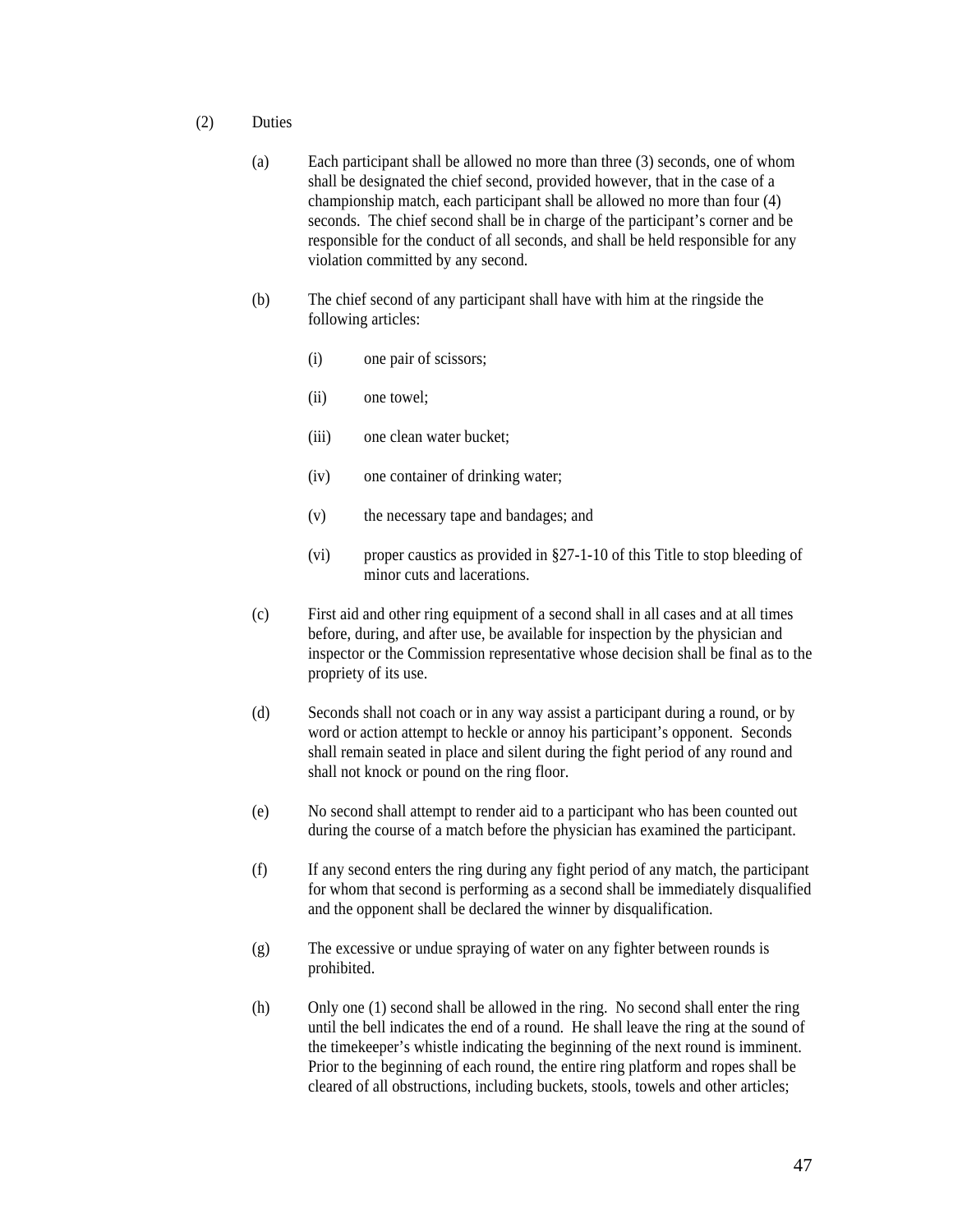(2) Duties

(a) Each participant shall be allowed no more than three (3) seconds, one of whom shall be designated the chief second, provided however, that in the case of a championship match, each participant shall be allowed no more than four (4) seconds. The chief second shall be in charge of the participant's corner and be responsible for the conduct of all seconds, and shall be held responsible for any violation committed by any second.

(b) The chief second of any participant shall have with him at the ringside the following articles:

(i) one pair of scissors;

(ii) one towel;

(iii) one clean water bucket;

(iv) one container of drinking water;

(v) the necessary tape and bandages; and

(vi) proper caustics as provided in §27-1-10 of this Title to stop bleeding of minor cuts and lacerations.

(c) First aid and other ring equipment of a second shall in all cases and at all times before, during, and after use, be available for inspection by the physician and inspector or the Commission representative whose decision shall be final as to the propriety of its use.

(d) Seconds shall not coach or in any way assist a participant during a round, or by word or action attempt to heckle or annoy his participant's opponent. Seconds shall remain seated in place and silent during the fight period of any round and shall not knock or pound on the ring floor.

(e) No second shall attempt to render aid to a participant who has been counted out during the course of a match before the physician has examined the participant.

(f) If any second enters the ring during any fight period of any match, the participant for whom that second is performing as a second shall be immediately disqualified and the opponent shall be declared the winner by disqualification.

(g) The excessive or undue spraying of water on any fighter between rounds is prohibited.

(h) Only one (1) second shall be allowed in the ring. No second shall enter the ring until the bell indicates the end of a round. He shall leave the ring at the sound of the timekeeper's whistle indicating the beginning of the next round is imminent. Prior to the beginning of each round, the entire ring platform and ropes shall be cleared of all obstructions, including buckets, stools, towels and other articles;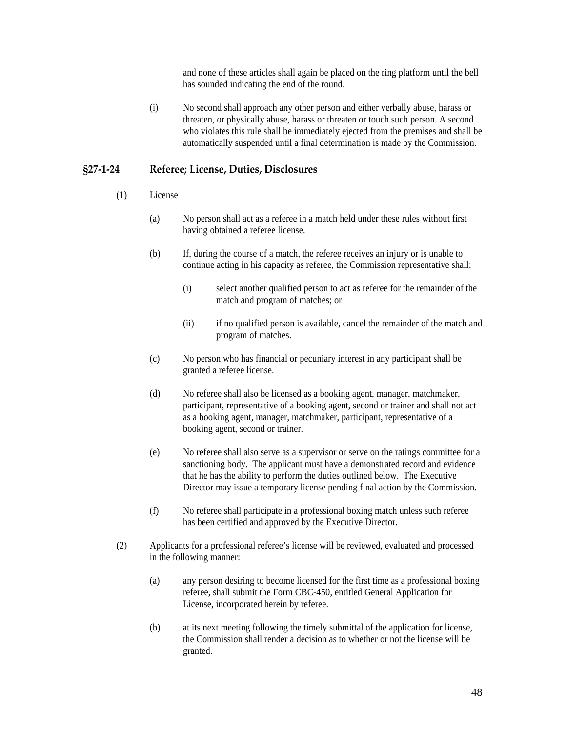and none of these articles shall again be placed on the ring platform until the bell has sounded indicating the end of the round.

(i) No second shall approach any other person and either verbally abuse, harass or threaten, or physically abuse, harass or threaten or touch such person. A second who violates this rule shall be immediately ejected from the premises and shall be automatically suspended until a final determination is made by the Commission.

## §27-1-24 Referee; License, Duties, Disclosures

(1) License

(a) No person shall act as a referee in a match held under these rules without first having obtained a referee license.

(b) If, during the course of a match, the referee receives an injury or is unable to continue acting in his capacity as referee, the Commission representative shall:

(i) select another qualified person to act as referee for the remainder of the match and program of matches; or

(ii) if no qualified person is available, cancel the remainder of the match and program of matches.

(c) No person who has financial or pecuniary interest in any participant shall be granted a referee license.

(d) No referee shall also be licensed as a booking agent, manager, matchmaker, participant, representative of a booking agent, second or trainer and shall not act as a booking agent, manager, matchmaker, participant, representative of a booking agent, second or trainer.

(e) No referee shall also serve as a supervisor or serve on the ratings committee for a sanctioning body. The applicant must have a demonstrated record and evidence that he has the ability to perform the duties outlined below. The Executive Director may issue a temporary license pending final action by the Commission.

(f) No referee shall participate in a professional boxing match unless such referee has been certified and approved by the Executive Director.

(2) Applicants for a professional referee's license will be reviewed, evaluated and processed in the following manner:

(a) any person desiring to become licensed for the first time as a professional boxing referee, shall submit the Form CBC-450, entitled General Application for License, incorporated herein by referee.

(b) at its next meeting following the timely submittal of the application for license, the Commission shall render a decision as to whether or not the license will be granted.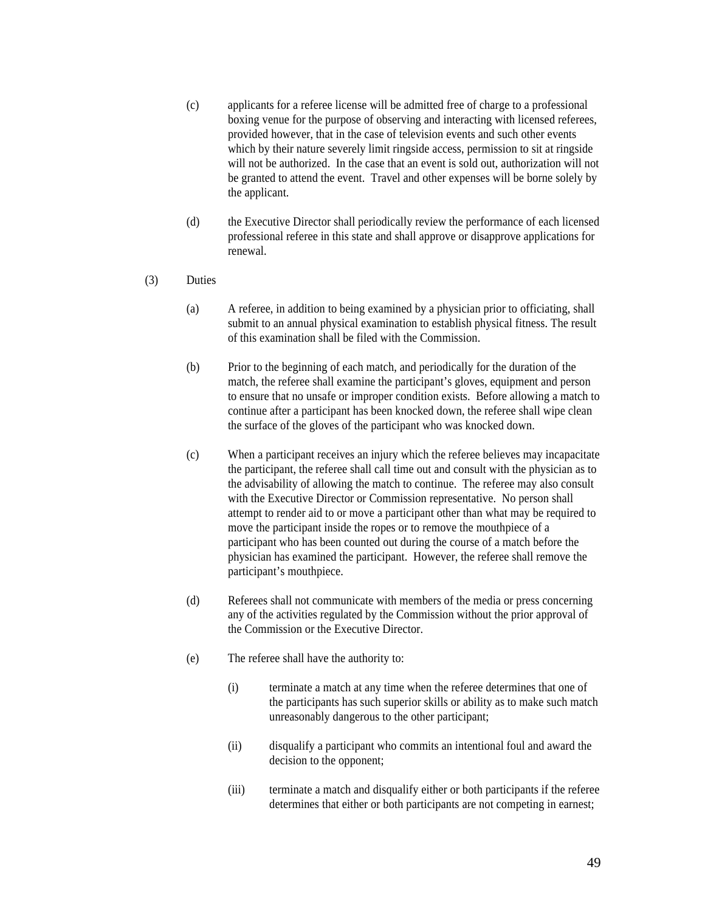(c) applicants for a referee license will be admitted free of charge to a professional boxing venue for the purpose of observing and interacting with licensed referees, provided however, that in the case of television events and such other events which by their nature severely limit ringside access, permission to sit at ringside will not be authorized. In the case that an event is sold out, authorization will not be granted to attend the event. Travel and other expenses will be borne solely by the applicant.

(d) the Executive Director shall periodically review the performance of each licensed professional referee in this state and shall approve or disapprove applications for renewal.

(3) Duties

(a) A referee, in addition to being examined by a physician prior to officiating, shall submit to an annual physical examination to establish physical fitness. The result of this examination shall be filed with the Commission.

(b) Prior to the beginning of each match, and periodically for the duration of the match, the referee shall examine the participant's gloves, equipment and person to ensure that no unsafe or improper condition exists. Before allowing a match to continue after a participant has been knocked down, the referee shall wipe clean the surface of the gloves of the participant who was knocked down.

(c) When a participant receives an injury which the referee believes may incapacitate the participant, the referee shall call time out and consult with the physician as to the advisability of allowing the match to continue. The referee may also consult with the Executive Director or Commission representative. No person shall attempt to render aid to or move a participant other than what may be required to move the participant inside the ropes or to remove the mouthpiece of a participant who has been counted out during the course of a match before the physician has examined the participant. However, the referee shall remove the participant's mouthpiece.

(d) Referees shall not communicate with members of the media or press concerning any of the activities regulated by the Commission without the prior approval of the Commission or the Executive Director.

(e) The referee shall have the authority to:

(i) terminate a match at any time when the referee determines that one of the participants has such superior skills or ability as to make such match unreasonably dangerous to the other participant;

(ii) disqualify a participant who commits an intentional foul and award the decision to the opponent;

(iii) terminate a match and disqualify either or both participants if the referee determines that either or both participants are not competing in earnest;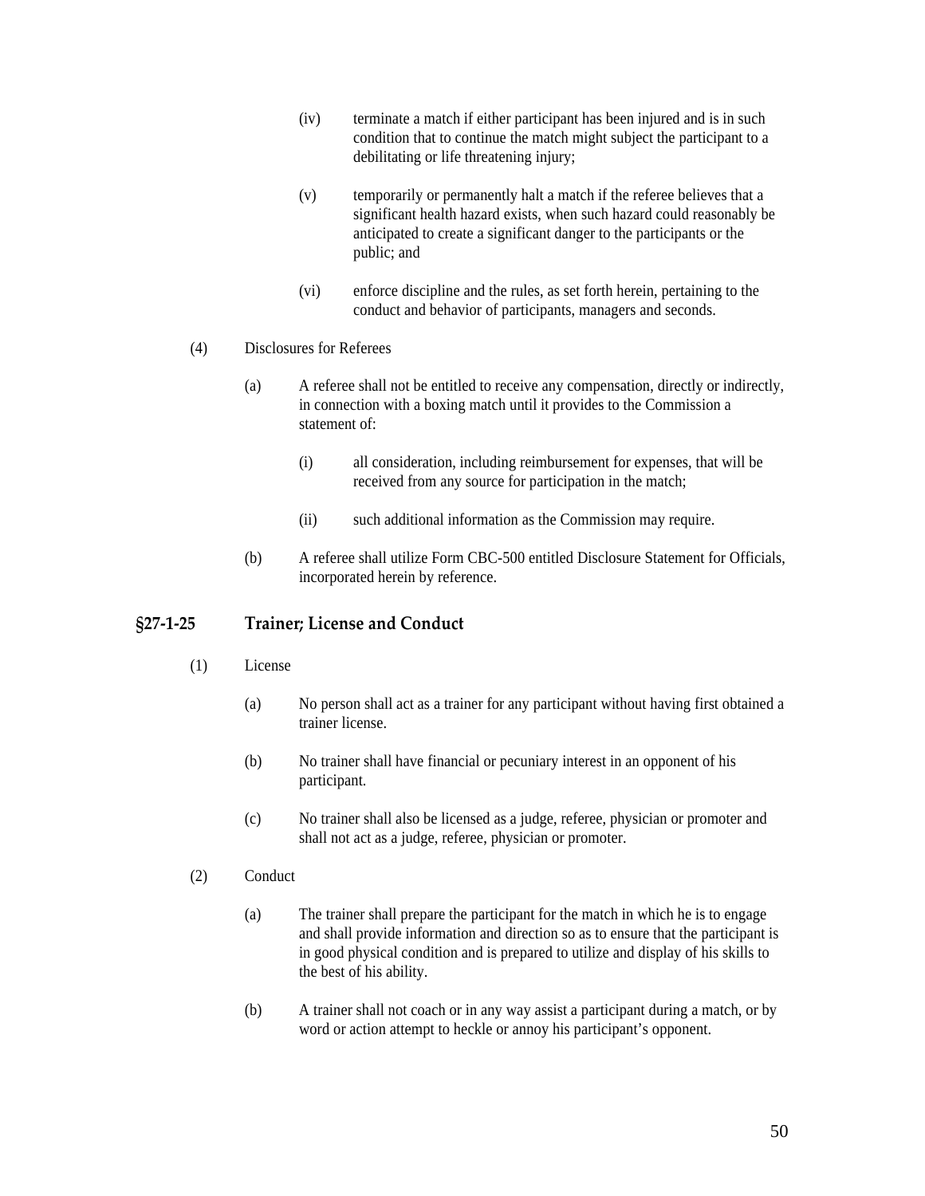(iv) terminate a match if either participant has been injured and is in such condition that to continue the match might subject the participant to a debilitating or life threatening injury;

(v) temporarily or permanently halt a match if the referee believes that a significant health hazard exists, when such hazard could reasonably be anticipated to create a significant danger to the participants or the public; and

(vi) enforce discipline and the rules, as set forth herein, pertaining to the conduct and behavior of participants, managers and seconds.

(4) Disclosures for Referees

(a) A referee shall not be entitled to receive any compensation, directly or indirectly, in connection with a boxing match until it provides to the Commission a statement of:

(i) all consideration, including reimbursement for expenses, that will be received from any source for participation in the match;

(ii) such additional information as the Commission may require.

(b) A referee shall utilize Form CBC-500 entitled Disclosure Statement for Officials, incorporated herein by reference.

## §27-1-25 Trainer; License and Conduct

(1) License

(a) No person shall act as a trainer for any participant without having first obtained a trainer license.

(b) No trainer shall have financial or pecuniary interest in an opponent of his participant.

(c) No trainer shall also be licensed as a judge, referee, physician or promoter and shall not act as a judge, referee, physician or promoter.

(2) Conduct

(a) The trainer shall prepare the participant for the match in which he is to engage and shall provide information and direction so as to ensure that the participant is in good physical condition and is prepared to utilize and display of his skills to the best of his ability.

(b) A trainer shall not coach or in any way assist a participant during a match, or by word or action attempt to heckle or annoy his participant's opponent.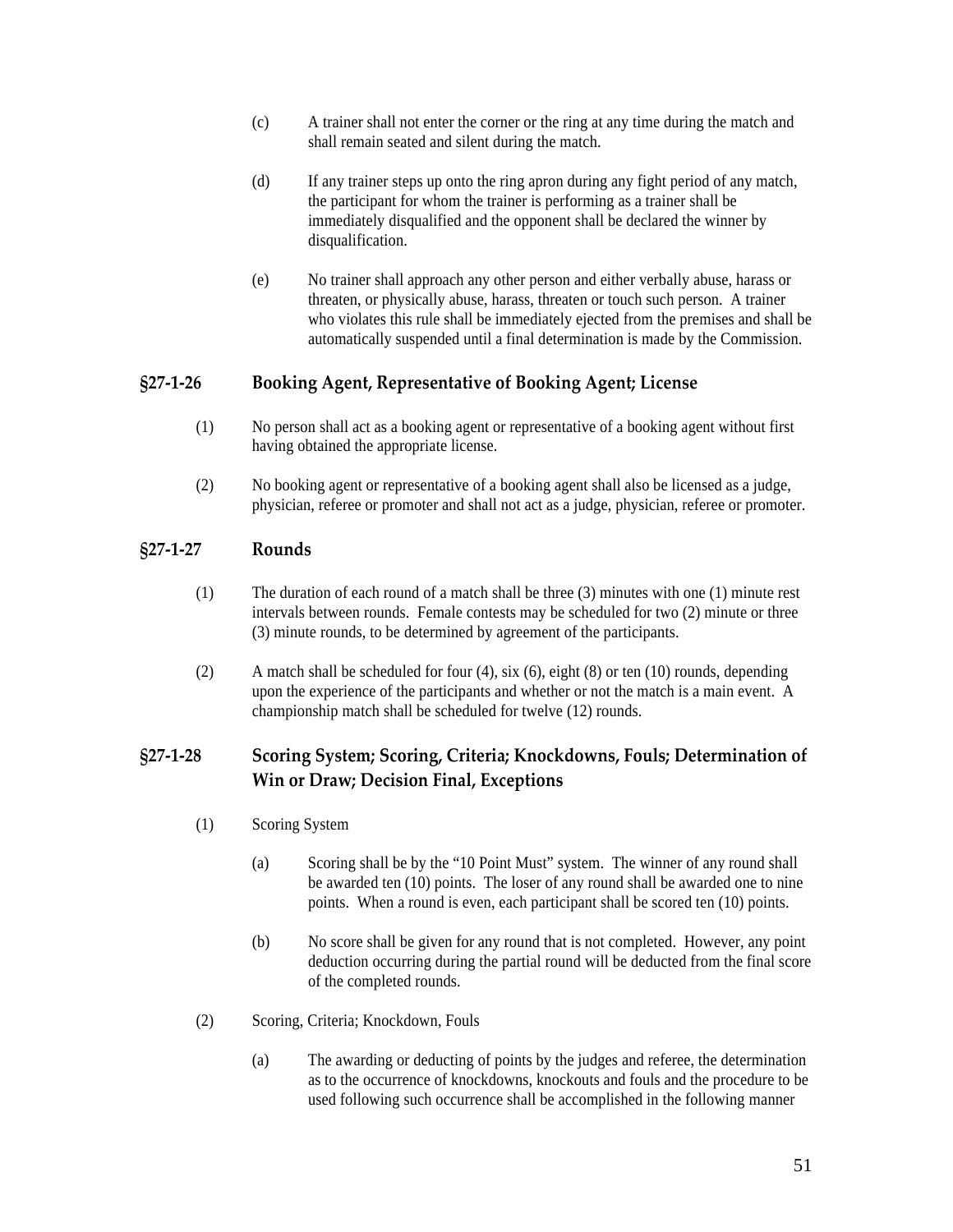(c) A trainer shall not enter the corner or the ring at any time during the match and shall remain seated and silent during the match.

(d) If any trainer steps up onto the ring apron during any fight period of any match, the participant for whom the trainer is performing as a trainer shall be immediately disqualified and the opponent shall be declared the winner by disqualification.

(e) No trainer shall approach any other person and either verbally abuse, harass or threaten, or physically abuse, harass, threaten or touch such person. A trainer who violates this rule shall be immediately ejected from the premises and shall be automatically suspended until a final determination is made by the Commission.

### §27-1-26 Booking Agent, Representative of Booking Agent; License

(1) No person shall act as a booking agent or representative of a booking agent without first having obtained the appropriate license.

(2) No booking agent or representative of a booking agent shall also be licensed as a judge, physician, referee or promoter and shall not act as a judge, physician, referee or promoter.

### §27-1-27 Rounds

(1) The duration of each round of a match shall be three (3) minutes with one (1) minute rest intervals between rounds. Female contests may be scheduled for two (2) minute or three (3) minute rounds, to be determined by agreement of the participants.

(2) A match shall be scheduled for four (4), six (6), eight (8) or ten (10) rounds, depending upon the experience of the participants and whether or not the match is a main event. A championship match shall be scheduled for twelve (12) rounds.

### §27-1-28 Scoring System; Scoring, Criteria; Knockdowns, Fouls; Determination of Win or Draw; Decision Final, Exceptions

(1) Scoring System

(a) Scoring shall be by the "10 Point Must" system. The winner of any round shall be awarded ten (10) points. The loser of any round shall be awarded one to nine points. When a round is even, each participant shall be scored ten (10) points.

(b) No score shall be given for any round that is not completed. However, any point deduction occurring during the partial round will be deducted from the final score of the completed rounds.

(2) Scoring, Criteria; Knockdown, Fouls

(a) The awarding or deducting of points by the judges and referee, the determination as to the occurrence of knockdowns, knockouts and fouls and the procedure to be used following such occurrence shall be accomplished in the following manner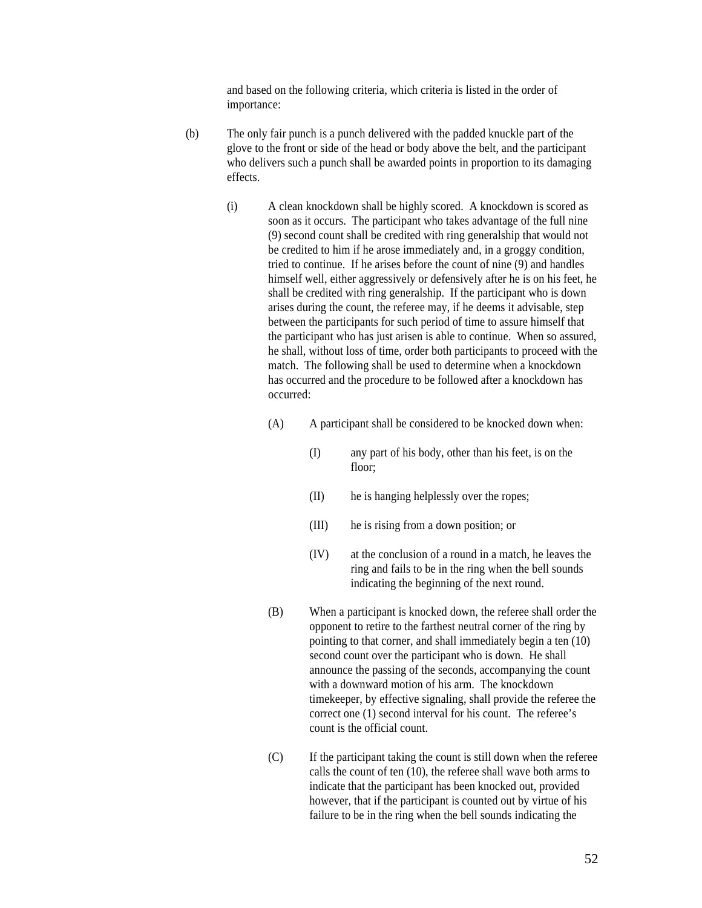and based on the following criteria, which criteria is listed in the order of importance:

(b) The only fair punch is a punch delivered with the padded knuckle part of the glove to the front or side of the head or body above the belt, and the participant who delivers such a punch shall be awarded points in proportion to its damaging effects.

(i) A clean knockdown shall be highly scored. A knockdown is scored as soon as it occurs. The participant who takes advantage of the full nine (9) second count shall be credited with ring generalship that would not be credited to him if he arose immediately and, in a groggy condition, tried to continue. If he arises before the count of nine (9) and handles himself well, either aggressively or defensively after he is on his feet, he shall be credited with ring generalship. If the participant who is down arises during the count, the referee may, if he deems it advisable, step between the participants for such period of time to assure himself that the participant who has just arisen is able to continue. When so assured, he shall, without loss of time, order both participants to proceed with the match. The following shall be used to determine when a knockdown has occurred and the procedure to be followed after a knockdown has occurred:

(A) A participant shall be considered to be knocked down when:

(I) any part of his body, other than his feet, is on the floor;

(II) he is hanging helplessly over the ropes;

(III) he is rising from a down position; or

(IV) at the conclusion of a round in a match, he leaves the ring and fails to be in the ring when the bell sounds indicating the beginning of the next round.

(B) When a participant is knocked down, the referee shall order the opponent to retire to the farthest neutral corner of the ring by pointing to that corner, and shall immediately begin a ten (10) second count over the participant who is down. He shall announce the passing of the seconds, accompanying the count with a downward motion of his arm. The knockdown timekeeper, by effective signaling, shall provide the referee the correct one (1) second interval for his count. The referee's count is the official count.

(C) If the participant taking the count is still down when the referee calls the count of ten (10), the referee shall wave both arms to indicate that the participant has been knocked out, provided however, that if the participant is counted out by virtue of his failure to be in the ring when the bell sounds indicating the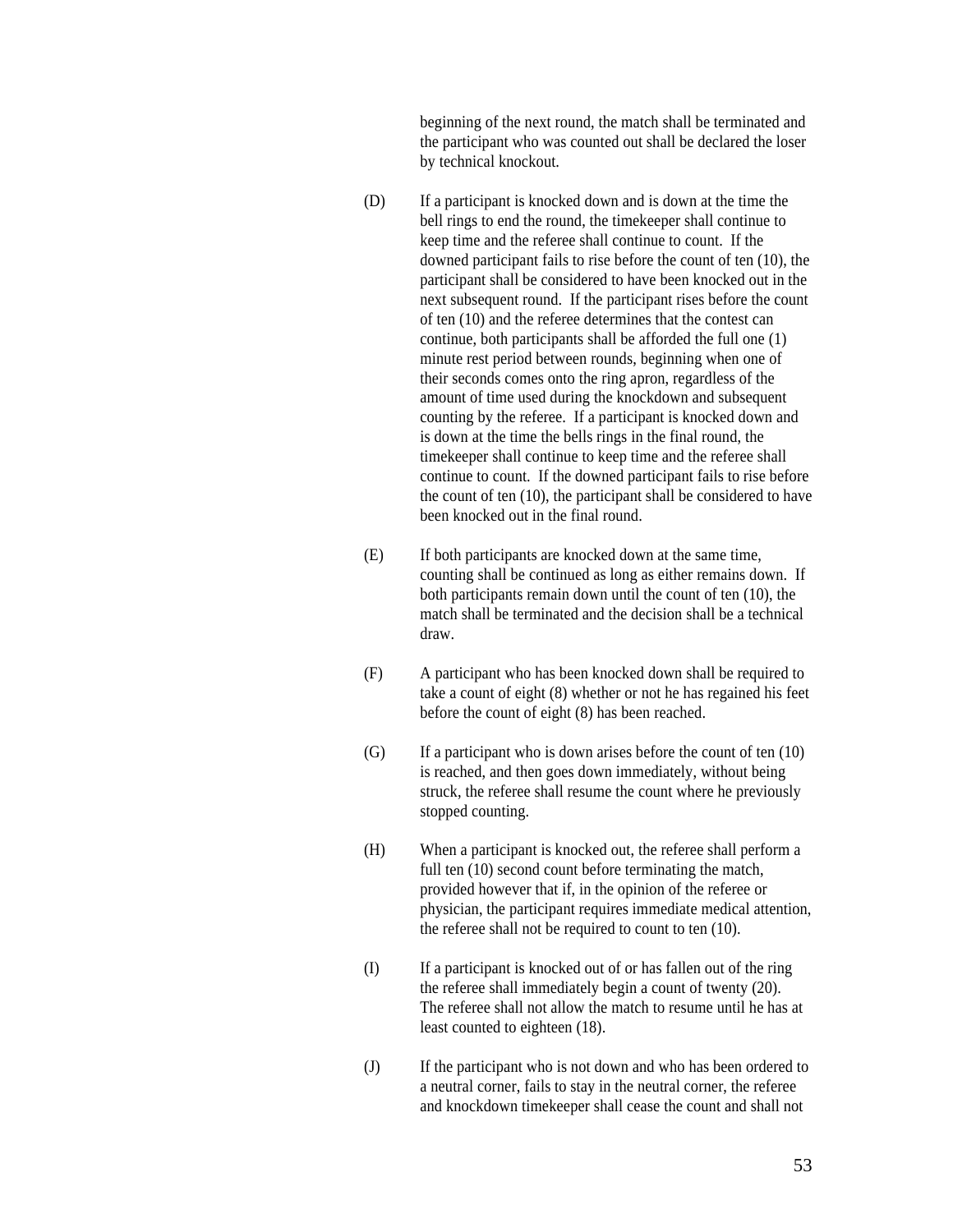beginning of the next round, the match shall be terminated and the participant who was counted out shall be declared the loser by technical knockout.

(D) If a participant is knocked down and is down at the time the bell rings to end the round, the timekeeper shall continue to keep time and the referee shall continue to count. If the downed participant fails to rise before the count of ten (10), the participant shall be considered to have been knocked out in the next subsequent round. If the participant rises before the count of ten (10) and the referee determines that the contest can continue, both participants shall be afforded the full one (1) minute rest period between rounds, beginning when one of their seconds comes onto the ring apron, regardless of the amount of time used during the knockdown and subsequent counting by the referee. If a participant is knocked down and is down at the time the bells rings in the final round, the timekeeper shall continue to keep time and the referee shall continue to count. If the downed participant fails to rise before the count of ten (10), the participant shall be considered to have been knocked out in the final round.

(E) If both participants are knocked down at the same time, counting shall be continued as long as either remains down. If both participants remain down until the count of ten (10), the match shall be terminated and the decision shall be a technical draw.

(F) A participant who has been knocked down shall be required to take a count of eight (8) whether or not he has regained his feet before the count of eight (8) has been reached.

(G) If a participant who is down arises before the count of ten (10) is reached, and then goes down immediately, without being struck, the referee shall resume the count where he previously stopped counting.

(H) When a participant is knocked out, the referee shall perform a full ten (10) second count before terminating the match, provided however that if, in the opinion of the referee or physician, the participant requires immediate medical attention, the referee shall not be required to count to ten (10).

(I) If a participant is knocked out of or has fallen out of the ring the referee shall immediately begin a count of twenty (20). The referee shall not allow the match to resume until he has at least counted to eighteen (18).

(J) If the participant who is not down and who has been ordered to a neutral corner, fails to stay in the neutral corner, the referee and knockdown timekeeper shall cease the count and shall not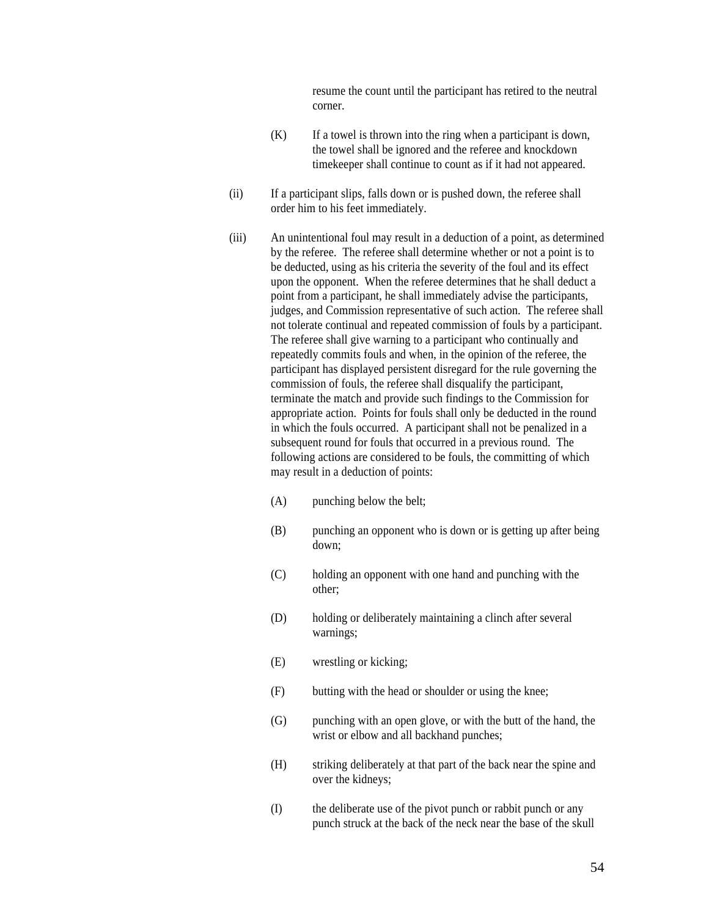resume the count until the participant has retired to the neutral corner.

(K) If a towel is thrown into the ring when a participant is down, the towel shall be ignored and the referee and knockdown timekeeper shall continue to count as if it had not appeared.

(ii) If a participant slips, falls down or is pushed down, the referee shall order him to his feet immediately.

(iii) An unintentional foul may result in a deduction of a point, as determined by the referee. The referee shall determine whether or not a point is to be deducted, using as his criteria the severity of the foul and its effect upon the opponent. When the referee determines that he shall deduct a point from a participant, he shall immediately advise the participants, judges, and Commission representative of such action. The referee shall not tolerate continual and repeated commission of fouls by a participant. The referee shall give warning to a participant who continually and repeatedly commits fouls and when, in the opinion of the referee, the participant has displayed persistent disregard for the rule governing the commission of fouls, the referee shall disqualify the participant, terminate the match and provide such findings to the Commission for appropriate action. Points for fouls shall only be deducted in the round in which the fouls occurred. A participant shall not be penalized in a subsequent round for fouls that occurred in a previous round. The following actions are considered to be fouls, the committing of which may result in a deduction of points:

(A) punching below the belt;

(B) punching an opponent who is down or is getting up after being down;

(C) holding an opponent with one hand and punching with the other;

(D) holding or deliberately maintaining a clinch after several warnings;

(E) wrestling or kicking;

(F) butting with the head or shoulder or using the knee;

(G) punching with an open glove, or with the butt of the hand, the wrist or elbow and all backhand punches;

(H) striking deliberately at that part of the back near the spine and over the kidneys;

(I) the deliberate use of the pivot punch or rabbit punch or any punch struck at the back of the neck near the base of the skull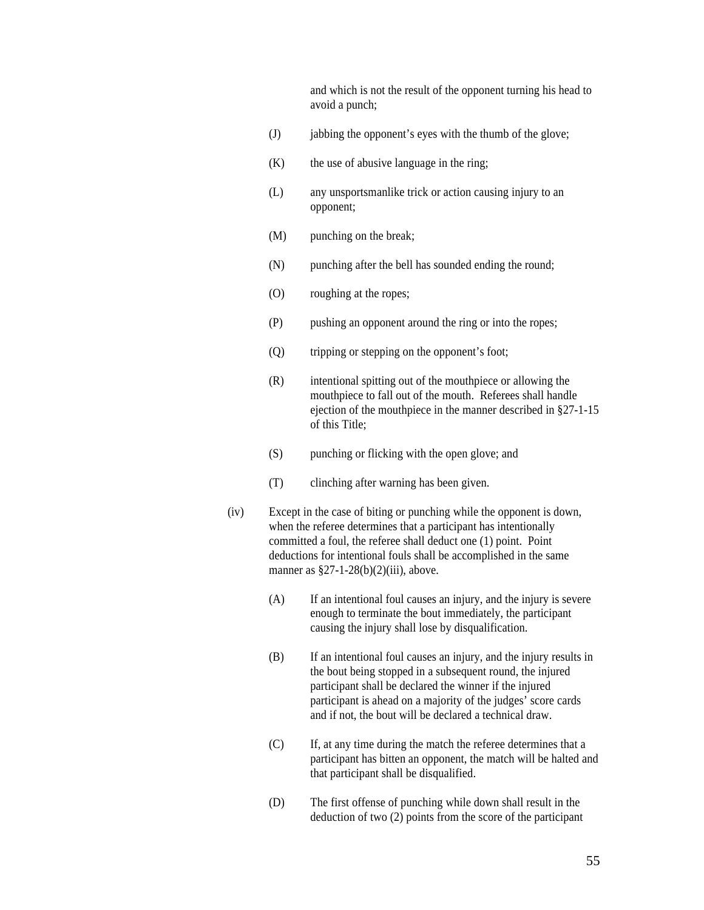and which is not the result of the opponent turning his head to avoid a punch;

(J) jabbing the opponent's eyes with the thumb of the glove;

(K) the use of abusive language in the ring;

(L) any unsportsmanlike trick or action causing injury to an opponent;

(M) punching on the break;

(N) punching after the bell has sounded ending the round;

(O) roughing at the ropes;

(P) pushing an opponent around the ring or into the ropes;

(Q) tripping or stepping on the opponent's foot;

(R) intentional spitting out of the mouthpiece or allowing the mouthpiece to fall out of the mouth. Referees shall handle ejection of the mouthpiece in the manner described in §27-1-15 of this Title;

(S) punching or flicking with the open glove; and

(T) clinching after warning has been given.

(iv) Except in the case of biting or punching while the opponent is down, when the referee determines that a participant has intentionally committed a foul, the referee shall deduct one (1) point. Point deductions for intentional fouls shall be accomplished in the same manner as §27-1-28(b)(2)(iii), above.

(A) If an intentional foul causes an injury, and the injury is severe enough to terminate the bout immediately, the participant causing the injury shall lose by disqualification.

(B) If an intentional foul causes an injury, and the injury results in the bout being stopped in a subsequent round, the injured participant shall be declared the winner if the injured participant is ahead on a majority of the judges' score cards and if not, the bout will be declared a technical draw.

(C) If, at any time during the match the referee determines that a participant has bitten an opponent, the match will be halted and that participant shall be disqualified.

(D) The first offense of punching while down shall result in the deduction of two (2) points from the score of the participant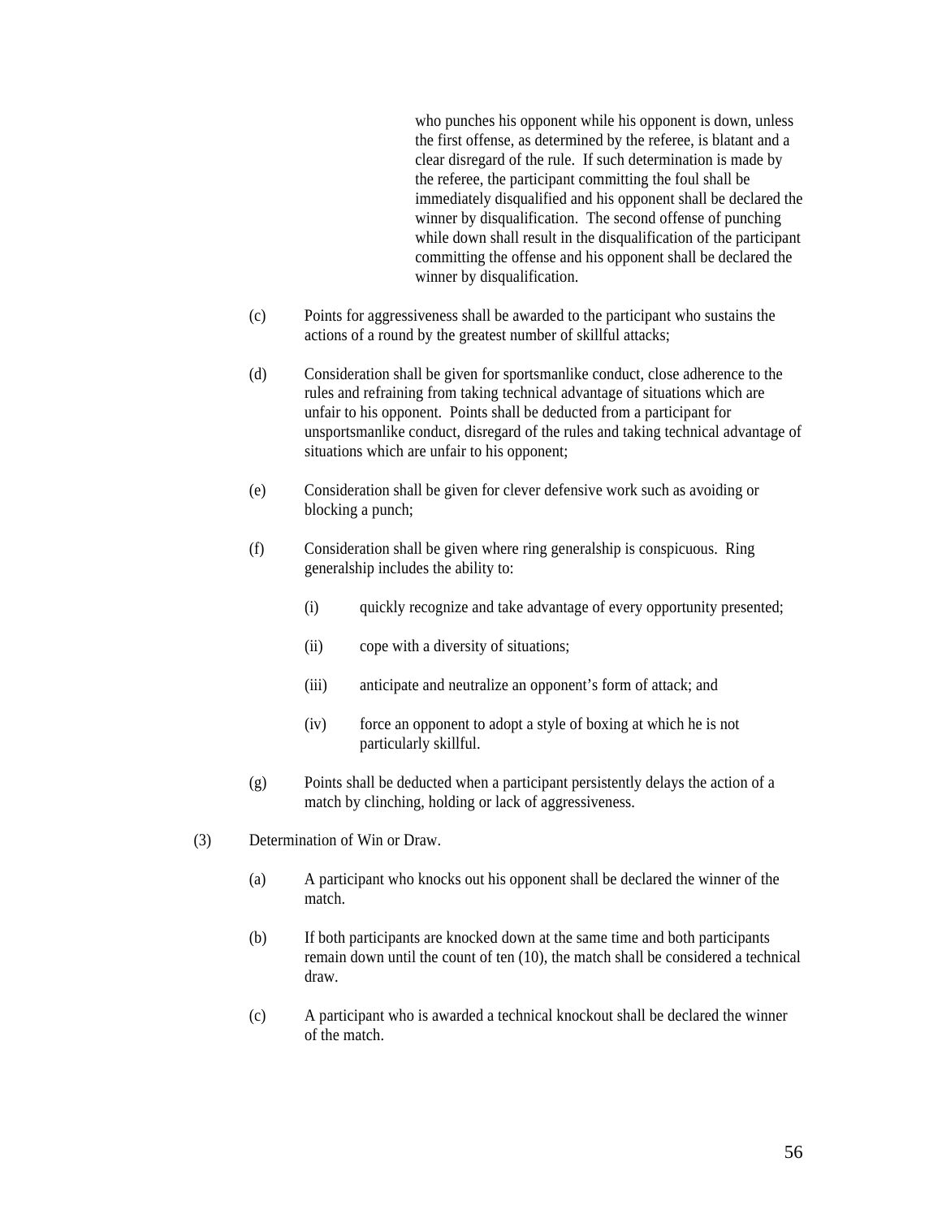who punches his opponent while his opponent is down, unless the first offense, as determined by the referee, is blatant and a clear disregard of the rule. If such determination is made by the referee, the participant committing the foul shall be immediately disqualified and his opponent shall be declared the winner by disqualification. The second offense of punching while down shall result in the disqualification of the participant committing the offense and his opponent shall be declared the winner by disqualification.

(c) Points for aggressiveness shall be awarded to the participant who sustains the actions of a round by the greatest number of skillful attacks;

(d) Consideration shall be given for sportsmanlike conduct, close adherence to the rules and refraining from taking technical advantage of situations which are unfair to his opponent. Points shall be deducted from a participant for unsportsmanlike conduct, disregard of the rules and taking technical advantage of situations which are unfair to his opponent;

(e) Consideration shall be given for clever defensive work such as avoiding or blocking a punch;

(f) Consideration shall be given where ring generalship is conspicuous. Ring generalship includes the ability to:

(i) quickly recognize and take advantage of every opportunity presented;

(ii) cope with a diversity of situations;

(iii) anticipate and neutralize an opponent's form of attack; and

(iv) force an opponent to adopt a style of boxing at which he is not particularly skillful.

(g) Points shall be deducted when a participant persistently delays the action of a match by clinching, holding or lack of aggressiveness.

(3) Determination of Win or Draw.

(a) A participant who knocks out his opponent shall be declared the winner of the match.

(b) If both participants are knocked down at the same time and both participants remain down until the count of ten (10), the match shall be considered a technical draw.

(c) A participant who is awarded a technical knockout shall be declared the winner of the match.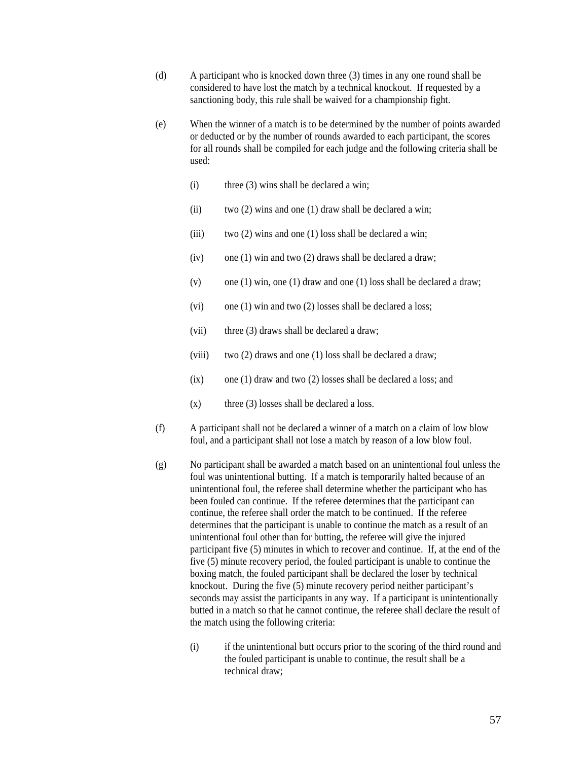(d) A participant who is knocked down three (3) times in any one round shall be considered to have lost the match by a technical knockout. If requested by a sanctioning body, this rule shall be waived for a championship fight.

(e) When the winner of a match is to be determined by the number of points awarded or deducted or by the number of rounds awarded to each participant, the scores for all rounds shall be compiled for each judge and the following criteria shall be used:

  (i) three (3) wins shall be declared a win;

  (ii) two (2) wins and one (1) draw shall be declared a win;

  (iii) two (2) wins and one (1) loss shall be declared a win;

  (iv) one (1) win and two (2) draws shall be declared a draw;

  (v) one (1) win, one (1) draw and one (1) loss shall be declared a draw;

  (vi) one (1) win and two (2) losses shall be declared a loss;

  (vii) three (3) draws shall be declared a draw;

  (viii) two (2) draws and one (1) loss shall be declared a draw;

  (ix) one (1) draw and two (2) losses shall be declared a loss; and

  (x) three (3) losses shall be declared a loss.

(f) A participant shall not be declared a winner of a match on a claim of low blow foul, and a participant shall not lose a match by reason of a low blow foul.

(g) No participant shall be awarded a match based on an unintentional foul unless the foul was unintentional butting. If a match is temporarily halted because of an unintentional foul, the referee shall determine whether the participant who has been fouled can continue. If the referee determines that the participant can continue, the referee shall order the match to be continued. If the referee determines that the participant is unable to continue the match as a result of an unintentional foul other than for butting, the referee will give the injured participant five (5) minutes in which to recover and continue. If, at the end of the five (5) minute recovery period, the fouled participant is unable to continue the boxing match, the fouled participant shall be declared the loser by technical knockout. During the five (5) minute recovery period neither participant's seconds may assist the participants in any way. If a participant is unintentionally butted in a match so that he cannot continue, the referee shall declare the result of the match using the following criteria:

  (i) if the unintentional butt occurs prior to the scoring of the third round and the fouled participant is unable to continue, the result shall be a technical draw;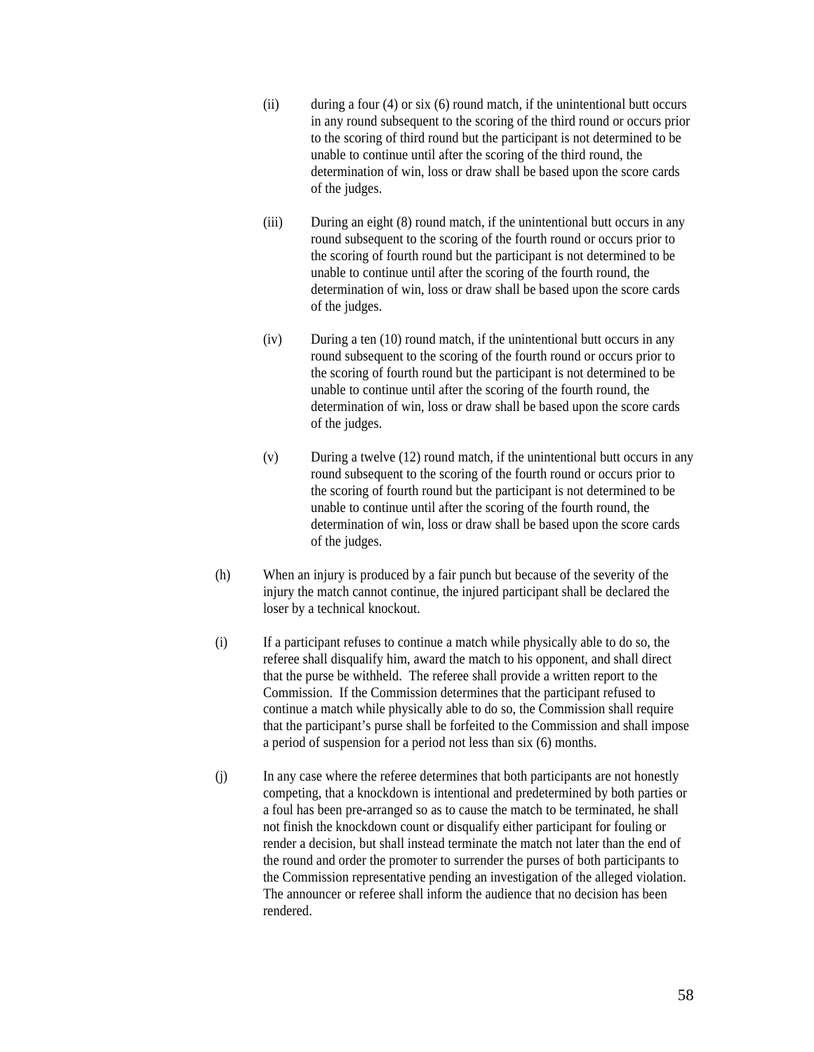(ii) during a four (4) or six (6) round match, if the unintentional butt occurs in any round subsequent to the scoring of the third round or occurs prior to the scoring of third round but the participant is not determined to be unable to continue until after the scoring of the third round, the determination of win, loss or draw shall be based upon the score cards of the judges.

(iii) During an eight (8) round match, if the unintentional butt occurs in any round subsequent to the scoring of the fourth round or occurs prior to the scoring of fourth round but the participant is not determined to be unable to continue until after the scoring of the fourth round, the determination of win, loss or draw shall be based upon the score cards of the judges.

(iv) During a ten (10) round match, if the unintentional butt occurs in any round subsequent to the scoring of the fourth round or occurs prior to the scoring of fourth round but the participant is not determined to be unable to continue until after the scoring of the fourth round, the determination of win, loss or draw shall be based upon the score cards of the judges.

(v) During a twelve (12) round match, if the unintentional butt occurs in any round subsequent to the scoring of the fourth round or occurs prior to the scoring of fourth round but the participant is not determined to be unable to continue until after the scoring of the fourth round, the determination of win, loss or draw shall be based upon the score cards of the judges.

(h) When an injury is produced by a fair punch but because of the severity of the injury the match cannot continue, the injured participant shall be declared the loser by a technical knockout.

(i) If a participant refuses to continue a match while physically able to do so, the referee shall disqualify him, award the match to his opponent, and shall direct that the purse be withheld. The referee shall provide a written report to the Commission. If the Commission determines that the participant refused to continue a match while physically able to do so, the Commission shall require that the participant's purse shall be forfeited to the Commission and shall impose a period of suspension for a period not less than six (6) months.

(j) In any case where the referee determines that both participants are not honestly competing, that a knockdown is intentional and predetermined by both parties or a foul has been pre-arranged so as to cause the match to be terminated, he shall not finish the knockdown count or disqualify either participant for fouling or render a decision, but shall instead terminate the match not later than the end of the round and order the promoter to surrender the purses of both participants to the Commission representative pending an investigation of the alleged violation. The announcer or referee shall inform the audience that no decision has been rendered.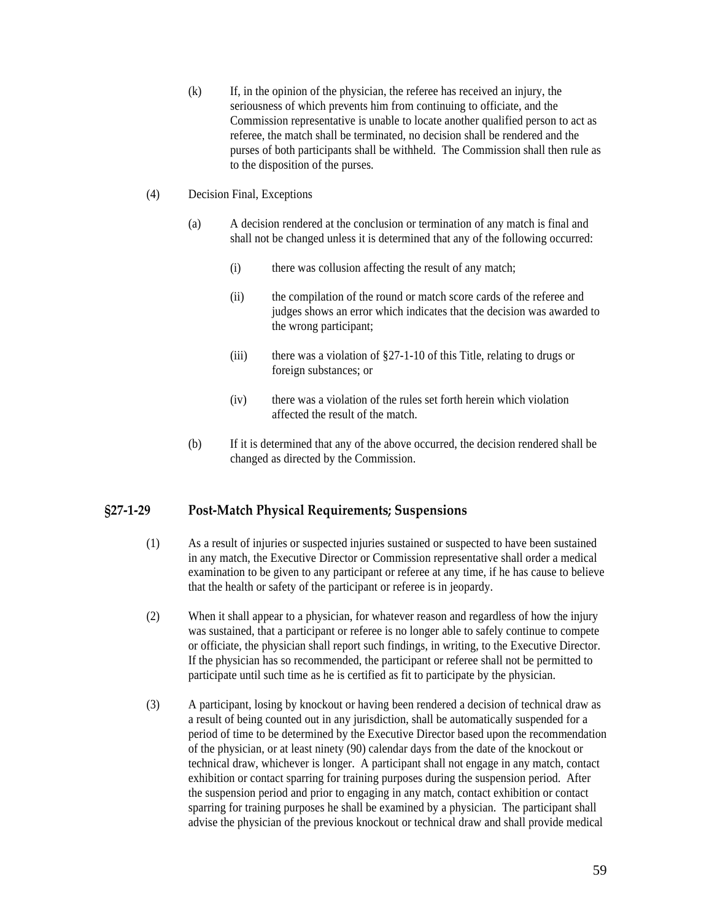(k) If, in the opinion of the physician, the referee has received an injury, the seriousness of which prevents him from continuing to officiate, and the Commission representative is unable to locate another qualified person to act as referee, the match shall be terminated, no decision shall be rendered and the purses of both participants shall be withheld. The Commission shall then rule as to the disposition of the purses.

(4) Decision Final, Exceptions

(a) A decision rendered at the conclusion or termination of any match is final and shall not be changed unless it is determined that any of the following occurred:

(i) there was collusion affecting the result of any match;

(ii) the compilation of the round or match score cards of the referee and judges shows an error which indicates that the decision was awarded to the wrong participant;

(iii) there was a violation of §27-1-10 of this Title, relating to drugs or foreign substances; or

(iv) there was a violation of the rules set forth herein which violation affected the result of the match.

(b) If it is determined that any of the above occurred, the decision rendered shall be changed as directed by the Commission.

## §27-1-29 Post-Match Physical Requirements; Suspensions

(1) As a result of injuries or suspected injuries sustained or suspected to have been sustained in any match, the Executive Director or Commission representative shall order a medical examination to be given to any participant or referee at any time, if he has cause to believe that the health or safety of the participant or referee is in jeopardy.

(2) When it shall appear to a physician, for whatever reason and regardless of how the injury was sustained, that a participant or referee is no longer able to safely continue to compete or officiate, the physician shall report such findings, in writing, to the Executive Director. If the physician has so recommended, the participant or referee shall not be permitted to participate until such time as he is certified as fit to participate by the physician.

(3) A participant, losing by knockout or having been rendered a decision of technical draw as a result of being counted out in any jurisdiction, shall be automatically suspended for a period of time to be determined by the Executive Director based upon the recommendation of the physician, or at least ninety (90) calendar days from the date of the knockout or technical draw, whichever is longer. A participant shall not engage in any match, contact exhibition or contact sparring for training purposes during the suspension period. After the suspension period and prior to engaging in any match, contact exhibition or contact sparring for training purposes he shall be examined by a physician. The participant shall advise the physician of the previous knockout or technical draw and shall provide medical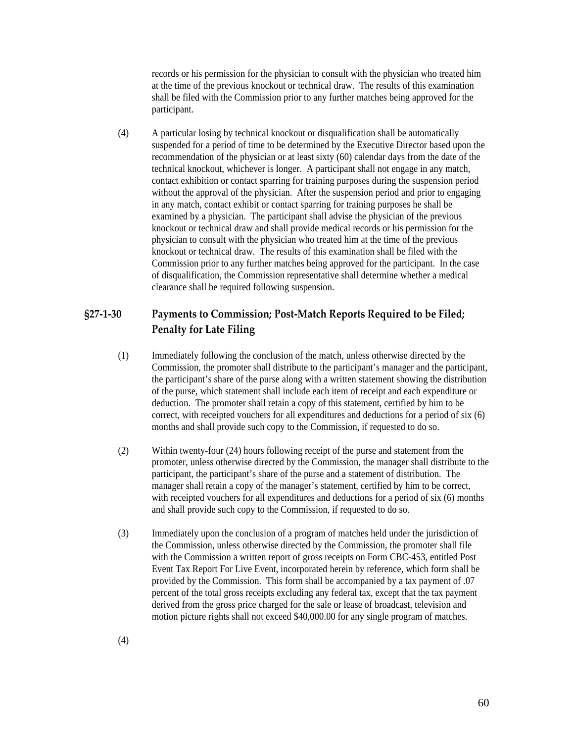records or his permission for the physician to consult with the physician who treated him at the time of the previous knockout or technical draw. The results of this examination shall be filed with the Commission prior to any further matches being approved for the participant.

(4) A particular losing by technical knockout or disqualification shall be automatically suspended for a period of time to be determined by the Executive Director based upon the recommendation of the physician or at least sixty (60) calendar days from the date of the technical knockout, whichever is longer. A participant shall not engage in any match, contact exhibition or contact sparring for training purposes during the suspension period without the approval of the physician. After the suspension period and prior to engaging in any match, contact exhibit or contact sparring for training purposes he shall be examined by a physician. The participant shall advise the physician of the previous knockout or technical draw and shall provide medical records or his permission for the physician to consult with the physician who treated him at the time of the previous knockout or technical draw. The results of this examination shall be filed with the Commission prior to any further matches being approved for the participant. In the case of disqualification, the Commission representative shall determine whether a medical clearance shall be required following suspension.

## §27-1-30 Payments to Commission; Post-Match Reports Required to be Filed; Penalty for Late Filing

(1) Immediately following the conclusion of the match, unless otherwise directed by the Commission, the promoter shall distribute to the participant's manager and the participant, the participant's share of the purse along with a written statement showing the distribution of the purse, which statement shall include each item of receipt and each expenditure or deduction. The promoter shall retain a copy of this statement, certified by him to be correct, with receipted vouchers for all expenditures and deductions for a period of six (6) months and shall provide such copy to the Commission, if requested to do so.

(2) Within twenty-four (24) hours following receipt of the purse and statement from the promoter, unless otherwise directed by the Commission, the manager shall distribute to the participant, the participant's share of the purse and a statement of distribution. The manager shall retain a copy of the manager's statement, certified by him to be correct, with receipted vouchers for all expenditures and deductions for a period of six (6) months and shall provide such copy to the Commission, if requested to do so.

(3) Immediately upon the conclusion of a program of matches held under the jurisdiction of the Commission, unless otherwise directed by the Commission, the promoter shall file with the Commission a written report of gross receipts on Form CBC-453, entitled Post Event Tax Report For Live Event, incorporated herein by reference, which form shall be provided by the Commission. This form shall be accompanied by a tax payment of .07 percent of the total gross receipts excluding any federal tax, except that the tax payment derived from the gross price charged for the sale or lease of broadcast, television and motion picture rights shall not exceed $40,000.00 for any single program of matches.

(4)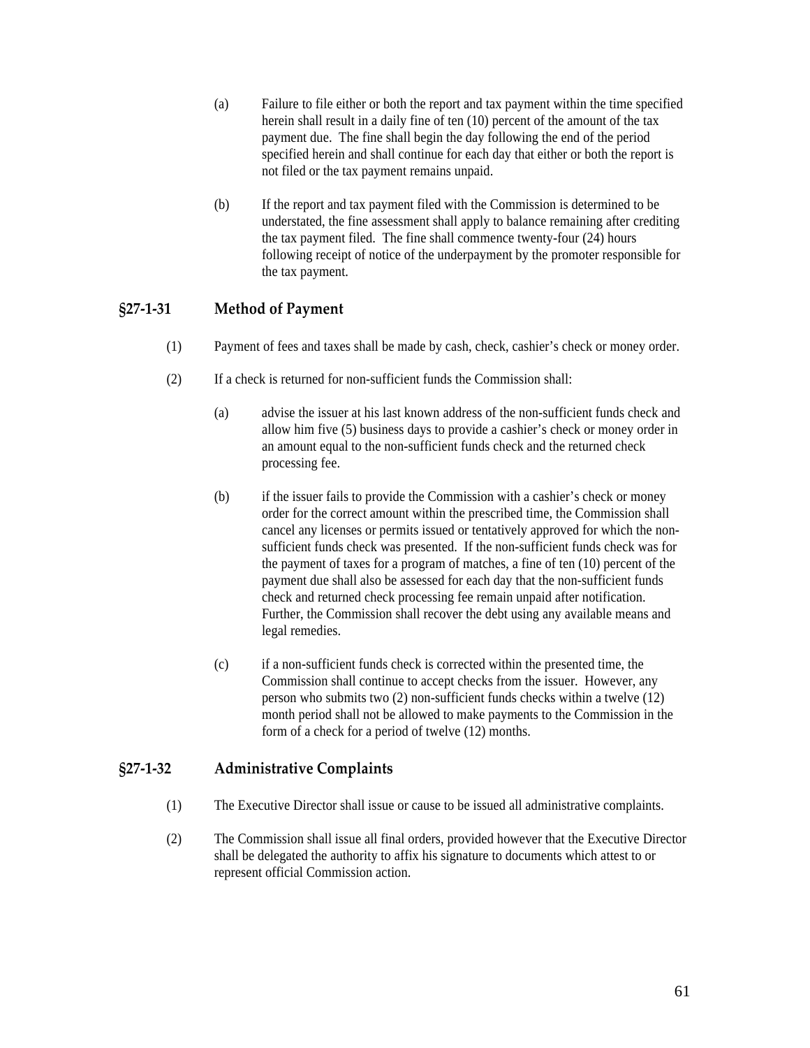(a) Failure to file either or both the report and tax payment within the time specified herein shall result in a daily fine of ten (10) percent of the amount of the tax payment due. The fine shall begin the day following the end of the period specified herein and shall continue for each day that either or both the report is not filed or the tax payment remains unpaid.

(b) If the report and tax payment filed with the Commission is determined to be understated, the fine assessment shall apply to balance remaining after crediting the tax payment filed. The fine shall commence twenty-four (24) hours following receipt of notice of the underpayment by the promoter responsible for the tax payment.

## §27-1-31 Method of Payment

(1) Payment of fees and taxes shall be made by cash, check, cashier's check or money order.

(2) If a check is returned for non-sufficient funds the Commission shall:

(a) advise the issuer at his last known address of the non-sufficient funds check and allow him five (5) business days to provide a cashier's check or money order in an amount equal to the non-sufficient funds check and the returned check processing fee.

(b) if the issuer fails to provide the Commission with a cashier's check or money order for the correct amount within the prescribed time, the Commission shall cancel any licenses or permits issued or tentatively approved for which the non-sufficient funds check was presented. If the non-sufficient funds check was for the payment of taxes for a program of matches, a fine of ten (10) percent of the payment due shall also be assessed for each day that the non-sufficient funds check and returned check processing fee remain unpaid after notification. Further, the Commission shall recover the debt using any available means and legal remedies.

(c) if a non-sufficient funds check is corrected within the presented time, the Commission shall continue to accept checks from the issuer. However, any person who submits two (2) non-sufficient funds checks within a twelve (12) month period shall not be allowed to make payments to the Commission in the form of a check for a period of twelve (12) months.

## §27-1-32 Administrative Complaints

(1) The Executive Director shall issue or cause to be issued all administrative complaints.

(2) The Commission shall issue all final orders, provided however that the Executive Director shall be delegated the authority to affix his signature to documents which attest to or represent official Commission action.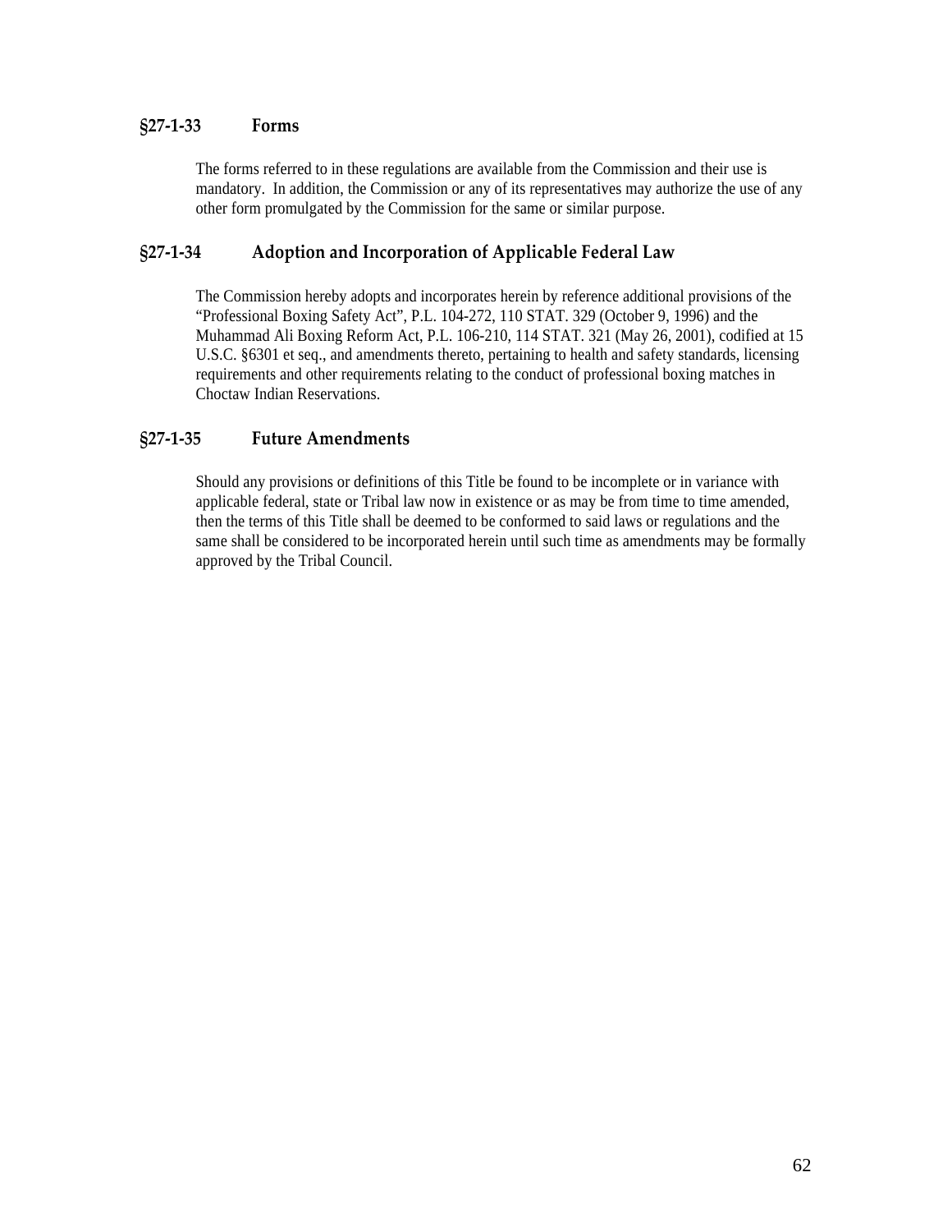### §27-1-33 Forms

The forms referred to in these regulations are available from the Commission and their use is mandatory. In addition, the Commission or any of its representatives may authorize the use of any other form promulgated by the Commission for the same or similar purpose.

### §27-1-34 Adoption and Incorporation of Applicable Federal Law

The Commission hereby adopts and incorporates herein by reference additional provisions of the "Professional Boxing Safety Act", P.L. 104-272, 110 STAT. 329 (October 9, 1996) and the Muhammad Ali Boxing Reform Act, P.L. 106-210, 114 STAT. 321 (May 26, 2001), codified at 15 U.S.C. §6301 et seq., and amendments thereto, pertaining to health and safety standards, licensing requirements and other requirements relating to the conduct of professional boxing matches in Choctaw Indian Reservations.

### §27-1-35 Future Amendments

Should any provisions or definitions of this Title be found to be incomplete or in variance with applicable federal, state or Tribal law now in existence or as may be from time to time amended, then the terms of this Title shall be deemed to be conformed to said laws or regulations and the same shall be considered to be incorporated herein until such time as amendments may be formally approved by the Tribal Council.